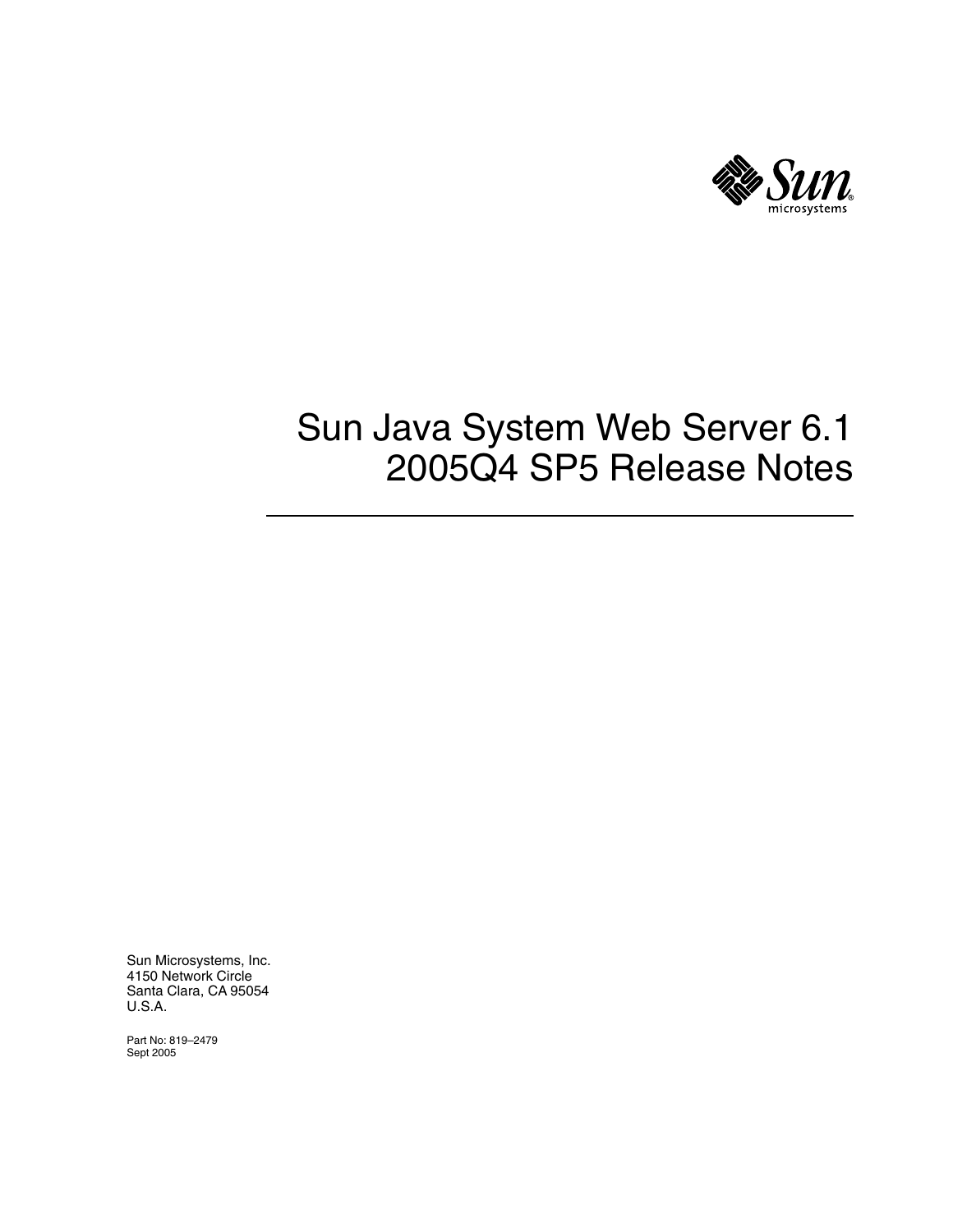# Sun Java System Web Server 6.1 2005Q4 SP5 Release Notes

Sun Microsystems, Inc.
4150 Network Circle
Santa Clara, CA 95054
U.S.A.

Part No: 819–2479
Sept 2005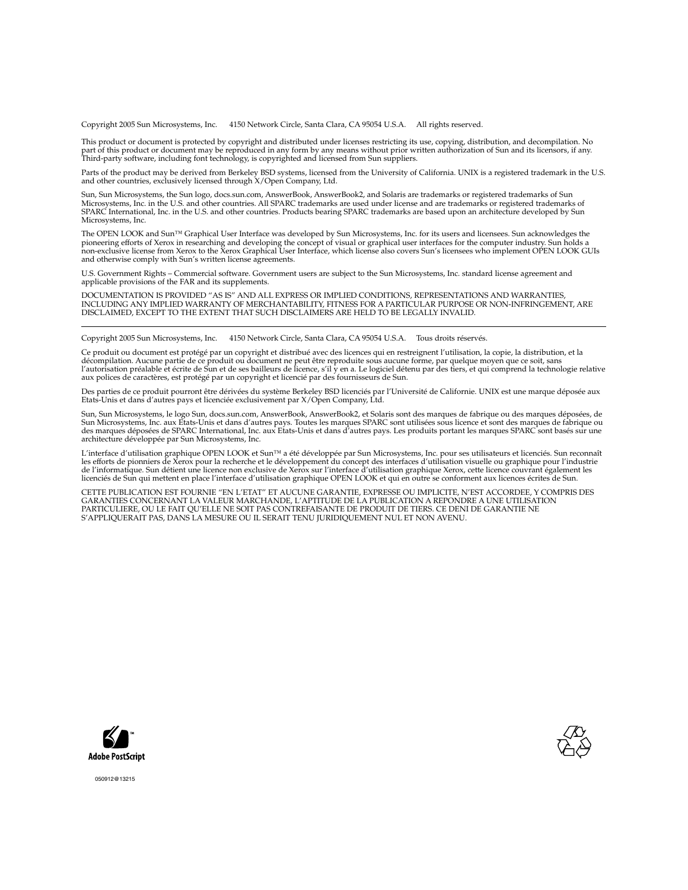Copyright 2005 Sun Microsystems, Inc. 4150 Network Circle, Santa Clara, CA 95054 U.S.A. All rights reserved.

This product or document is protected by copyright and distributed under licenses restricting its use, copying, distribution, and decompilation. No part of this product or document may be reproduced in any form by any means without prior written authorization of Sun and its licensors, if any. Third-party software, including font technology, is copyrighted and licensed from Sun suppliers.

Parts of the product may be derived from Berkeley BSD systems, licensed from the University of California. UNIX is a registered trademark in the U.S. and other countries, exclusively licensed through X/Open Company, Ltd.

Sun, Sun Microsystems, the Sun logo, docs.sun.com, AnswerBook, AnswerBook2, and Solaris are trademarks or registered trademarks of Sun Microsystems, Inc. in the U.S. and other countries. All SPARC trademarks are used under license and are trademarks or registered trademarks of SPARC International, Inc. in the U.S. and other countries. Products bearing SPARC trademarks are based upon an architecture developed by Sun Microsystems, Inc.

The OPEN LOOK and Sun™ Graphical User Interface was developed by Sun Microsystems, Inc. for its users and licensees. Sun acknowledges the pioneering efforts of Xerox in researching and developing the concept of visual or graphical user interfaces for the computer industry. Sun holds a non-exclusive license from Xerox to the Xerox Graphical User Interface, which license also covers Sun's licensees who implement OPEN LOOK GUIs and otherwise comply with Sun's written license agreements.

U.S. Government Rights – Commercial software. Government users are subject to the Sun Microsystems, Inc. standard license agreement and applicable provisions of the FAR and its supplements.

DOCUMENTATION IS PROVIDED "AS IS" AND ALL EXPRESS OR IMPLIED CONDITIONS, REPRESENTATIONS AND WARRANTIES, INCLUDING ANY IMPLIED WARRANTY OF MERCHANTABILITY, FITNESS FOR A PARTICULAR PURPOSE OR NON-INFRINGEMENT, ARE DISCLAIMED, EXCEPT TO THE EXTENT THAT SUCH DISCLAIMERS ARE HELD TO BE LEGALLY INVALID.

---

Copyright 2005 Sun Microsystems, Inc. 4150 Network Circle, Santa Clara, CA 95054 U.S.A. Tous droits réservés.

Ce produit ou document est protégé par un copyright et distribué avec des licences qui en restreignent l'utilisation, la copie, la distribution, et la décompilation. Aucune partie de ce produit ou document ne peut être reproduite sous aucune forme, par quelque moyen que ce soit, sans l'autorisation préalable et écrite de Sun et de ses bailleurs de licence, s'il y en a. Le logiciel détenu par des tiers, et qui comprend la technologie relative aux polices de caractères, est protégé par un copyright et licencié par des fournisseurs de Sun.

Des parties de ce produit pourront être dérivées du système Berkeley BSD licenciés par l'Université de Californie. UNIX est une marque déposée aux Etats-Unis et dans d'autres pays et licenciée exclusivement par X/Open Company, Ltd.

Sun, Sun Microsystems, le logo Sun, docs.sun.com, AnswerBook, AnswerBook2, et Solaris sont des marques de fabrique ou des marques déposées, de Sun Microsystems, Inc. aux Etats-Unis et dans d'autres pays. Toutes les marques SPARC sont utilisées sous licence et sont des marques de fabrique ou des marques déposées de SPARC International, Inc. aux Etats-Unis et dans d'autres pays. Les produits portant les marques SPARC sont basés sur une architecture développée par Sun Microsystems, Inc.

L'interface d'utilisation graphique OPEN LOOK et Sun™ a été développée par Sun Microsystems, Inc. pour ses utilisateurs et licenciés. Sun reconnaît les efforts de pionniers de Xerox pour la recherche et le développement du concept des interfaces d'utilisation visuelle ou graphique pour l'industrie de l'informatique. Sun détient une licence non exclusive de Xerox sur l'interface d'utilisation graphique Xerox, cette licence couvrant également les licenciés de Sun qui mettent en place l'interface d'utilisation graphique OPEN LOOK et qui en outre se conforment aux licences écrites de Sun.

CETTE PUBLICATION EST FOURNIE "EN L'ETAT" ET AUCUNE GARANTIE, EXPRESSE OU IMPLICITE, N'EST ACCORDEE, Y COMPRIS DES GARANTIES CONCERNANT LA VALEUR MARCHANDE, L'APTITUDE DE LA PUBLICATION A REPONDRE A UNE UTILISATION PARTICULIERE, OU LE FAIT QU'ELLE NE SOIT PAS CONTREFAISANTE DE PRODUIT DE TIERS. CE DENI DE GARANTIE NE S'APPLIQUERAIT PAS, DANS LA MESURE OU IL SERAIT TENU JURIDIQUEMENT NUL ET NON AVENU.

Adobe PostScript

050912@13215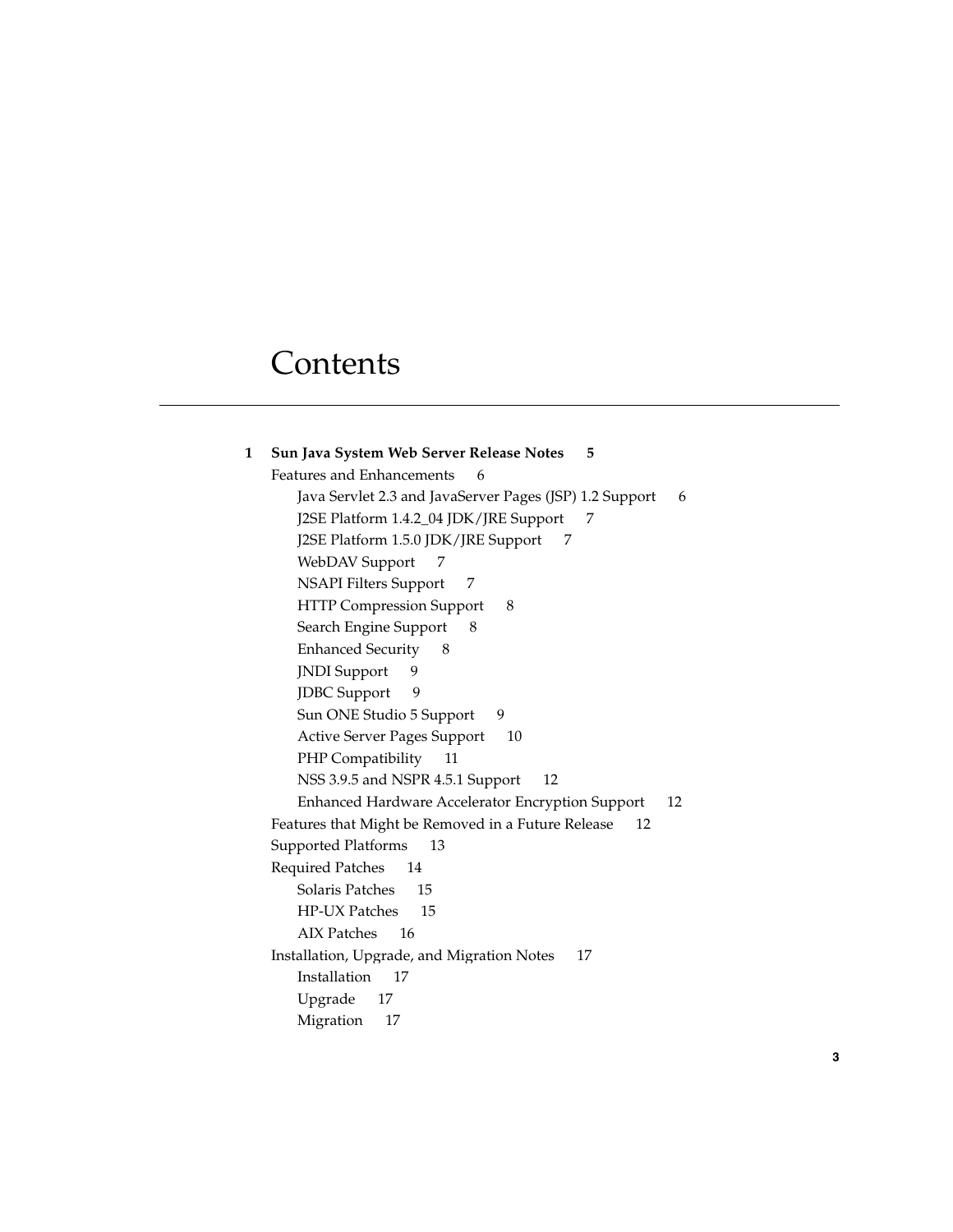# Contents

**1 Sun Java System Web Server Release Notes 5**

- Features and Enhancements 6
  - Java Servlet 2.3 and JavaServer Pages (JSP) 1.2 Support 6
  - J2SE Platform 1.4.2_04 JDK/JRE Support 7
  - J2SE Platform 1.5.0 JDK/JRE Support 7
  - WebDAV Support 7
  - NSAPI Filters Support 7
  - HTTP Compression Support 8
  - Search Engine Support 8
  - Enhanced Security 8
  - JNDI Support 9
  - JDBC Support 9
  - Sun ONE Studio 5 Support 9
  - Active Server Pages Support 10
  - PHP Compatibility 11
  - NSS 3.9.5 and NSPR 4.5.1 Support 12
  - Enhanced Hardware Accelerator Encryption Support 12
- Features that Might be Removed in a Future Release 12
- Supported Platforms 13
- Required Patches 14
  - Solaris Patches 15
  - HP-UX Patches 15
  - AIX Patches 16
- Installation, Upgrade, and Migration Notes 17
  - Installation 17
  - Upgrade 17
  - Migration 17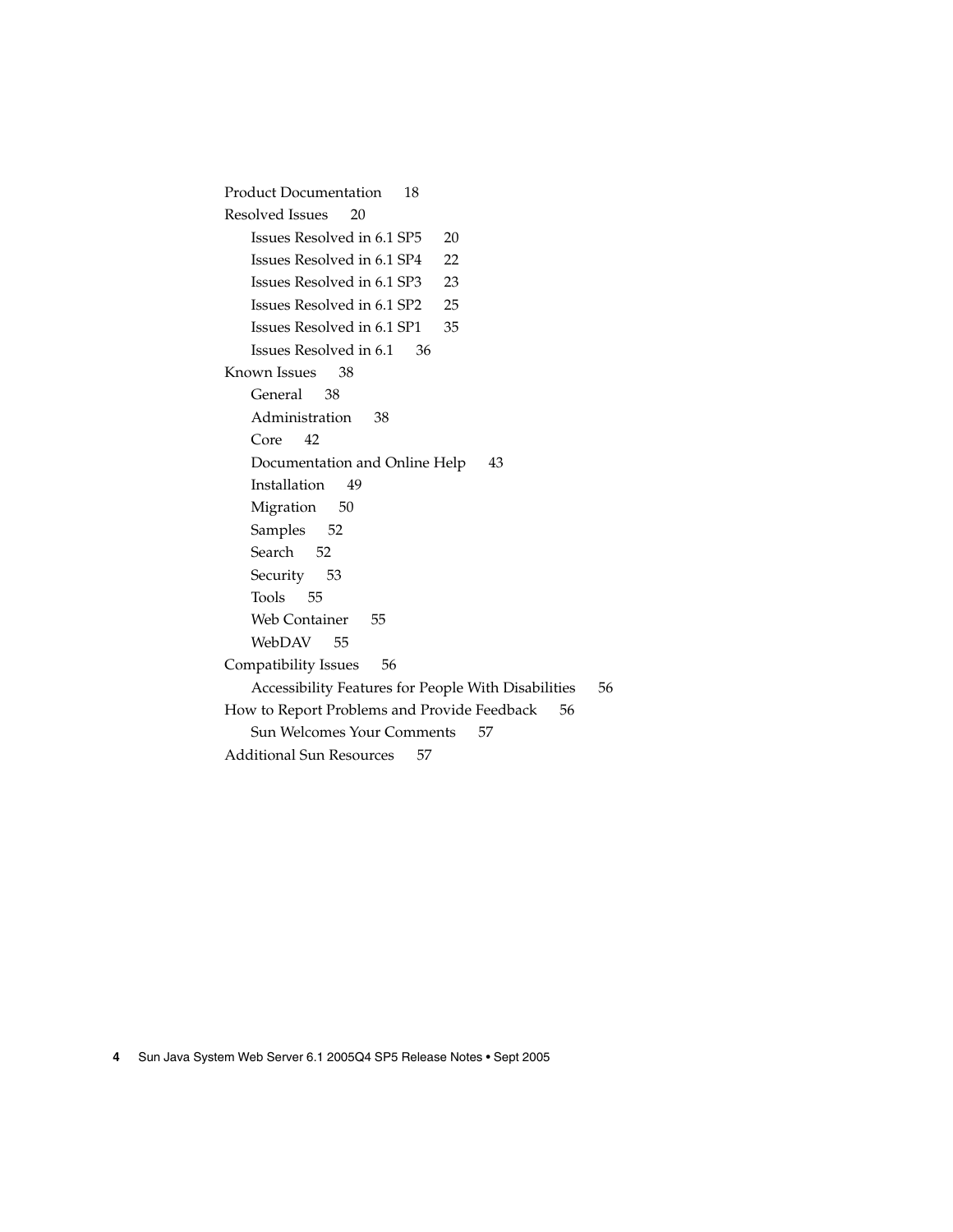Product Documentation 18

Resolved Issues 20

- Issues Resolved in 6.1 SP5 20
- Issues Resolved in 6.1 SP4 22
- Issues Resolved in 6.1 SP3 23
- Issues Resolved in 6.1 SP2 25
- Issues Resolved in 6.1 SP1 35
- Issues Resolved in 6.1 36

Known Issues 38

- General 38
- Administration 38
- Core 42
- Documentation and Online Help 43
- Installation 49
- Migration 50
- Samples 52
- Search 52
- Security 53
- Tools 55
- Web Container 55
- WebDAV 55

Compatibility Issues 56

- Accessibility Features for People With Disabilities 56

How to Report Problems and Provide Feedback 56

- Sun Welcomes Your Comments 57

Additional Sun Resources 57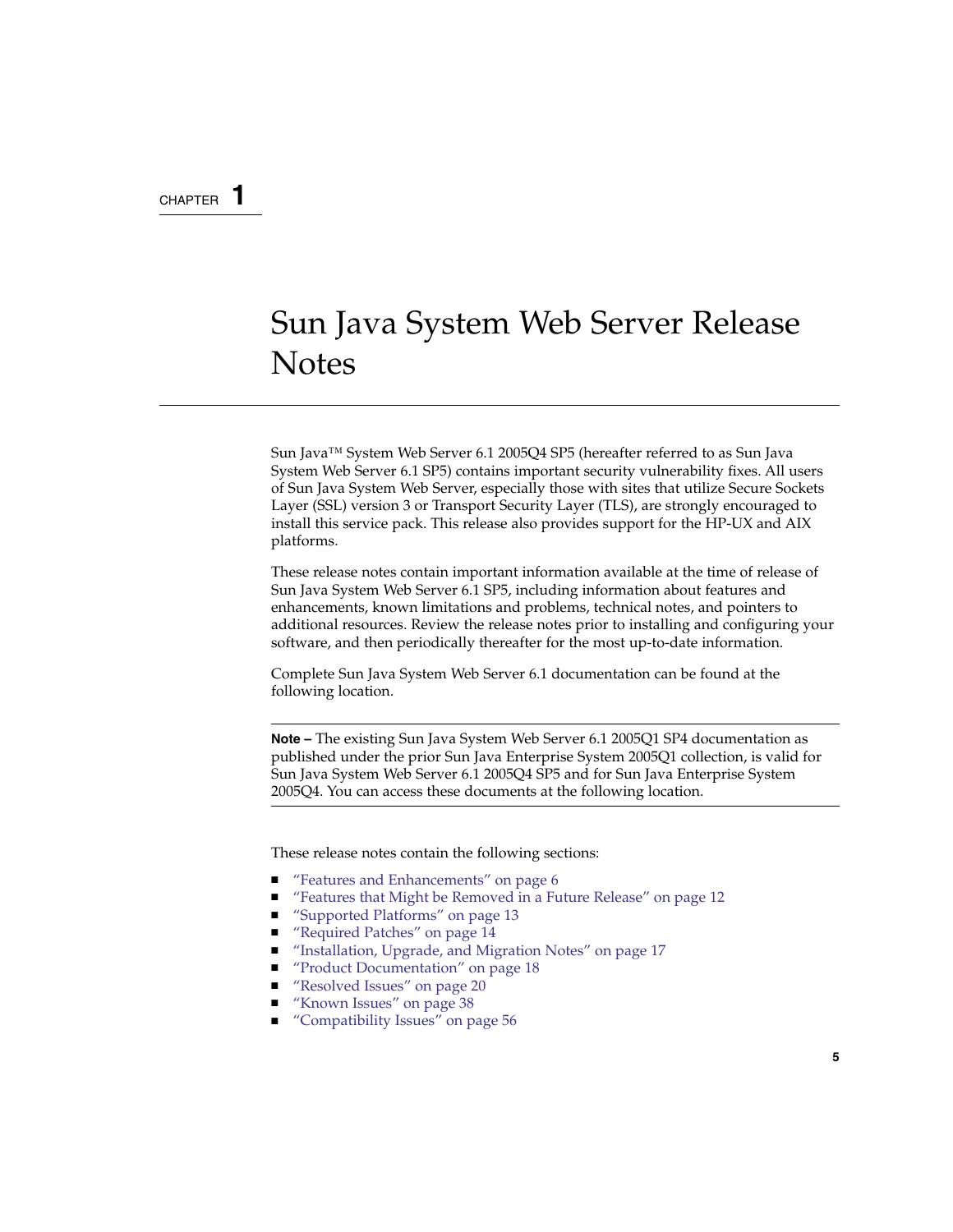CHAPTER 1

# Sun Java System Web Server Release Notes

Sun Java™ System Web Server 6.1 2005Q4 SP5 (hereafter referred to as Sun Java System Web Server 6.1 SP5) contains important security vulnerability fixes. All users of Sun Java System Web Server, especially those with sites that utilize Secure Sockets Layer (SSL) version 3 or Transport Security Layer (TLS), are strongly encouraged to install this service pack. This release also provides support for the HP-UX and AIX platforms.

These release notes contain important information available at the time of release of Sun Java System Web Server 6.1 SP5, including information about features and enhancements, known limitations and problems, technical notes, and pointers to additional resources. Review the release notes prior to installing and configuring your software, and then periodically thereafter for the most up-to-date information.

Complete Sun Java System Web Server 6.1 documentation can be found at the following location.

---

**Note –** The existing Sun Java System Web Server 6.1 2005Q1 SP4 documentation as published under the prior Sun Java Enterprise System 2005Q1 collection, is valid for Sun Java System Web Server 6.1 2005Q4 SP5 and for Sun Java Enterprise System 2005Q4. You can access these documents at the following location.

---

These release notes contain the following sections:

- "Features and Enhancements" on page 6
- "Features that Might be Removed in a Future Release" on page 12
- "Supported Platforms" on page 13
- "Required Patches" on page 14
- "Installation, Upgrade, and Migration Notes" on page 17
- "Product Documentation" on page 18
- "Resolved Issues" on page 20
- "Known Issues" on page 38
- "Compatibility Issues" on page 56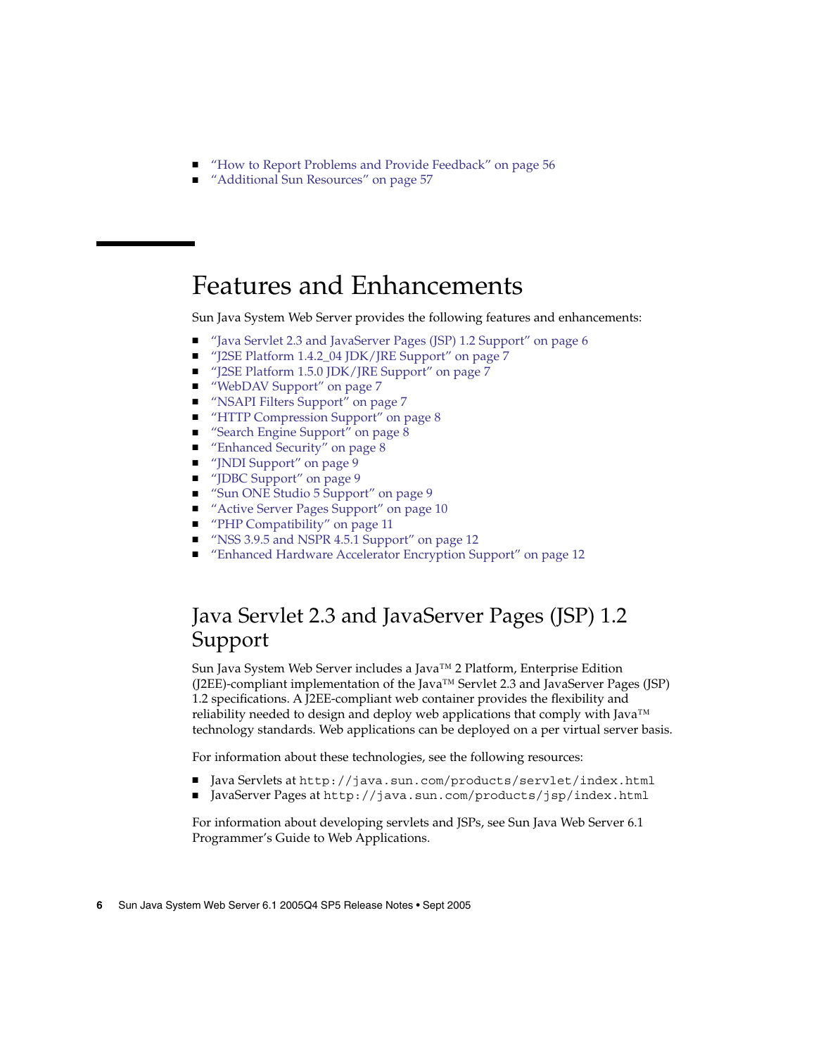- "How to Report Problems and Provide Feedback" on page 56
- "Additional Sun Resources" on page 57

# Features and Enhancements

Sun Java System Web Server provides the following features and enhancements:

- "Java Servlet 2.3 and JavaServer Pages (JSP) 1.2 Support" on page 6
- "J2SE Platform 1.4.2_04 JDK/JRE Support" on page 7
- "J2SE Platform 1.5.0 JDK/JRE Support" on page 7
- "WebDAV Support" on page 7
- "NSAPI Filters Support" on page 7
- "HTTP Compression Support" on page 8
- "Search Engine Support" on page 8
- "Enhanced Security" on page 8
- "JNDI Support" on page 9
- "JDBC Support" on page 9
- "Sun ONE Studio 5 Support" on page 9
- "Active Server Pages Support" on page 10
- "PHP Compatibility" on page 11
- "NSS 3.9.5 and NSPR 4.5.1 Support" on page 12
- "Enhanced Hardware Accelerator Encryption Support" on page 12

## Java Servlet 2.3 and JavaServer Pages (JSP) 1.2 Support

Sun Java System Web Server includes a Java™ 2 Platform, Enterprise Edition (J2EE)-compliant implementation of the Java™ Servlet 2.3 and JavaServer Pages (JSP) 1.2 specifications. A J2EE-compliant web container provides the flexibility and reliability needed to design and deploy web applications that comply with Java™ technology standards. Web applications can be deployed on a per virtual server basis.

For information about these technologies, see the following resources:

- Java Servlets at `http://java.sun.com/products/servlet/index.html`
- JavaServer Pages at `http://java.sun.com/products/jsp/index.html`

For information about developing servlets and JSPs, see Sun Java Web Server 6.1 Programmer's Guide to Web Applications.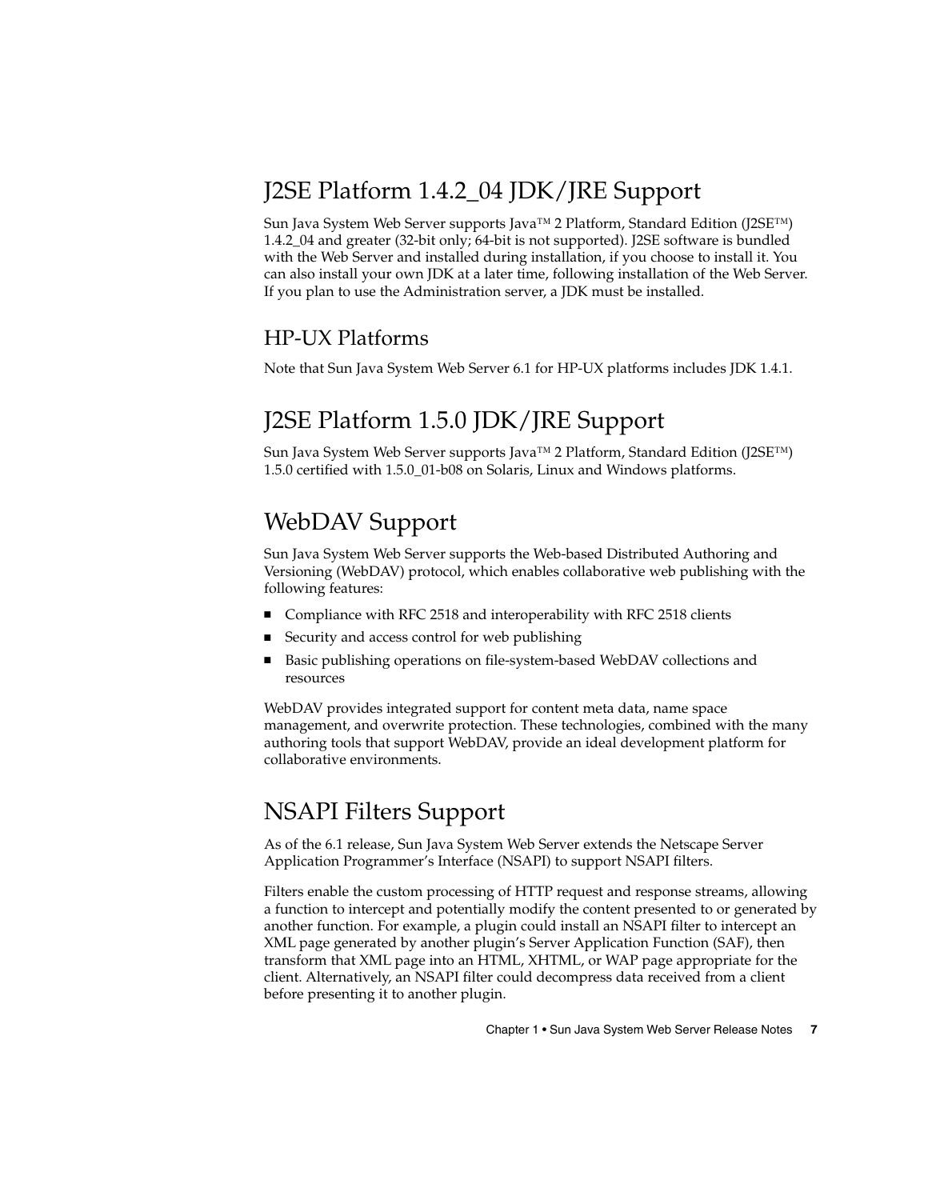## J2SE Platform 1.4.2_04 JDK/JRE Support

Sun Java System Web Server supports Java™ 2 Platform, Standard Edition (J2SE™) 1.4.2_04 and greater (32-bit only; 64-bit is not supported). J2SE software is bundled with the Web Server and installed during installation, if you choose to install it. You can also install your own JDK at a later time, following installation of the Web Server. If you plan to use the Administration server, a JDK must be installed.

### HP-UX Platforms

Note that Sun Java System Web Server 6.1 for HP-UX platforms includes JDK 1.4.1.

## J2SE Platform 1.5.0 JDK/JRE Support

Sun Java System Web Server supports Java™ 2 Platform, Standard Edition (J2SE™) 1.5.0 certified with 1.5.0_01-b08 on Solaris, Linux and Windows platforms.

## WebDAV Support

Sun Java System Web Server supports the Web-based Distributed Authoring and Versioning (WebDAV) protocol, which enables collaborative web publishing with the following features:

- Compliance with RFC 2518 and interoperability with RFC 2518 clients
- Security and access control for web publishing
- Basic publishing operations on file-system-based WebDAV collections and resources

WebDAV provides integrated support for content meta data, name space management, and overwrite protection. These technologies, combined with the many authoring tools that support WebDAV, provide an ideal development platform for collaborative environments.

## NSAPI Filters Support

As of the 6.1 release, Sun Java System Web Server extends the Netscape Server Application Programmer's Interface (NSAPI) to support NSAPI filters.

Filters enable the custom processing of HTTP request and response streams, allowing a function to intercept and potentially modify the content presented to or generated by another function. For example, a plugin could install an NSAPI filter to intercept an XML page generated by another plugin's Server Application Function (SAF), then transform that XML page into an HTML, XHTML, or WAP page appropriate for the client. Alternatively, an NSAPI filter could decompress data received from a client before presenting it to another plugin.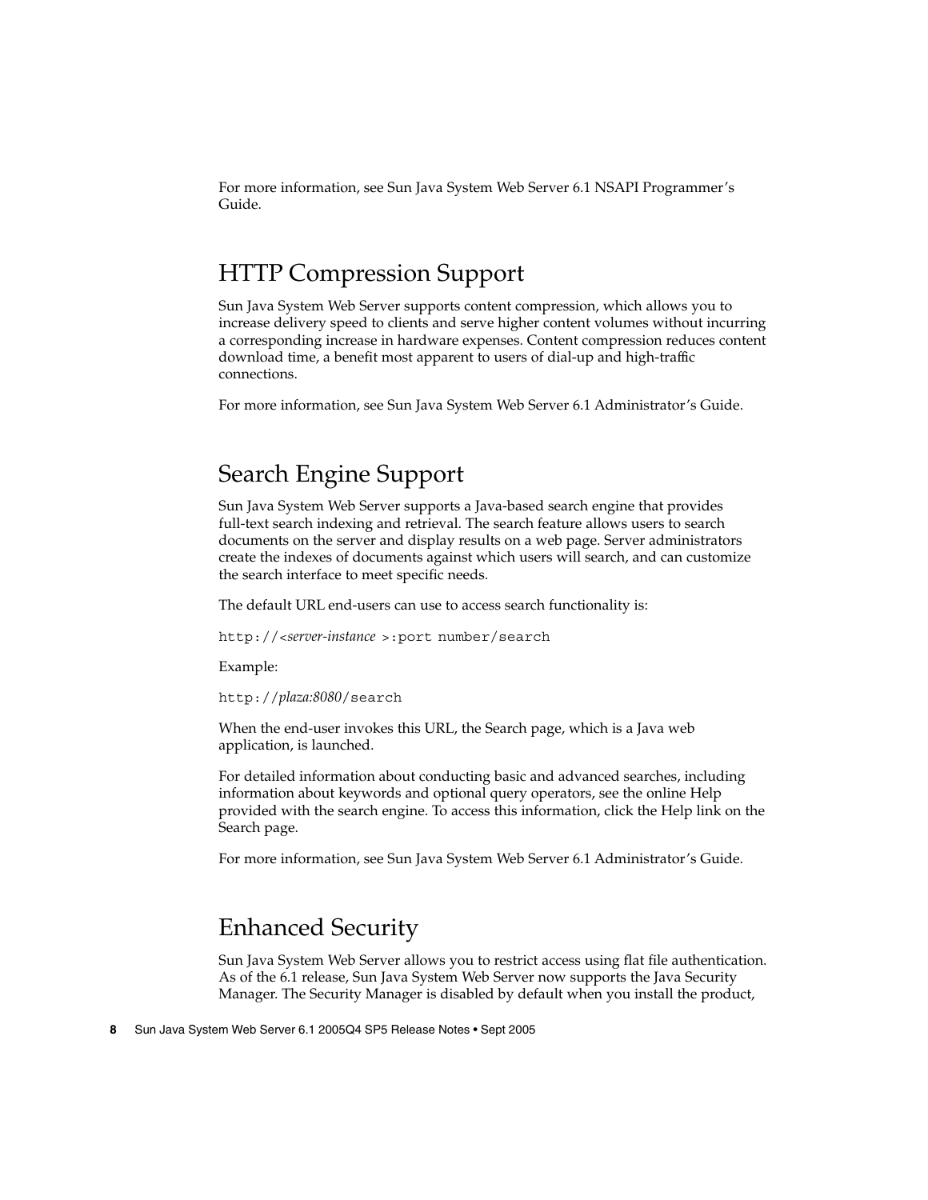For more information, see Sun Java System Web Server 6.1 NSAPI Programmer's Guide.

## HTTP Compression Support

Sun Java System Web Server supports content compression, which allows you to increase delivery speed to clients and serve higher content volumes without incurring a corresponding increase in hardware expenses. Content compression reduces content download time, a benefit most apparent to users of dial-up and high-traffic connections.

For more information, see Sun Java System Web Server 6.1 Administrator's Guide.

## Search Engine Support

Sun Java System Web Server supports a Java-based search engine that provides full-text search indexing and retrieval. The search feature allows users to search documents on the server and display results on a web page. Server administrators create the indexes of documents against which users will search, and can customize the search interface to meet specific needs.

The default URL end-users can use to access search functionality is:

`http://`*<server-instance >*`:port number/search`

Example:

`http://`*plaza:8080*`/search`

When the end-user invokes this URL, the Search page, which is a Java web application, is launched.

For detailed information about conducting basic and advanced searches, including information about keywords and optional query operators, see the online Help provided with the search engine. To access this information, click the Help link on the Search page.

For more information, see Sun Java System Web Server 6.1 Administrator's Guide.

## Enhanced Security

Sun Java System Web Server allows you to restrict access using flat file authentication. As of the 6.1 release, Sun Java System Web Server now supports the Java Security Manager. The Security Manager is disabled by default when you install the product,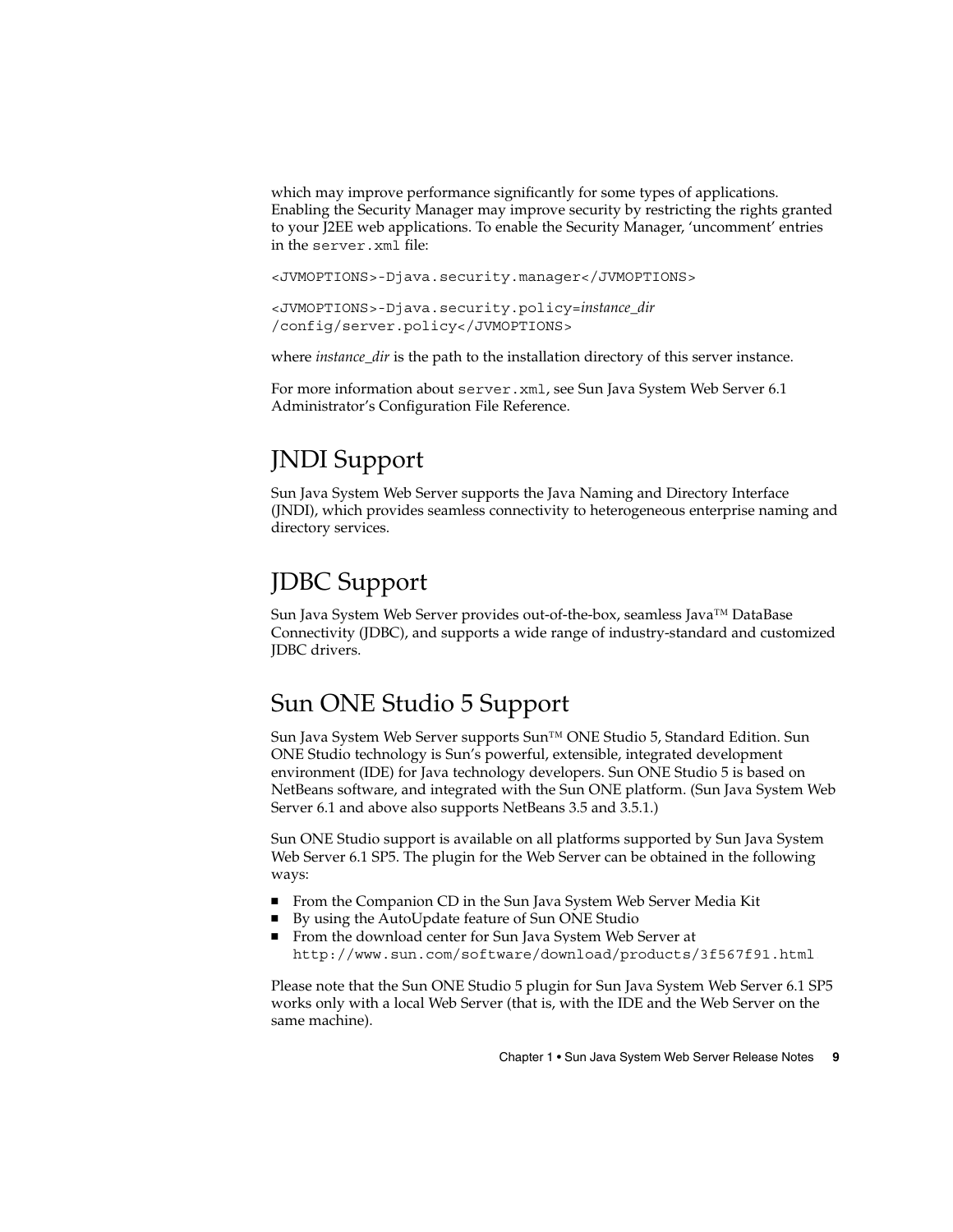which may improve performance significantly for some types of applications. Enabling the Security Manager may improve security by restricting the rights granted to your J2EE web applications. To enable the Security Manager, 'uncomment' entries in the `server.xml` file:

```
<JVMOPTIONS>-Djava.security.manager</JVMOPTIONS>
```

```
<JVMOPTIONS>-Djava.security.policy=instance_dir
/config/server.policy</JVMOPTIONS>
```

where *instance_dir* is the path to the installation directory of this server instance.

For more information about `server.xml`, see Sun Java System Web Server 6.1 Administrator's Configuration File Reference.

## JNDI Support

Sun Java System Web Server supports the Java Naming and Directory Interface (JNDI), which provides seamless connectivity to heterogeneous enterprise naming and directory services.

## JDBC Support

Sun Java System Web Server provides out-of-the-box, seamless Java™ DataBase Connectivity (JDBC), and supports a wide range of industry-standard and customized JDBC drivers.

## Sun ONE Studio 5 Support

Sun Java System Web Server supports Sun™ ONE Studio 5, Standard Edition. Sun ONE Studio technology is Sun's powerful, extensible, integrated development environment (IDE) for Java technology developers. Sun ONE Studio 5 is based on NetBeans software, and integrated with the Sun ONE platform. (Sun Java System Web Server 6.1 and above also supports NetBeans 3.5 and 3.5.1.)

Sun ONE Studio support is available on all platforms supported by Sun Java System Web Server 6.1 SP5. The plugin for the Web Server can be obtained in the following ways:

- From the Companion CD in the Sun Java System Web Server Media Kit
- By using the AutoUpdate feature of Sun ONE Studio
- From the download center for Sun Java System Web Server at `http://www.sun.com/software/download/products/3f567f91.html`.

Please note that the Sun ONE Studio 5 plugin for Sun Java System Web Server 6.1 SP5 works only with a local Web Server (that is, with the IDE and the Web Server on the same machine).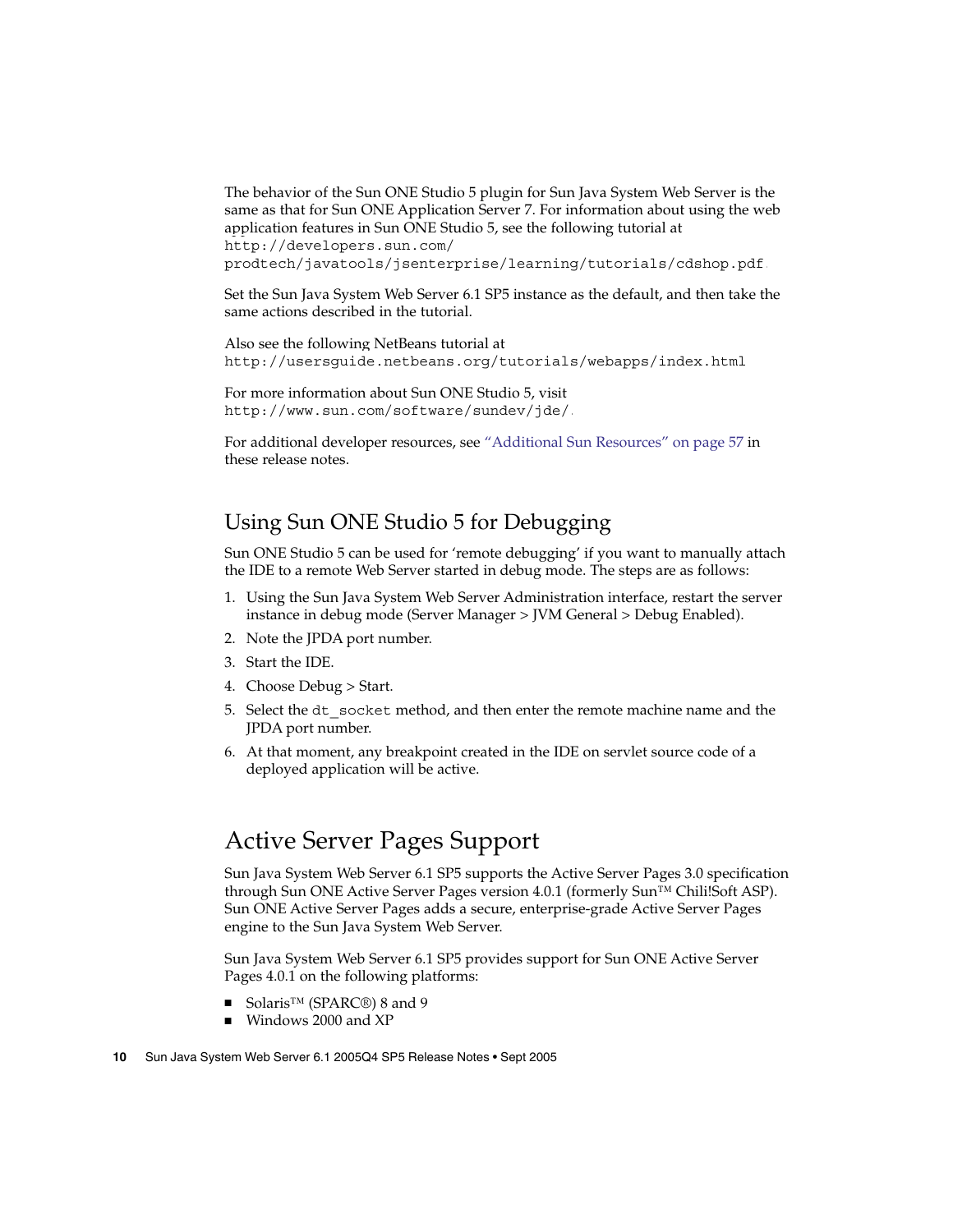The behavior of the Sun ONE Studio 5 plugin for Sun Java System Web Server is the same as that for Sun ONE Application Server 7. For information about using the web application features in Sun ONE Studio 5, see the following tutorial at `http://developers.sun.com/prodtech/javatools/jsenterprise/learning/tutorials/cdshop.pdf`.

Set the Sun Java System Web Server 6.1 SP5 instance as the default, and then take the same actions described in the tutorial.

Also see the following NetBeans tutorial at `http://usersguide.netbeans.org/tutorials/webapps/index.html`

For more information about Sun ONE Studio 5, visit `http://www.sun.com/software/sundev/jde/`.

For additional developer resources, see "Additional Sun Resources" on page 57 in these release notes.

## Using Sun ONE Studio 5 for Debugging

Sun ONE Studio 5 can be used for 'remote debugging' if you want to manually attach the IDE to a remote Web Server started in debug mode. The steps are as follows:

1. Using the Sun Java System Web Server Administration interface, restart the server instance in debug mode (Server Manager > JVM General > Debug Enabled).
2. Note the JPDA port number.
3. Start the IDE.
4. Choose Debug > Start.
5. Select the `dt_socket` method, and then enter the remote machine name and the JPDA port number.
6. At that moment, any breakpoint created in the IDE on servlet source code of a deployed application will be active.

# Active Server Pages Support

Sun Java System Web Server 6.1 SP5 supports the Active Server Pages 3.0 specification through Sun ONE Active Server Pages version 4.0.1 (formerly Sun™ Chili!Soft ASP). Sun ONE Active Server Pages adds a secure, enterprise-grade Active Server Pages engine to the Sun Java System Web Server.

Sun Java System Web Server 6.1 SP5 provides support for Sun ONE Active Server Pages 4.0.1 on the following platforms:

- Solaris™ (SPARC®) 8 and 9
- Windows 2000 and XP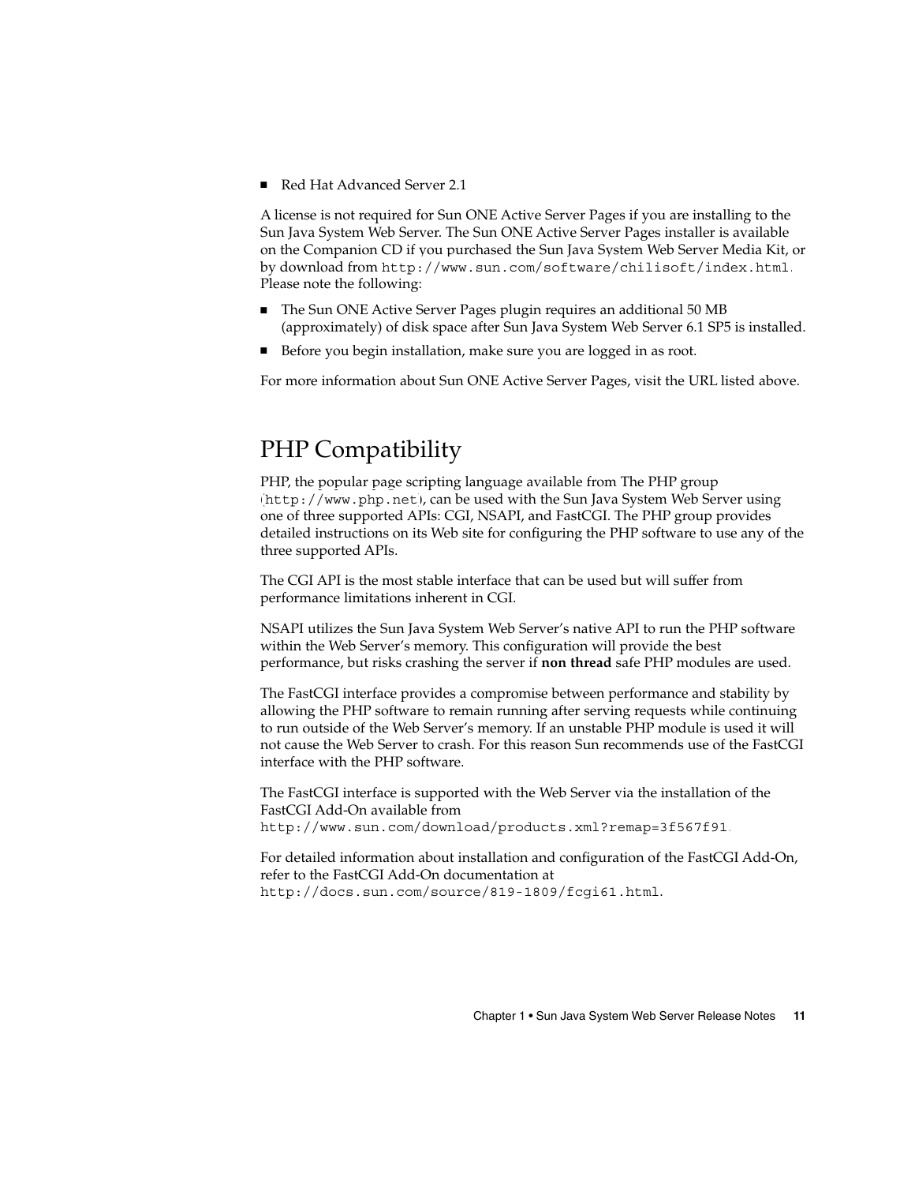- Red Hat Advanced Server 2.1

A license is not required for Sun ONE Active Server Pages if you are installing to the Sun Java System Web Server. The Sun ONE Active Server Pages installer is available on the Companion CD if you purchased the Sun Java System Web Server Media Kit, or by download from `http://www.sun.com/software/chilisoft/index.html`. Please note the following:

- The Sun ONE Active Server Pages plugin requires an additional 50 MB (approximately) of disk space after Sun Java System Web Server 6.1 SP5 is installed.
- Before you begin installation, make sure you are logged in as root.

For more information about Sun ONE Active Server Pages, visit the URL listed above.

## PHP Compatibility

PHP, the popular page scripting language available from The PHP group (`http://www.php.net`), can be used with the Sun Java System Web Server using one of three supported APIs: CGI, NSAPI, and FastCGI. The PHP group provides detailed instructions on its Web site for configuring the PHP software to use any of the three supported APIs.

The CGI API is the most stable interface that can be used but will suffer from performance limitations inherent in CGI.

NSAPI utilizes the Sun Java System Web Server's native API to run the PHP software within the Web Server's memory. This configuration will provide the best performance, but risks crashing the server if **non thread** safe PHP modules are used.

The FastCGI interface provides a compromise between performance and stability by allowing the PHP software to remain running after serving requests while continuing to run outside of the Web Server's memory. If an unstable PHP module is used it will not cause the Web Server to crash. For this reason Sun recommends use of the FastCGI interface with the PHP software.

The FastCGI interface is supported with the Web Server via the installation of the FastCGI Add-On available from `http://www.sun.com/download/products.xml?remap=3f567f91`.

For detailed information about installation and configuration of the FastCGI Add-On, refer to the FastCGI Add-On documentation at `http://docs.sun.com/source/819-1809/fcgi61.html`.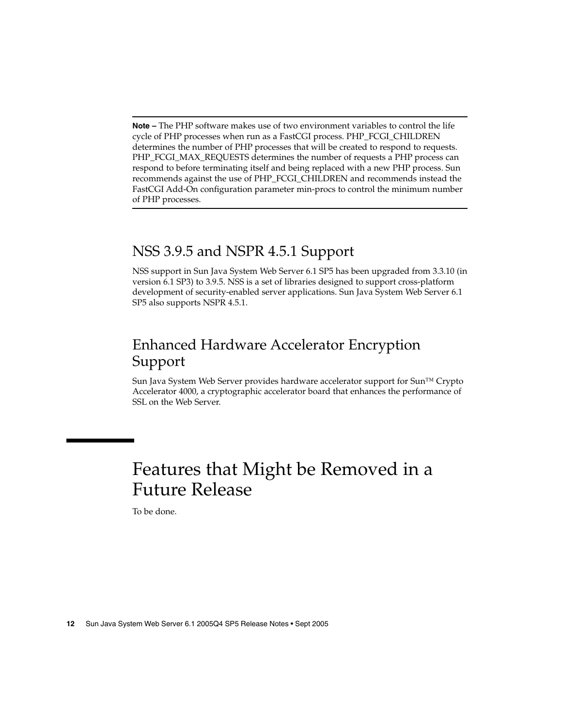**Note –** The PHP software makes use of two environment variables to control the life cycle of PHP processes when run as a FastCGI process. PHP_FCGI_CHILDREN determines the number of PHP processes that will be created to respond to requests. PHP_FCGI_MAX_REQUESTS determines the number of requests a PHP process can respond to before terminating itself and being replaced with a new PHP process. Sun recommends against the use of PHP_FCGI_CHILDREN and recommends instead the FastCGI Add-On configuration parameter min-procs to control the minimum number of PHP processes.

## NSS 3.9.5 and NSPR 4.5.1 Support

NSS support in Sun Java System Web Server 6.1 SP5 has been upgraded from 3.3.10 (in version 6.1 SP3) to 3.9.5. NSS is a set of libraries designed to support cross-platform development of security-enabled server applications. Sun Java System Web Server 6.1 SP5 also supports NSPR 4.5.1.

## Enhanced Hardware Accelerator Encryption Support

Sun Java System Web Server provides hardware accelerator support for Sun™ Crypto Accelerator 4000, a cryptographic accelerator board that enhances the performance of SSL on the Web Server.

# Features that Might be Removed in a Future Release

To be done.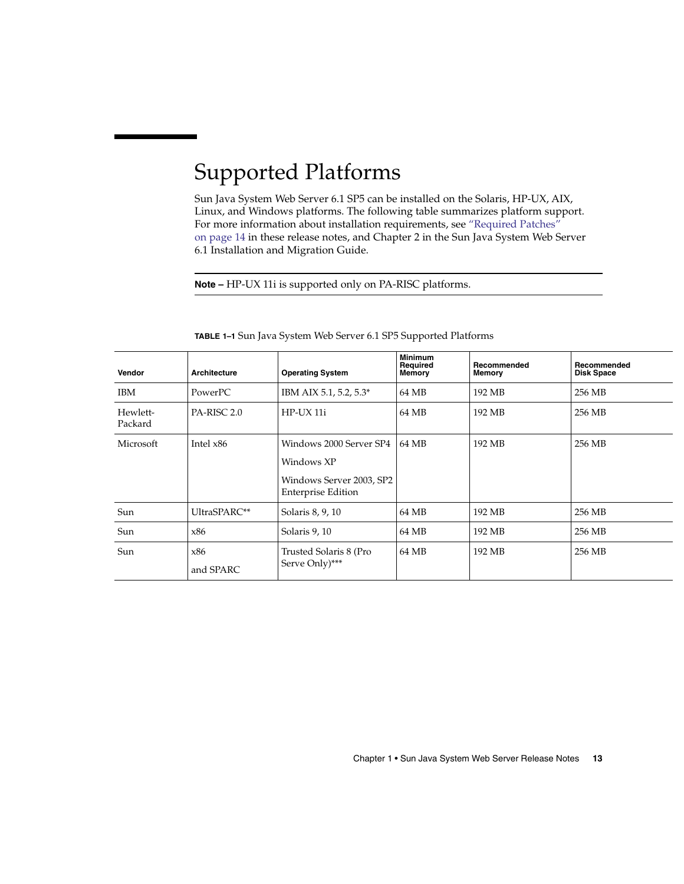# Supported Platforms

Sun Java System Web Server 6.1 SP5 can be installed on the Solaris, HP-UX, AIX, Linux, and Windows platforms. The following table summarizes platform support. For more information about installation requirements, see "Required Patches" on page 14 in these release notes, and Chapter 2 in the Sun Java System Web Server 6.1 Installation and Migration Guide.

---

**Note –** HP-UX 11i is supported only on PA-RISC platforms.

---

**TABLE 1–1** Sun Java System Web Server 6.1 SP5 Supported Platforms

| Vendor | Architecture | Operating System | Minimum Required Memory | Recommended Memory | Recommended Disk Space |
|---|---|---|---|---|---|
| IBM | PowerPC | IBM AIX 5.1, 5.2, 5.3* | 64 MB | 192 MB | 256 MB |
| Hewlett-Packard | PA-RISC 2.0 | HP-UX 11i | 64 MB | 192 MB | 256 MB |
| Microsoft | Intel x86 | Windows 2000 Server SP4<br>Windows XP<br>Windows Server 2003, SP2 Enterprise Edition | 64 MB | 192 MB | 256 MB |
| Sun | UltraSPARC** | Solaris 8, 9, 10 | 64 MB | 192 MB | 256 MB |
| Sun | x86 | Solaris 9, 10 | 64 MB | 192 MB | 256 MB |
| Sun | x86<br>and SPARC | Trusted Solaris 8 (Pro Serve Only)*** | 64 MB | 192 MB | 256 MB |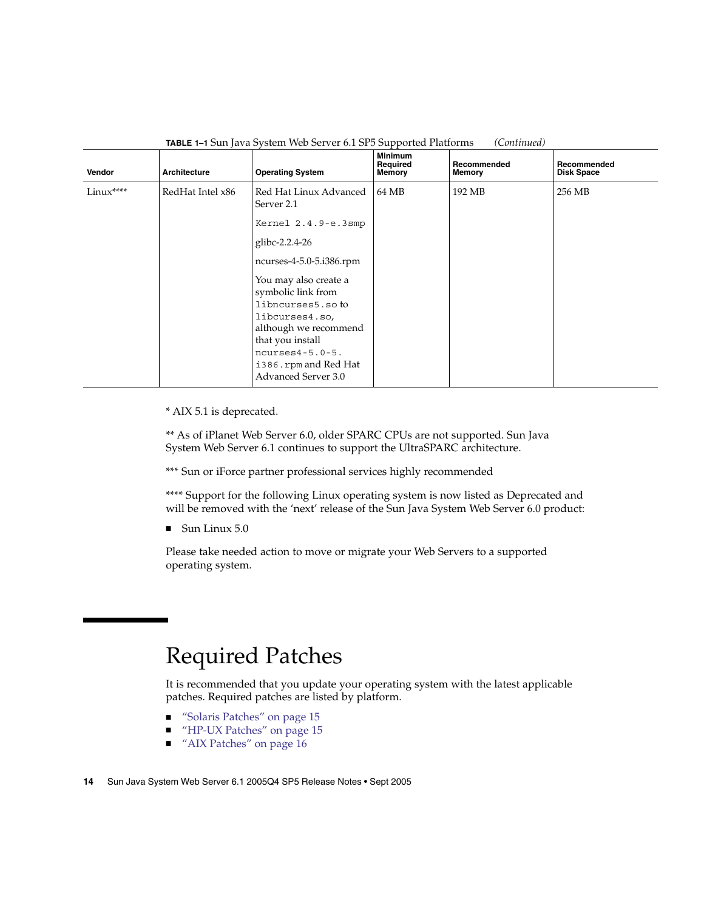**TABLE 1–1** Sun Java System Web Server 6.1 SP5 Supported Platforms *(Continued)*

| Vendor | Architecture | Operating System | Minimum Required Memory | Recommended Memory | Recommended Disk Space |
|---|---|---|---|---|---|
| Linux**** | RedHat Intel x86 | Red Hat Linux Advanced Server 2.1<br><br>`Kernel 2.4.9-e.3smp`<br><br>glibc-2.2.4-26<br><br>ncurses-4-5.0-5.i386.rpm<br><br>You may also create a symbolic link from `libncurses5.so` to `libcurses4.so`, although we recommend that you install `ncurses4-5.0-5.i386.rpm` and Red Hat Advanced Server 3.0 | 64 MB | 192 MB | 256 MB |

* AIX 5.1 is deprecated.

** As of iPlanet Web Server 6.0, older SPARC CPUs are not supported. Sun Java System Web Server 6.1 continues to support the UltraSPARC architecture.

*** Sun or iForce partner professional services highly recommended

**** Support for the following Linux operating system is now listed as Deprecated and will be removed with the 'next' release of the Sun Java System Web Server 6.0 product:

- Sun Linux 5.0

Please take needed action to move or migrate your Web Servers to a supported operating system.

# Required Patches

It is recommended that you update your operating system with the latest applicable patches. Required patches are listed by platform.

- "Solaris Patches" on page 15
- "HP-UX Patches" on page 15
- "AIX Patches" on page 16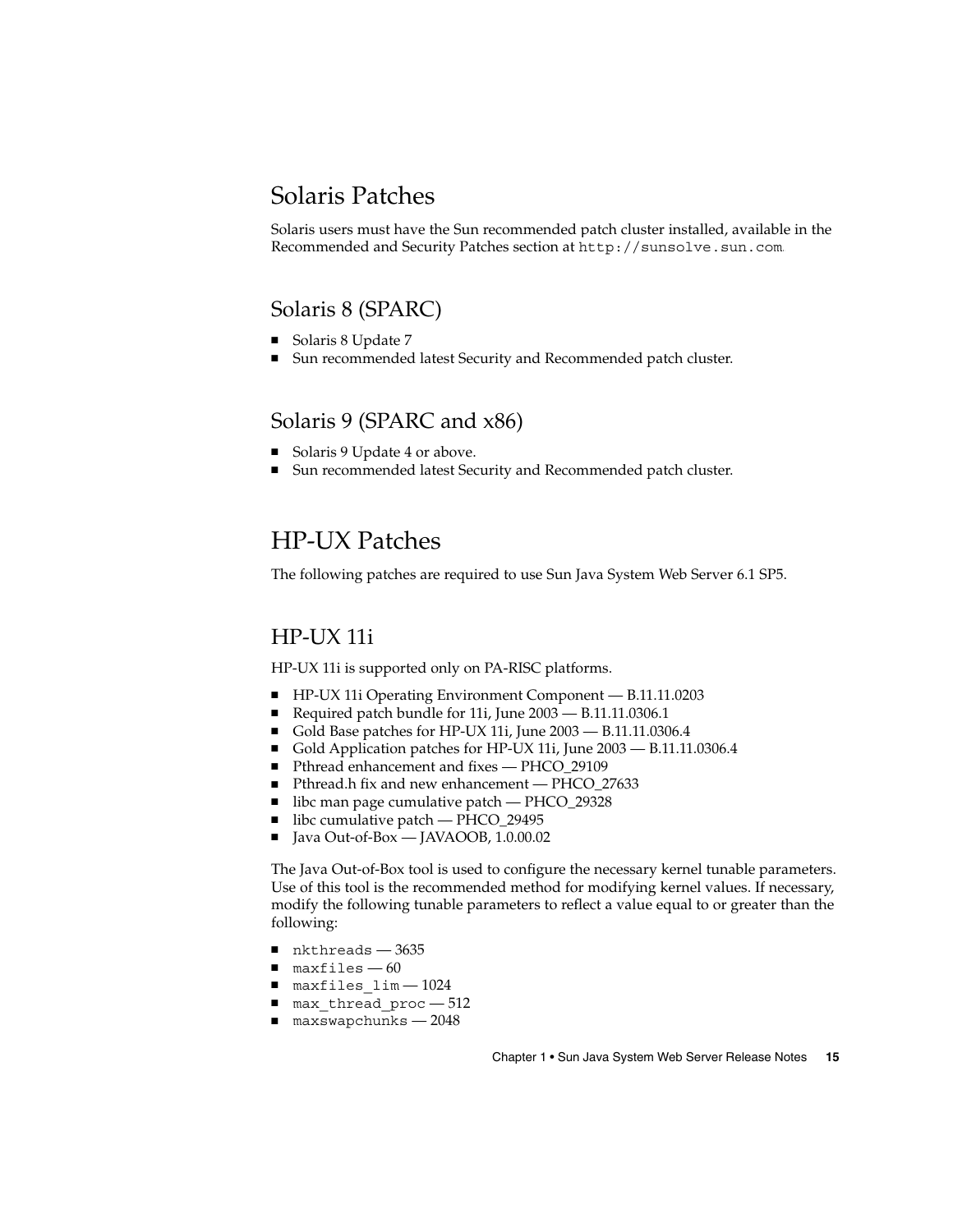## Solaris Patches

Solaris users must have the Sun recommended patch cluster installed, available in the Recommended and Security Patches section at `http://sunsolve.sun.com`.

### Solaris 8 (SPARC)

- Solaris 8 Update 7
- Sun recommended latest Security and Recommended patch cluster.

### Solaris 9 (SPARC and x86)

- Solaris 9 Update 4 or above.
- Sun recommended latest Security and Recommended patch cluster.

## HP-UX Patches

The following patches are required to use Sun Java System Web Server 6.1 SP5.

### HP-UX 11i

HP-UX 11i is supported only on PA-RISC platforms.

- HP-UX 11i Operating Environment Component — B.11.11.0203
- Required patch bundle for 11i, June 2003 — B.11.11.0306.1
- Gold Base patches for HP-UX 11i, June 2003 — B.11.11.0306.4
- Gold Application patches for HP-UX 11i, June 2003 — B.11.11.0306.4
- Pthread enhancement and fixes — PHCO_29109
- Pthread.h fix and new enhancement — PHCO_27633
- libc man page cumulative patch — PHCO_29328
- libc cumulative patch — PHCO_29495
- Java Out-of-Box — JAVAOOB, 1.0.00.02

The Java Out-of-Box tool is used to configure the necessary kernel tunable parameters. Use of this tool is the recommended method for modifying kernel values. If necessary, modify the following tunable parameters to reflect a value equal to or greater than the following:

- `nkthreads` — 3635
- `maxfiles` — 60
- `maxfiles_lim` — 1024
- `max_thread_proc` — 512
- `maxswapchunks` — 2048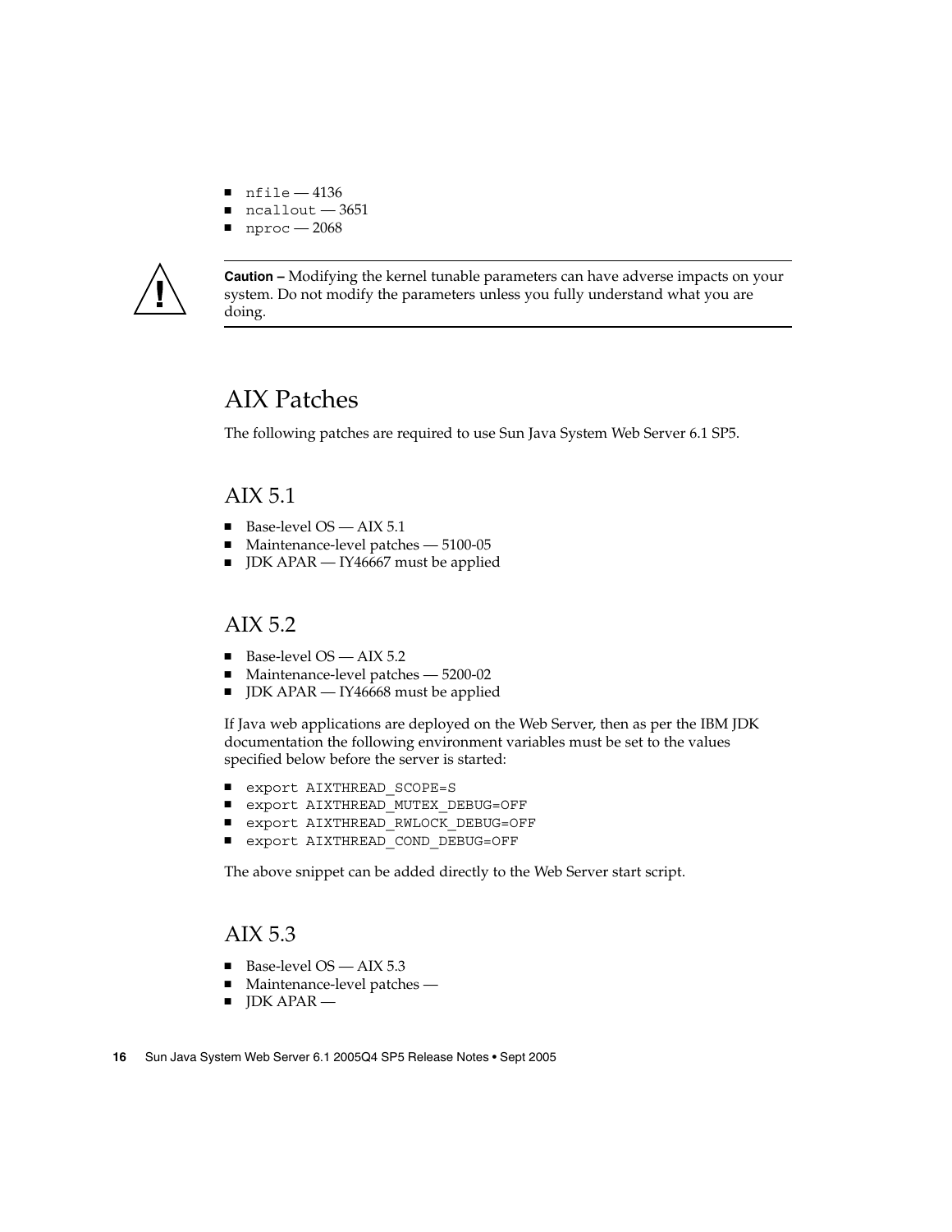- `nfile` — 4136
- `ncallout` — 3651
- `nproc` — 2068

---

**Caution –** Modifying the kernel tunable parameters can have adverse impacts on your system. Do not modify the parameters unless you fully understand what you are doing.

---

## AIX Patches

The following patches are required to use Sun Java System Web Server 6.1 SP5.

### AIX 5.1

- Base-level OS — AIX 5.1
- Maintenance-level patches — 5100-05
- JDK APAR — IY46667 must be applied

### AIX 5.2

- Base-level OS — AIX 5.2
- Maintenance-level patches — 5200-02
- JDK APAR — IY46668 must be applied

If Java web applications are deployed on the Web Server, then as per the IBM JDK documentation the following environment variables must be set to the values specified below before the server is started:

- `export AIXTHREAD_SCOPE=S`
- `export AIXTHREAD_MUTEX_DEBUG=OFF`
- `export AIXTHREAD_RWLOCK_DEBUG=OFF`
- `export AIXTHREAD_COND_DEBUG=OFF`

The above snippet can be added directly to the Web Server start script.

### AIX 5.3

- Base-level OS — AIX 5.3
- Maintenance-level patches —
- JDK APAR —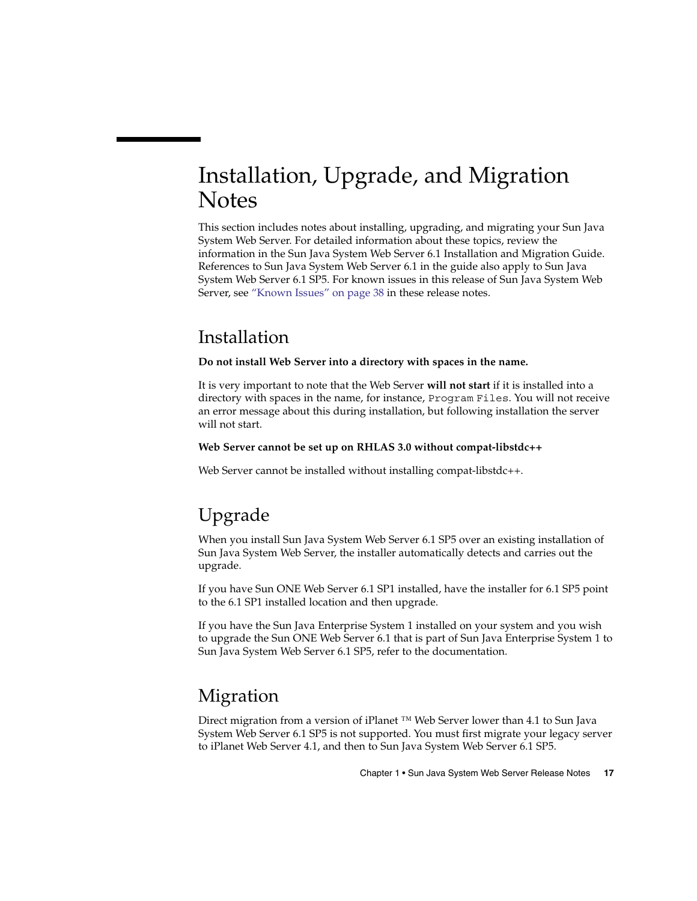# Installation, Upgrade, and Migration Notes

This section includes notes about installing, upgrading, and migrating your Sun Java System Web Server. For detailed information about these topics, review the information in the Sun Java System Web Server 6.1 Installation and Migration Guide. References to Sun Java System Web Server 6.1 in the guide also apply to Sun Java System Web Server 6.1 SP5. For known issues in this release of Sun Java System Web Server, see "Known Issues" on page 38 in these release notes.

## Installation

**Do not install Web Server into a directory with spaces in the name.**

It is very important to note that the Web Server **will not start** if it is installed into a directory with spaces in the name, for instance, `Program Files`. You will not receive an error message about this during installation, but following installation the server will not start.

**Web Server cannot be set up on RHLAS 3.0 without compat-libstdc++**

Web Server cannot be installed without installing compat-libstdc++.

## Upgrade

When you install Sun Java System Web Server 6.1 SP5 over an existing installation of Sun Java System Web Server, the installer automatically detects and carries out the upgrade.

If you have Sun ONE Web Server 6.1 SP1 installed, have the installer for 6.1 SP5 point to the 6.1 SP1 installed location and then upgrade.

If you have the Sun Java Enterprise System 1 installed on your system and you wish to upgrade the Sun ONE Web Server 6.1 that is part of Sun Java Enterprise System 1 to Sun Java System Web Server 6.1 SP5, refer to the documentation.

## Migration

Direct migration from a version of iPlanet ™ Web Server lower than 4.1 to Sun Java System Web Server 6.1 SP5 is not supported. You must first migrate your legacy server to iPlanet Web Server 4.1, and then to Sun Java System Web Server 6.1 SP5.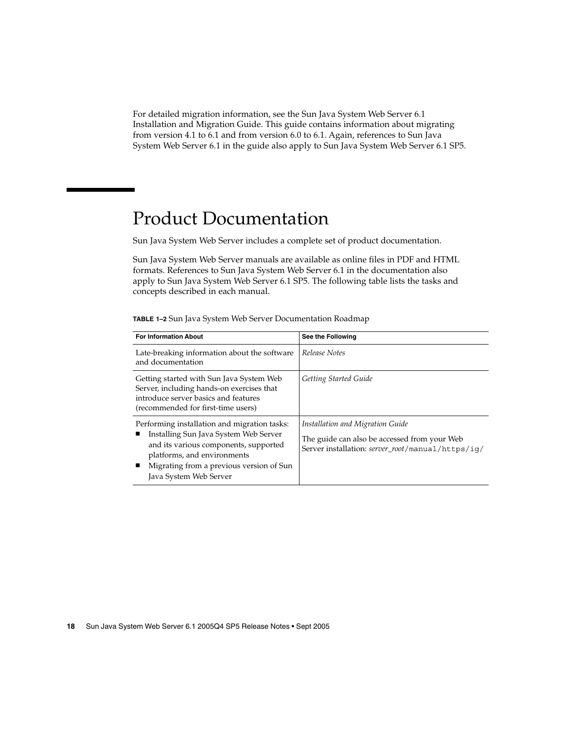For detailed migration information, see the Sun Java System Web Server 6.1 Installation and Migration Guide. This guide contains information about migrating from version 4.1 to 6.1 and from version 6.0 to 6.1. Again, references to Sun Java System Web Server 6.1 in the guide also apply to Sun Java System Web Server 6.1 SP5.

## Product Documentation

Sun Java System Web Server includes a complete set of product documentation.

Sun Java System Web Server manuals are available as online files in PDF and HTML formats. References to Sun Java System Web Server 6.1 in the documentation also apply to Sun Java System Web Server 6.1 SP5. The following table lists the tasks and concepts described in each manual.

**TABLE 1–2** Sun Java System Web Server Documentation Roadmap

| For Information About | See the Following |
| --- | --- |
| Late-breaking information about the software and documentation | *Release Notes* |
| Getting started with Sun Java System Web Server, including hands-on exercises that introduce server basics and features (recommended for first-time users) | *Getting Started Guide* |
| Performing installation and migration tasks:<br>■ Installing Sun Java System Web Server and its various components, supported platforms, and environments<br>■ Migrating from a previous version of Sun Java System Web Server | *Installation and Migration Guide*<br><br>The guide can also be accessed from your Web Server installation: *server_root*`/manual/https/ig/` |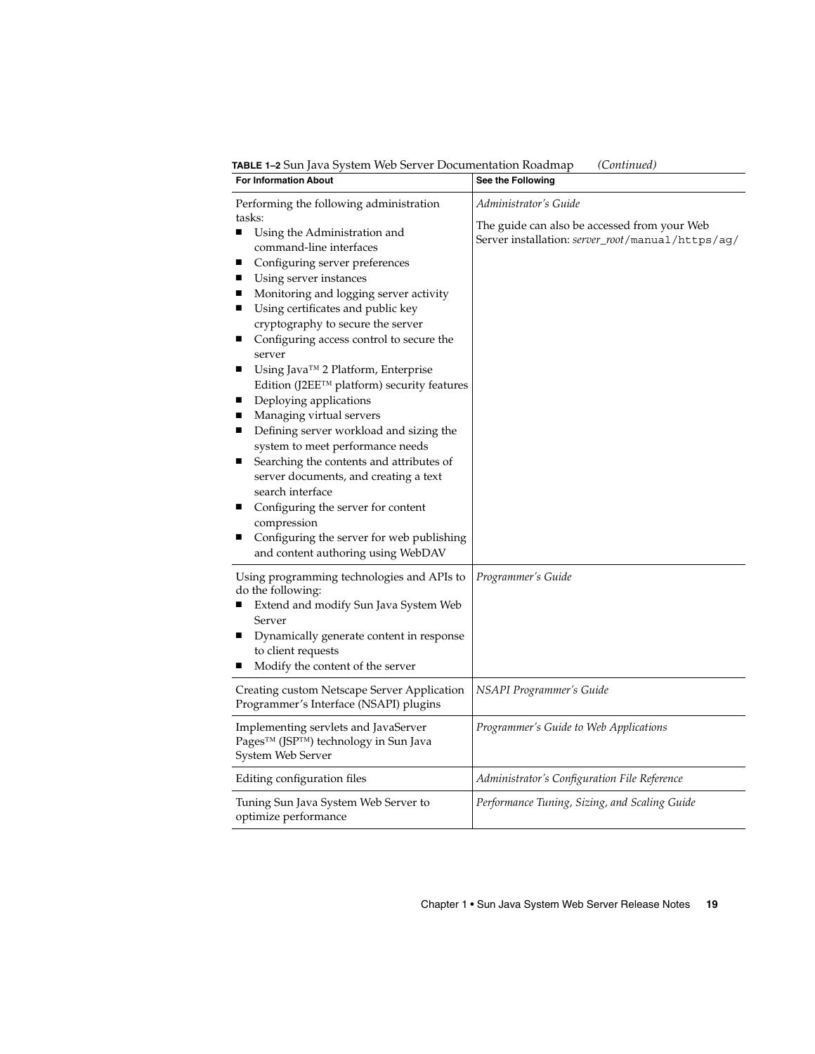**TABLE 1–2** Sun Java System Web Server Documentation Roadmap *(Continued)*

| For Information About | See the Following |
|---|---|
| Performing the following administration tasks:<br>■ Using the Administration and command-line interfaces<br>■ Configuring server preferences<br>■ Using server instances<br>■ Monitoring and logging server activity<br>■ Using certificates and public key cryptography to secure the server<br>■ Configuring access control to secure the server<br>■ Using Java™ 2 Platform, Enterprise Edition (J2EE™ platform) security features<br>■ Deploying applications<br>■ Managing virtual servers<br>■ Defining server workload and sizing the system to meet performance needs<br>■ Searching the contents and attributes of server documents, and creating a text search interface<br>■ Configuring the server for content compression<br>■ Configuring the server for web publishing and content authoring using WebDAV | *Administrator's Guide*<br><br>The guide can also be accessed from your Web Server installation: *server_root*`/manual/https/ag/` |
| Using programming technologies and APIs to do the following:<br>■ Extend and modify Sun Java System Web Server<br>■ Dynamically generate content in response to client requests<br>■ Modify the content of the server | *Programmer's Guide* |
| Creating custom Netscape Server Application Programmer's Interface (NSAPI) plugins | *NSAPI Programmer's Guide* |
| Implementing servlets and JavaServer Pages™ (JSP™) technology in Sun Java System Web Server | *Programmer's Guide to Web Applications* |
| Editing configuration files | *Administrator's Configuration File Reference* |
| Tuning Sun Java System Web Server to optimize performance | *Performance Tuning, Sizing, and Scaling Guide* |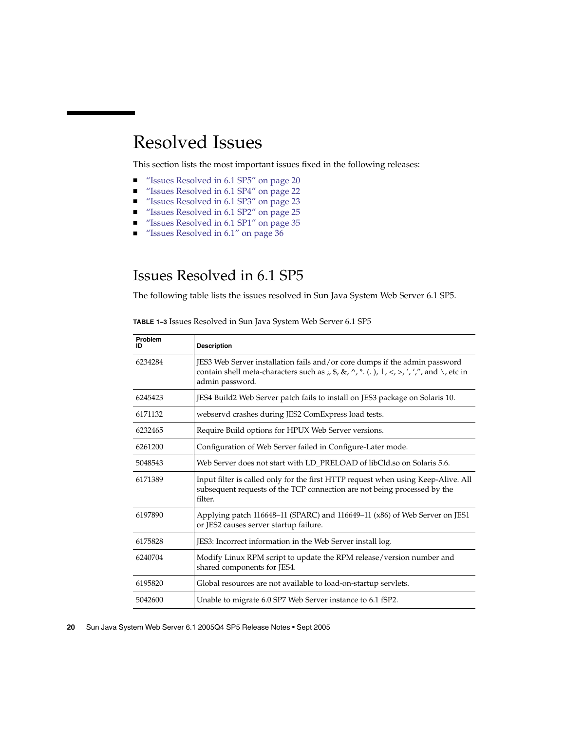# Resolved Issues

This section lists the most important issues fixed in the following releases:

- "Issues Resolved in 6.1 SP5" on page 20
- "Issues Resolved in 6.1 SP4" on page 22
- "Issues Resolved in 6.1 SP3" on page 23
- "Issues Resolved in 6.1 SP2" on page 25
- "Issues Resolved in 6.1 SP1" on page 35
- "Issues Resolved in 6.1" on page 36

## Issues Resolved in 6.1 SP5

The following table lists the issues resolved in Sun Java System Web Server 6.1 SP5.

**TABLE 1–3** Issues Resolved in Sun Java System Web Server 6.1 SP5

| Problem ID | Description |
| --- | --- |
| 6234284 | JES3 Web Server installation fails and/or core dumps if the admin password contain shell meta-characters such as ;, $, &, ^, *. (. ), \|, <, >, ', ',", and \, etc in admin password. |
| 6245423 | JES4 Build2 Web Server patch fails to install on JES3 package on Solaris 10. |
| 6171132 | webservd crashes during JES2 ComExpress load tests. |
| 6232465 | Require Build options for HPUX Web Server versions. |
| 6261200 | Configuration of Web Server failed in Configure-Later mode. |
| 5048543 | Web Server does not start with LD_PRELOAD of libCld.so on Solaris 5.6. |
| 6171389 | Input filter is called only for the first HTTP request when using Keep-Alive. All subsequent requests of the TCP connection are not being processed by the filter. |
| 6197890 | Applying patch 116648–11 (SPARC) and 116649–11 (x86) of Web Server on JES1 or JES2 causes server startup failure. |
| 6175828 | JES3: Incorrect information in the Web Server install log. |
| 6240704 | Modify Linux RPM script to update the RPM release/version number and shared components for JES4. |
| 6195820 | Global resources are not available to load-on-startup servlets. |
| 5042600 | Unable to migrate 6.0 SP7 Web Server instance to 6.1 fSP2. |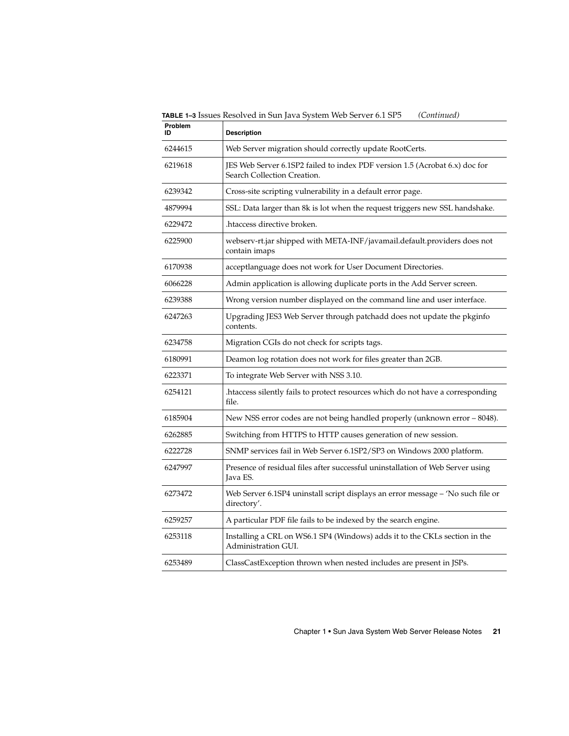**TABLE 1–3** Issues Resolved in Sun Java System Web Server 6.1 SP5 *(Continued)*

| Problem ID | Description |
| --- | --- |
| 6244615 | Web Server migration should correctly update RootCerts. |
| 6219618 | JES Web Server 6.1SP2 failed to index PDF version 1.5 (Acrobat 6.x) doc for Search Collection Creation. |
| 6239342 | Cross-site scripting vulnerability in a default error page. |
| 4879994 | SSL: Data larger than 8k is lot when the request triggers new SSL handshake. |
| 6229472 | .htaccess directive broken. |
| 6225900 | webserv-rt.jar shipped with META-INF/javamail.default.providers does not contain imaps |
| 6170938 | acceptlanguage does not work for User Document Directories. |
| 6066228 | Admin application is allowing duplicate ports in the Add Server screen. |
| 6239388 | Wrong version number displayed on the command line and user interface. |
| 6247263 | Upgrading JES3 Web Server through patchadd does not update the pkginfo contents. |
| 6234758 | Migration CGIs do not check for scripts tags. |
| 6180991 | Deamon log rotation does not work for files greater than 2GB. |
| 6223371 | To integrate Web Server with NSS 3.10. |
| 6254121 | .htaccess silently fails to protect resources which do not have a corresponding file. |
| 6185904 | New NSS error codes are not being handled properly (unknown error – 8048). |
| 6262885 | Switching from HTTPS to HTTP causes generation of new session. |
| 6222728 | SNMP services fail in Web Server 6.1SP2/SP3 on Windows 2000 platform. |
| 6247997 | Presence of residual files after successful uninstallation of Web Server using Java ES. |
| 6273472 | Web Server 6.1SP4 uninstall script displays an error message – 'No such file or directory'. |
| 6259257 | A particular PDF file fails to be indexed by the search engine. |
| 6253118 | Installing a CRL on WS6.1 SP4 (Windows) adds it to the CKLs section in the Administration GUI. |
| 6253489 | ClassCastException thrown when nested includes are present in JSPs. |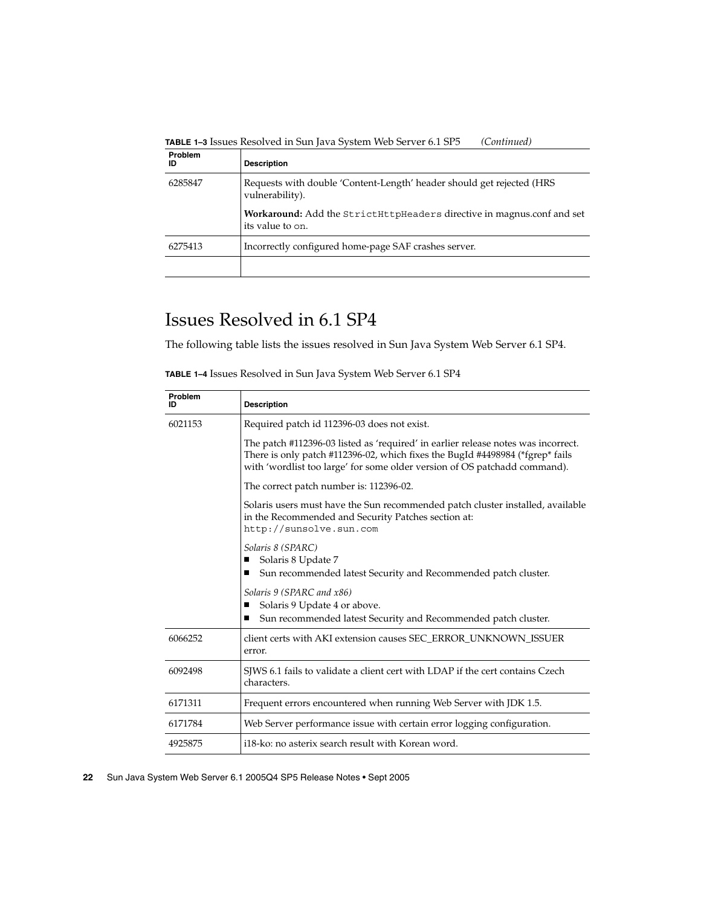**TABLE 1–3** Issues Resolved in Sun Java System Web Server 6.1 SP5 *(Continued)*

| Problem ID | Description |
| --- | --- |
| 6285847 | Requests with double 'Content-Length' header should get rejected (HRS vulnerability).<br><br>**Workaround:** Add the `StrictHttpHeaders` directive in magnus.conf and set its value to `on`. |
| 6275413 | Incorrectly configured home-page SAF crashes server. |
| | |

## Issues Resolved in 6.1 SP4

The following table lists the issues resolved in Sun Java System Web Server 6.1 SP4.

**TABLE 1–4** Issues Resolved in Sun Java System Web Server 6.1 SP4

| Problem ID | Description |
| --- | --- |
| 6021153 | Required patch id 112396-03 does not exist.<br><br>The patch #112396-03 listed as 'required' in earlier release notes was incorrect. There is only patch #112396-02, which fixes the BugId #4498984 (*fgrep* fails with 'wordlist too large' for some older version of OS patchadd command).<br><br>The correct patch number is: 112396-02.<br><br>Solaris users must have the Sun recommended patch cluster installed, available in the Recommended and Security Patches section at: `http://sunsolve.sun.com`<br><br>*Solaris 8 (SPARC)*<br>■ Solaris 8 Update 7<br>■ Sun recommended latest Security and Recommended patch cluster.<br><br>*Solaris 9 (SPARC and x86)*<br>■ Solaris 9 Update 4 or above.<br>■ Sun recommended latest Security and Recommended patch cluster. |
| 6066252 | client certs with AKI extension causes SEC_ERROR_UNKNOWN_ISSUER error. |
| 6092498 | SJWS 6.1 fails to validate a client cert with LDAP if the cert contains Czech characters. |
| 6171311 | Frequent errors encountered when running Web Server with JDK 1.5. |
| 6171784 | Web Server performance issue with certain error logging configuration. |
| 4925875 | i18-ko: no asterix search result with Korean word. |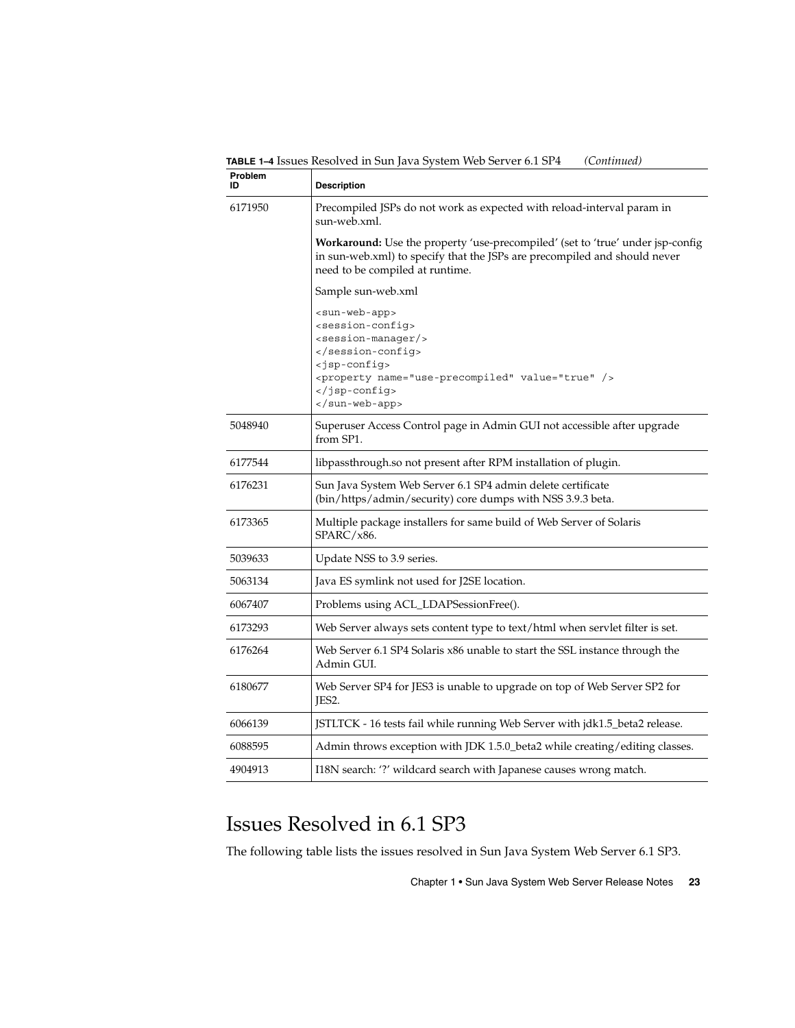**TABLE 1–4** Issues Resolved in Sun Java System Web Server 6.1 SP4 *(Continued)*

| Problem ID | Description |
| --- | --- |
| 6171950 | Precompiled JSPs do not work as expected with reload-interval param in sun-web.xml.<br><br>**Workaround:** Use the property 'use-precompiled' (set to 'true' under jsp-config in sun-web.xml) to specify that the JSPs are precompiled and should never need to be compiled at runtime.<br><br>Sample sun-web.xml<br><br>`<sun-web-app>`<br>`<session-config>`<br>`<session-manager/>`<br>`</session-config>`<br>`<jsp-config>`<br>`<property name="use-precompiled" value="true" />`<br>`</jsp-config>`<br>`</sun-web-app>` |
| 5048940 | Superuser Access Control page in Admin GUI not accessible after upgrade from SP1. |
| 6177544 | libpassthrough.so not present after RPM installation of plugin. |
| 6176231 | Sun Java System Web Server 6.1 SP4 admin delete certificate (bin/https/admin/security) core dumps with NSS 3.9.3 beta. |
| 6173365 | Multiple package installers for same build of Web Server of Solaris SPARC/x86. |
| 5039633 | Update NSS to 3.9 series. |
| 5063134 | Java ES symlink not used for J2SE location. |
| 6067407 | Problems using ACL_LDAPSessionFree(). |
| 6173293 | Web Server always sets content type to text/html when servlet filter is set. |
| 6176264 | Web Server 6.1 SP4 Solaris x86 unable to start the SSL instance through the Admin GUI. |
| 6180677 | Web Server SP4 for JES3 is unable to upgrade on top of Web Server SP2 for JES2. |
| 6066139 | JSTLTCK - 16 tests fail while running Web Server with jdk1.5_beta2 release. |
| 6088595 | Admin throws exception with JDK 1.5.0_beta2 while creating/editing classes. |
| 4904913 | I18N search: '?' wildcard search with Japanese causes wrong match. |

## Issues Resolved in 6.1 SP3

The following table lists the issues resolved in Sun Java System Web Server 6.1 SP3.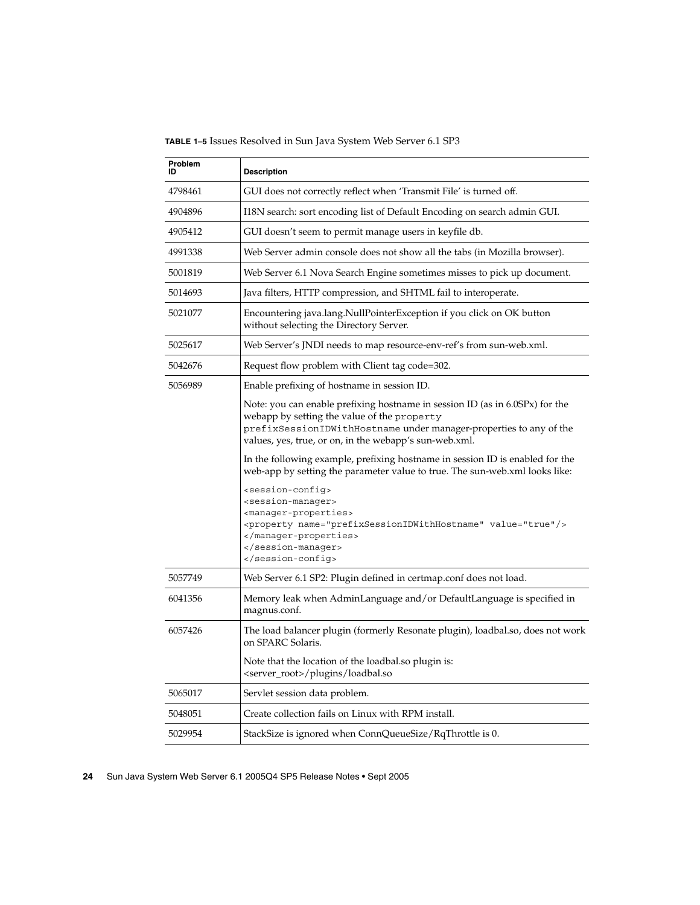**TABLE 1–5** Issues Resolved in Sun Java System Web Server 6.1 SP3

| Problem ID | Description |
| --- | --- |
| 4798461 | GUI does not correctly reflect when 'Transmit File' is turned off. |
| 4904896 | I18N search: sort encoding list of Default Encoding on search admin GUI. |
| 4905412 | GUI doesn't seem to permit manage users in keyfile db. |
| 4991338 | Web Server admin console does not show all the tabs (in Mozilla browser). |
| 5001819 | Web Server 6.1 Nova Search Engine sometimes misses to pick up document. |
| 5014693 | Java filters, HTTP compression, and SHTML fail to interoperate. |
| 5021077 | Encountering java.lang.NullPointerException if you click on OK button without selecting the Directory Server. |
| 5025617 | Web Server's JNDI needs to map resource-env-ref's from sun-web.xml. |
| 5042676 | Request flow problem with Client tag code=302. |
| 5056989 | Enable prefixing of hostname in session ID.<br><br>Note: you can enable prefixing hostname in session ID (as in 6.0SPx) for the webapp by setting the value of the `property prefixSessionIDWithHostname` under manager-properties to any of the values, yes, true, or on, in the webapp's sun-web.xml.<br><br>In the following example, prefixing hostname in session ID is enabled for the web-app by setting the parameter value to true. The sun-web.xml looks like:<br><br>`<session-config>`<br>`<session-manager>`<br>`<manager-properties>`<br>`<property name="prefixSessionIDWithHostname" value="true"/>`<br>`</manager-properties>`<br>`</session-manager>`<br>`</session-config>` |
| 5057749 | Web Server 6.1 SP2: Plugin defined in certmap.conf does not load. |
| 6041356 | Memory leak when AdminLanguage and/or DefaultLanguage is specified in magnus.conf. |
| 6057426 | The load balancer plugin (formerly Resonate plugin), loadbal.so, does not work on SPARC Solaris.<br><br>Note that the location of the loadbal.so plugin is: <server_root>/plugins/loadbal.so |
| 5065017 | Servlet session data problem. |
| 5048051 | Create collection fails on Linux with RPM install. |
| 5029954 | StackSize is ignored when ConnQueueSize/RqThrottle is 0. |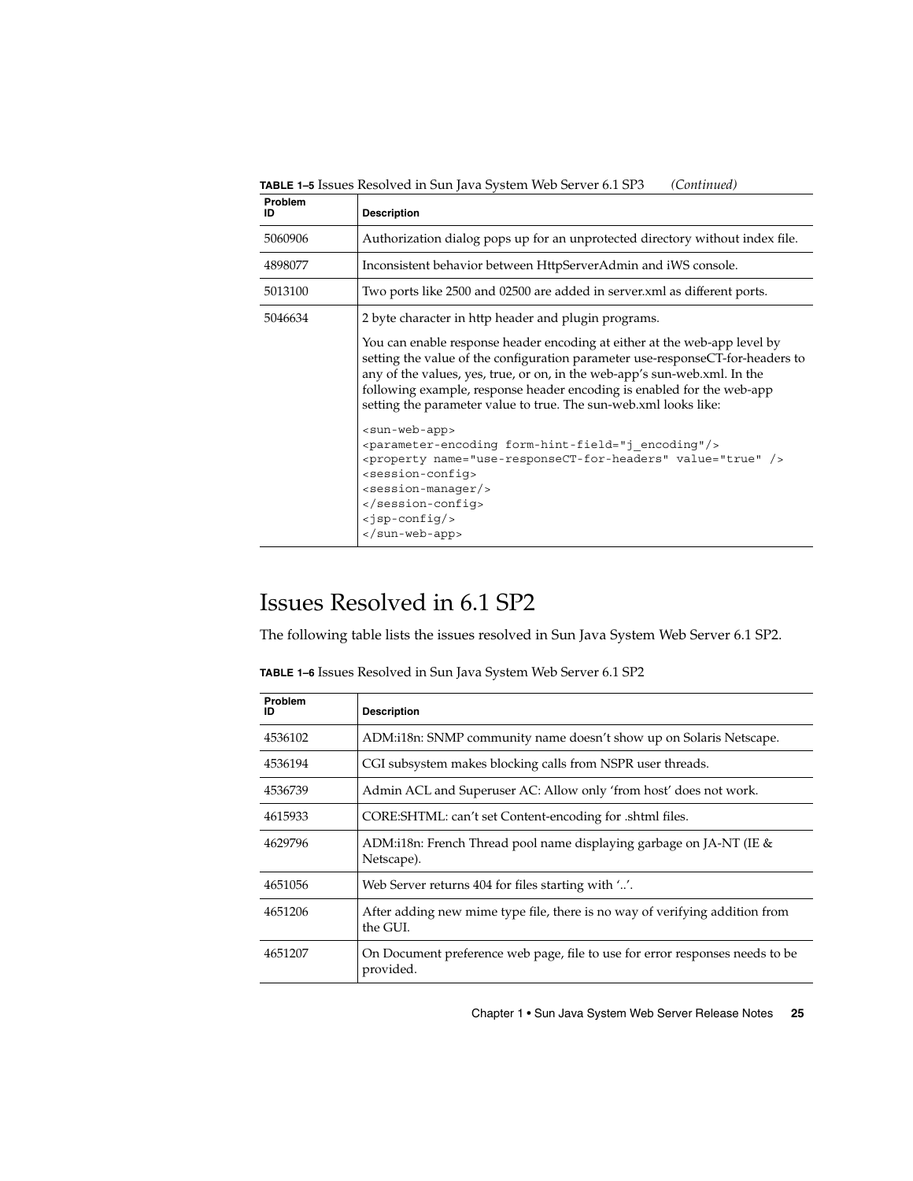**TABLE 1–5** Issues Resolved in Sun Java System Web Server 6.1 SP3 *(Continued)*

| Problem ID | Description |
| --- | --- |
| 5060906 | Authorization dialog pops up for an unprotected directory without index file. |
| 4898077 | Inconsistent behavior between HttpServerAdmin and iWS console. |
| 5013100 | Two ports like 2500 and 02500 are added in server.xml as different ports. |
| 5046634 | 2 byte character in http header and plugin programs.<br><br>You can enable response header encoding at either at the web-app level by setting the value of the configuration parameter use-responseCT-for-headers to any of the values, yes, true, or on, in the web-app's sun-web.xml. In the following example, response header encoding is enabled for the web-app setting the parameter value to true. The sun-web.xml looks like:<br><br>`<sun-web-app>`<br>`<parameter-encoding form-hint-field="j_encoding"/>`<br>`<property name="use-responseCT-for-headers" value="true" />`<br>`<session-config>`<br>`<session-manager/>`<br>`</session-config>`<br>`<jsp-config/>`<br>`</sun-web-app>` |

## Issues Resolved in 6.1 SP2

The following table lists the issues resolved in Sun Java System Web Server 6.1 SP2.

**TABLE 1–6** Issues Resolved in Sun Java System Web Server 6.1 SP2

| Problem ID | Description |
| --- | --- |
| 4536102 | ADM:i18n: SNMP community name doesn't show up on Solaris Netscape. |
| 4536194 | CGI subsystem makes blocking calls from NSPR user threads. |
| 4536739 | Admin ACL and Superuser AC: Allow only 'from host' does not work. |
| 4615933 | CORE:SHTML: can't set Content-encoding for .shtml files. |
| 4629796 | ADM:i18n: French Thread pool name displaying garbage on JA-NT (IE & Netscape). |
| 4651056 | Web Server returns 404 for files starting with '..'. |
| 4651206 | After adding new mime type file, there is no way of verifying addition from the GUI. |
| 4651207 | On Document preference web page, file to use for error responses needs to be provided. |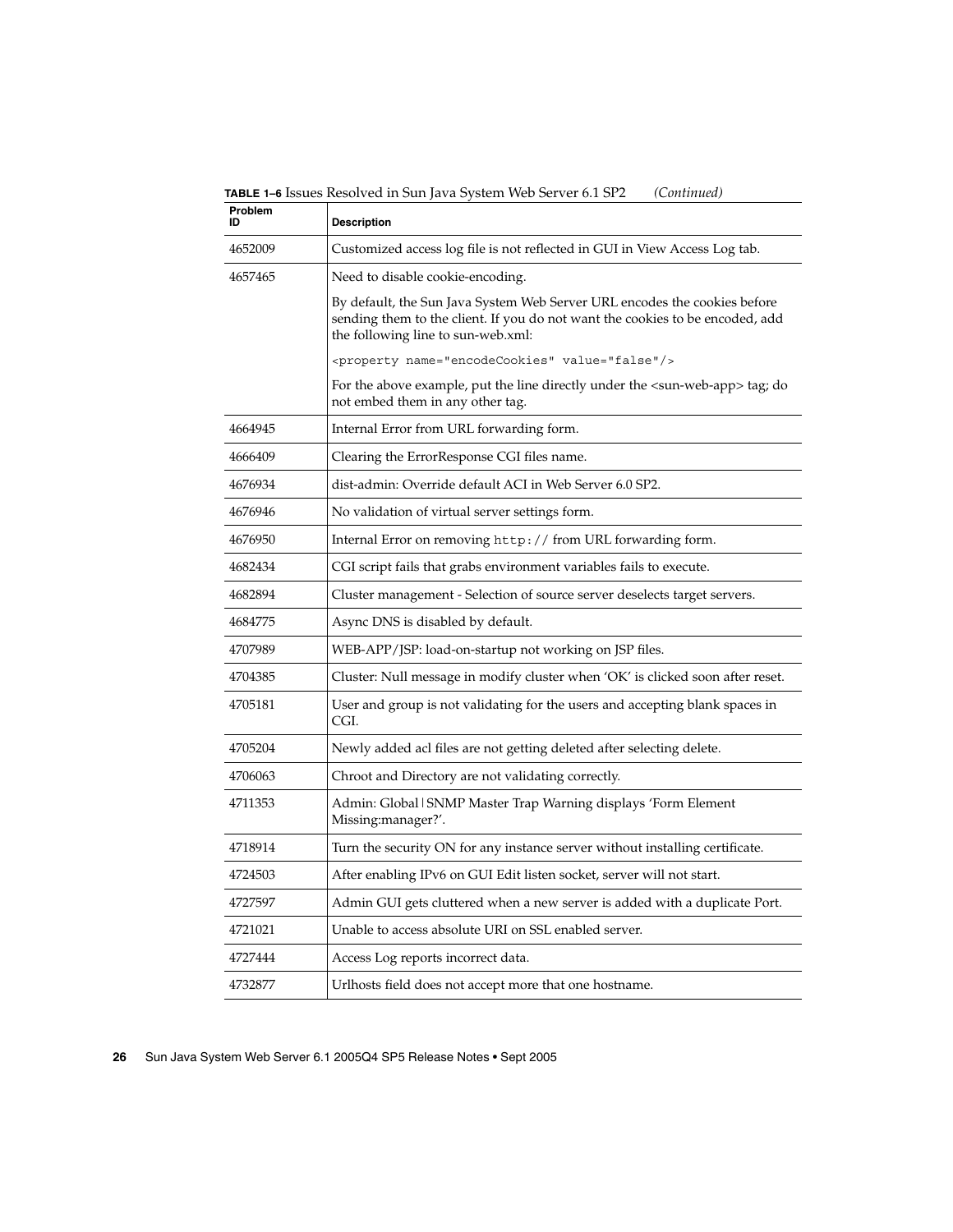**TABLE 1–6** Issues Resolved in Sun Java System Web Server 6.1 SP2 *(Continued)*

| Problem ID | Description |
| --- | --- |
| 4652009 | Customized access log file is not reflected in GUI in View Access Log tab. |
| 4657465 | Need to disable cookie-encoding.<br><br>By default, the Sun Java System Web Server URL encodes the cookies before sending them to the client. If you do not want the cookies to be encoded, add the following line to sun-web.xml:<br><br>`<property name="encodeCookies" value="false"/>`<br><br>For the above example, put the line directly under the <sun-web-app> tag; do not embed them in any other tag. |
| 4664945 | Internal Error from URL forwarding form. |
| 4666409 | Clearing the ErrorResponse CGI files name. |
| 4676934 | dist-admin: Override default ACI in Web Server 6.0 SP2. |
| 4676946 | No validation of virtual server settings form. |
| 4676950 | Internal Error on removing `http://` from URL forwarding form. |
| 4682434 | CGI script fails that grabs environment variables fails to execute. |
| 4682894 | Cluster management - Selection of source server deselects target servers. |
| 4684775 | Async DNS is disabled by default. |
| 4707989 | WEB-APP/JSP: load-on-startup not working on JSP files. |
| 4704385 | Cluster: Null message in modify cluster when 'OK' is clicked soon after reset. |
| 4705181 | User and group is not validating for the users and accepting blank spaces in CGI. |
| 4705204 | Newly added acl files are not getting deleted after selecting delete. |
| 4706063 | Chroot and Directory are not validating correctly. |
| 4711353 | Admin: Global\|SNMP Master Trap Warning displays 'Form Element Missing:manager?'. |
| 4718914 | Turn the security ON for any instance server without installing certificate. |
| 4724503 | After enabling IPv6 on GUI Edit listen socket, server will not start. |
| 4727597 | Admin GUI gets cluttered when a new server is added with a duplicate Port. |
| 4721021 | Unable to access absolute URI on SSL enabled server. |
| 4727444 | Access Log reports incorrect data. |
| 4732877 | Urlhosts field does not accept more that one hostname. |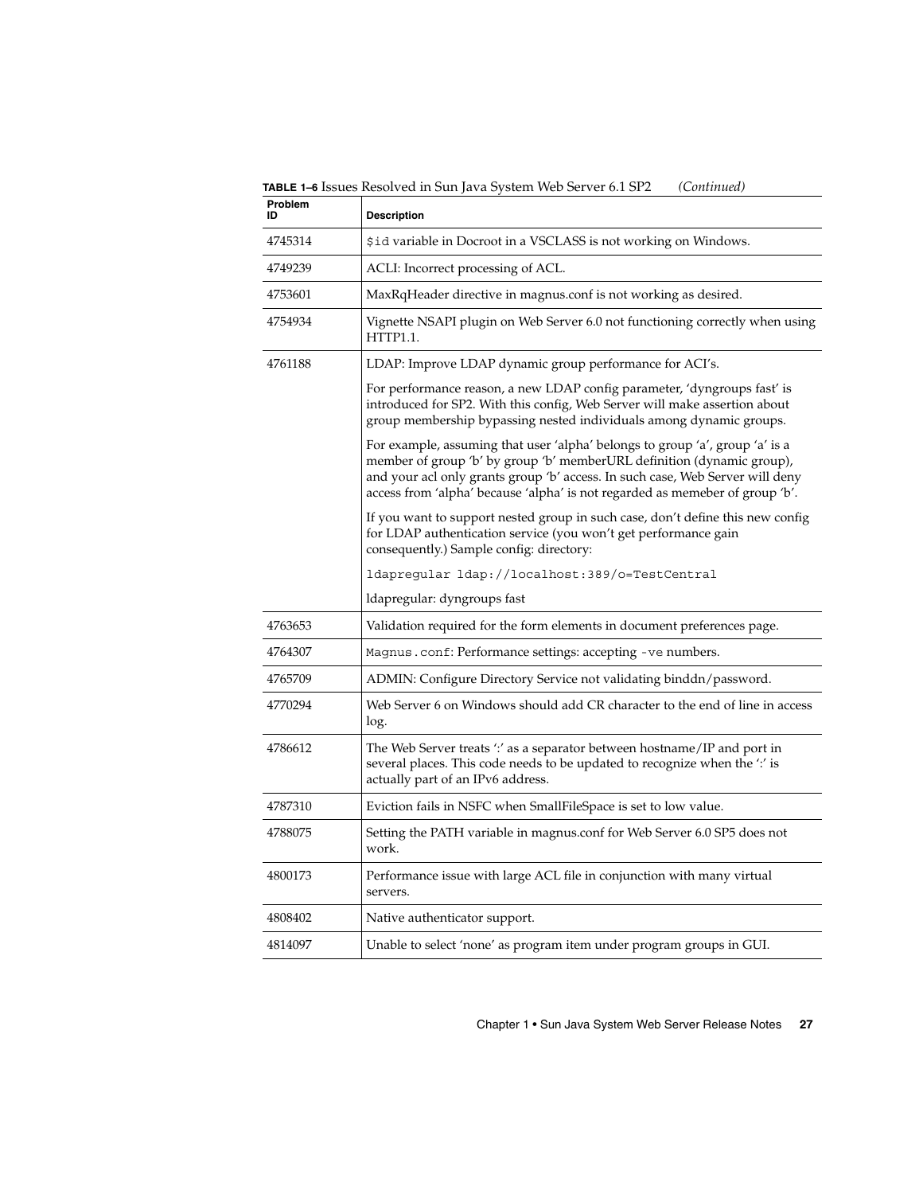**TABLE 1–6** Issues Resolved in Sun Java System Web Server 6.1 SP2 *(Continued)*

| Problem ID | Description |
| --- | --- |
| 4745314 | `$id` variable in Docroot in a VSCLASS is not working on Windows. |
| 4749239 | ACLI: Incorrect processing of ACL. |
| 4753601 | MaxRqHeader directive in magnus.conf is not working as desired. |
| 4754934 | Vignette NSAPI plugin on Web Server 6.0 not functioning correctly when using HTTP1.1. |
| 4761188 | LDAP: Improve LDAP dynamic group performance for ACI's.<br><br>For performance reason, a new LDAP config parameter, 'dyngroups fast' is introduced for SP2. With this config, Web Server will make assertion about group membership bypassing nested individuals among dynamic groups.<br><br>For example, assuming that user 'alpha' belongs to group 'a', group 'a' is a member of group 'b' by group 'b' memberURL definition (dynamic group), and your acl only grants group 'b' access. In such case, Web Server will deny access from 'alpha' because 'alpha' is not regarded as memeber of group 'b'.<br><br>If you want to support nested group in such case, don't define this new config for LDAP authentication service (you won't get performance gain consequently.) Sample config: directory:<br><br>`ldapregular ldap://localhost:389/o=TestCentral`<br><br>ldapregular: dyngroups fast |
| 4763653 | Validation required for the form elements in document preferences page. |
| 4764307 | `Magnus.conf`: Performance settings: accepting `-ve` numbers. |
| 4765709 | ADMIN: Configure Directory Service not validating binddn/password. |
| 4770294 | Web Server 6 on Windows should add CR character to the end of line in access log. |
| 4786612 | The Web Server treats ':' as a separator between hostname/IP and port in several places. This code needs to be updated to recognize when the ':' is actually part of an IPv6 address. |
| 4787310 | Eviction fails in NSFC when SmallFileSpace is set to low value. |
| 4788075 | Setting the PATH variable in magnus.conf for Web Server 6.0 SP5 does not work. |
| 4800173 | Performance issue with large ACL file in conjunction with many virtual servers. |
| 4808402 | Native authenticator support. |
| 4814097 | Unable to select 'none' as program item under program groups in GUI. |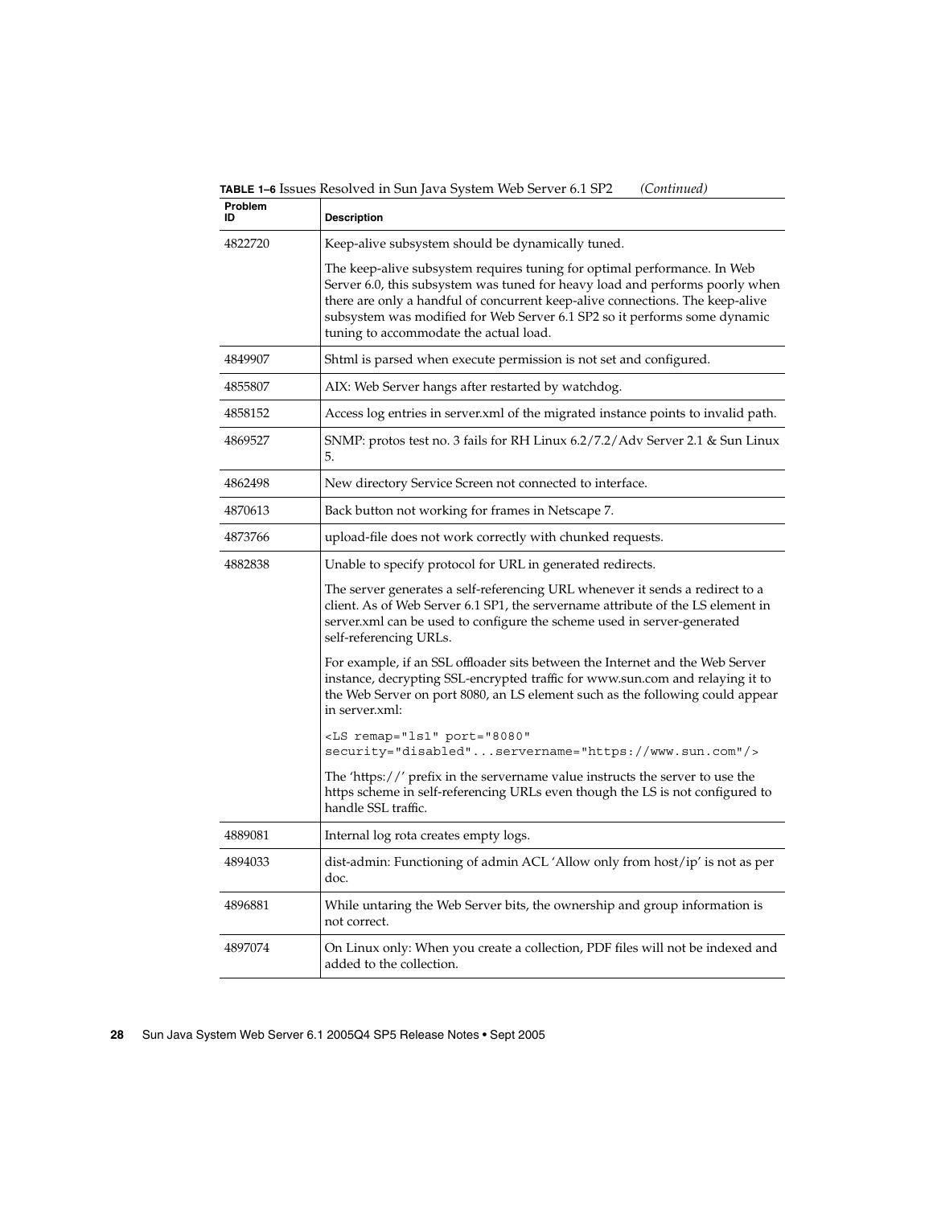**TABLE 1–6** Issues Resolved in Sun Java System Web Server 6.1 SP2 *(Continued)*

| Problem ID | Description |
| --- | --- |
| 4822720 | Keep-alive subsystem should be dynamically tuned.<br><br>The keep-alive subsystem requires tuning for optimal performance. In Web Server 6.0, this subsystem was tuned for heavy load and performs poorly when there are only a handful of concurrent keep-alive connections. The keep-alive subsystem was modified for Web Server 6.1 SP2 so it performs some dynamic tuning to accommodate the actual load. |
| 4849907 | Shtml is parsed when execute permission is not set and configured. |
| 4855807 | AIX: Web Server hangs after restarted by watchdog. |
| 4858152 | Access log entries in server.xml of the migrated instance points to invalid path. |
| 4869527 | SNMP: protos test no. 3 fails for RH Linux 6.2/7.2/Adv Server 2.1 & Sun Linux 5. |
| 4862498 | New directory Service Screen not connected to interface. |
| 4870613 | Back button not working for frames in Netscape 7. |
| 4873766 | upload-file does not work correctly with chunked requests. |
| 4882838 | Unable to specify protocol for URL in generated redirects.<br><br>The server generates a self-referencing URL whenever it sends a redirect to a client. As of Web Server 6.1 SP1, the servername attribute of the LS element in server.xml can be used to configure the scheme used in server-generated self-referencing URLs.<br><br>For example, if an SSL offloader sits between the Internet and the Web Server instance, decrypting SSL-encrypted traffic for www.sun.com and relaying it to the Web Server on port 8080, an LS element such as the following could appear in server.xml:<br><br>`<LS remap="ls1" port="8080" security="disabled"...servername="https://www.sun.com"/>`<br><br>The 'https://' prefix in the servername value instructs the server to use the https scheme in self-referencing URLs even though the LS is not configured to handle SSL traffic. |
| 4889081 | Internal log rota creates empty logs. |
| 4894033 | dist-admin: Functioning of admin ACL 'Allow only from host/ip' is not as per doc. |
| 4896881 | While untaring the Web Server bits, the ownership and group information is not correct. |
| 4897074 | On Linux only: When you create a collection, PDF files will not be indexed and added to the collection. |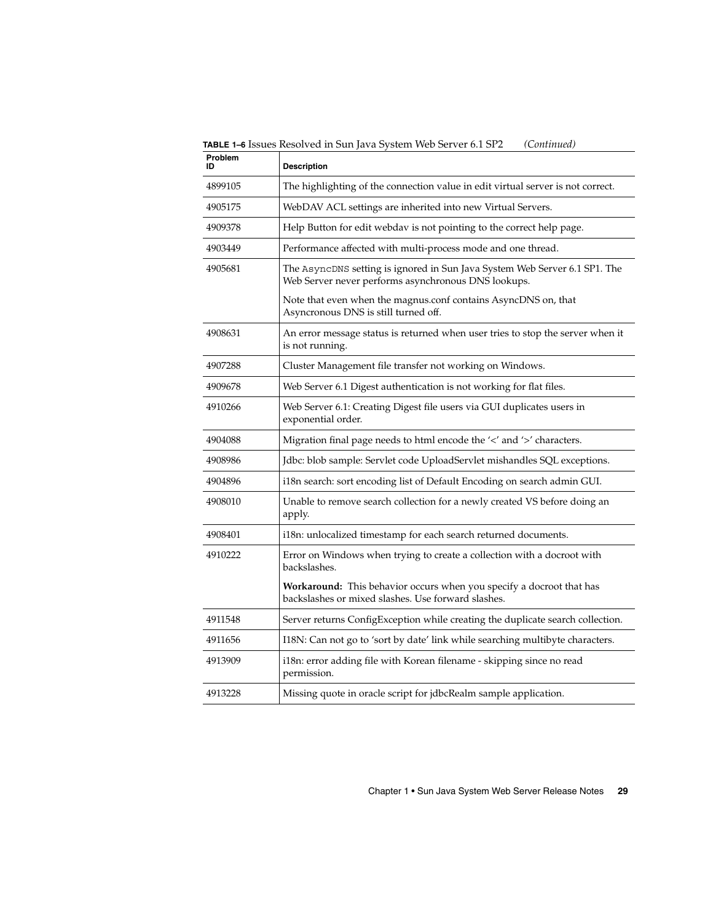**TABLE 1–6** Issues Resolved in Sun Java System Web Server 6.1 SP2 *(Continued)*

| Problem ID | Description |
| --- | --- |
| 4899105 | The highlighting of the connection value in edit virtual server is not correct. |
| 4905175 | WebDAV ACL settings are inherited into new Virtual Servers. |
| 4909378 | Help Button for edit webdav is not pointing to the correct help page. |
| 4903449 | Performance affected with multi-process mode and one thread. |
| 4905681 | The `AsyncDNS` setting is ignored in Sun Java System Web Server 6.1 SP1. The Web Server never performs asynchronous DNS lookups.<br><br>Note that even when the magnus.conf contains AsyncDNS on, that Asyncronous DNS is still turned off. |
| 4908631 | An error message status is returned when user tries to stop the server when it is not running. |
| 4907288 | Cluster Management file transfer not working on Windows. |
| 4909678 | Web Server 6.1 Digest authentication is not working for flat files. |
| 4910266 | Web Server 6.1: Creating Digest file users via GUI duplicates users in exponential order. |
| 4904088 | Migration final page needs to html encode the '<' and '>' characters. |
| 4908986 | Jdbc: blob sample: Servlet code UploadServlet mishandles SQL exceptions. |
| 4904896 | i18n search: sort encoding list of Default Encoding on search admin GUI. |
| 4908010 | Unable to remove search collection for a newly created VS before doing an apply. |
| 4908401 | i18n: unlocalized timestamp for each search returned documents. |
| 4910222 | Error on Windows when trying to create a collection with a docroot with backslashes.<br><br>**Workaround:** This behavior occurs when you specify a docroot that has backslashes or mixed slashes. Use forward slashes. |
| 4911548 | Server returns ConfigException while creating the duplicate search collection. |
| 4911656 | I18N: Can not go to 'sort by date' link while searching multibyte characters. |
| 4913909 | i18n: error adding file with Korean filename - skipping since no read permission. |
| 4913228 | Missing quote in oracle script for jdbcRealm sample application. |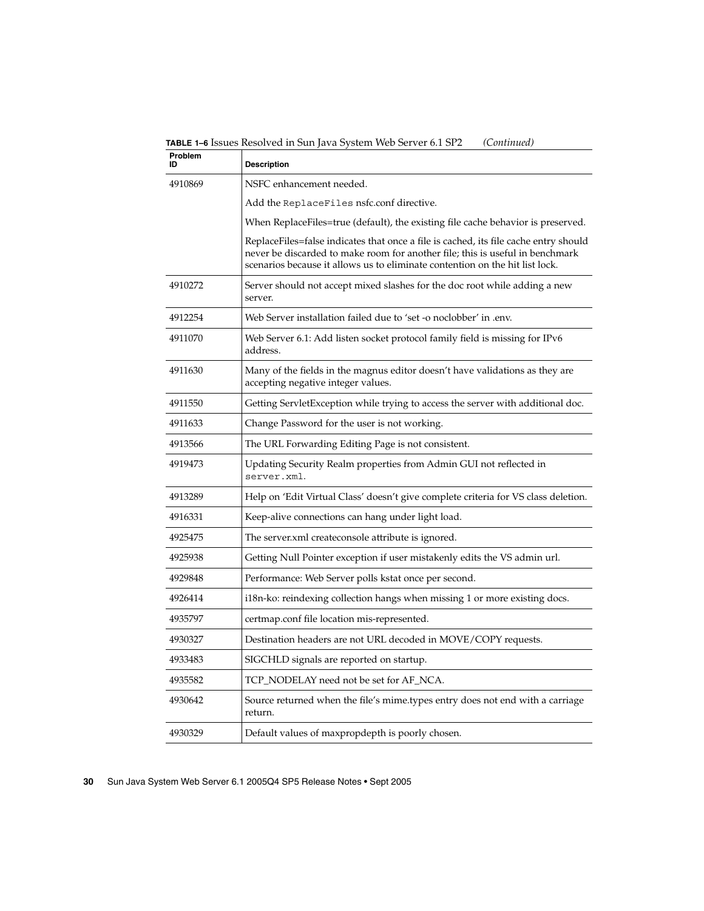**TABLE 1–6** Issues Resolved in Sun Java System Web Server 6.1 SP2 *(Continued)*

| Problem ID | Description |
| --- | --- |
| 4910869 | NSFC enhancement needed.<br><br>Add the `ReplaceFiles` nsfc.conf directive.<br><br>When ReplaceFiles=true (default), the existing file cache behavior is preserved.<br><br>ReplaceFiles=false indicates that once a file is cached, its file cache entry should never be discarded to make room for another file; this is useful in benchmark scenarios because it allows us to eliminate contention on the hit list lock. |
| 4910272 | Server should not accept mixed slashes for the doc root while adding a new server. |
| 4912254 | Web Server installation failed due to 'set -o noclobber' in .env. |
| 4911070 | Web Server 6.1: Add listen socket protocol family field is missing for IPv6 address. |
| 4911630 | Many of the fields in the magnus editor doesn't have validations as they are accepting negative integer values. |
| 4911550 | Getting ServletException while trying to access the server with additional doc. |
| 4911633 | Change Password for the user is not working. |
| 4913566 | The URL Forwarding Editing Page is not consistent. |
| 4919473 | Updating Security Realm properties from Admin GUI not reflected in `server.xml`. |
| 4913289 | Help on 'Edit Virtual Class' doesn't give complete criteria for VS class deletion. |
| 4916331 | Keep-alive connections can hang under light load. |
| 4925475 | The server.xml createconsole attribute is ignored. |
| 4925938 | Getting Null Pointer exception if user mistakenly edits the VS admin url. |
| 4929848 | Performance: Web Server polls kstat once per second. |
| 4926414 | i18n-ko: reindexing collection hangs when missing 1 or more existing docs. |
| 4935797 | certmap.conf file location mis-represented. |
| 4930327 | Destination headers are not URL decoded in MOVE/COPY requests. |
| 4933483 | SIGCHLD signals are reported on startup. |
| 4935582 | TCP_NODELAY need not be set for AF_NCA. |
| 4930642 | Source returned when the file's mime.types entry does not end with a carriage return. |
| 4930329 | Default values of maxpropdepth is poorly chosen. |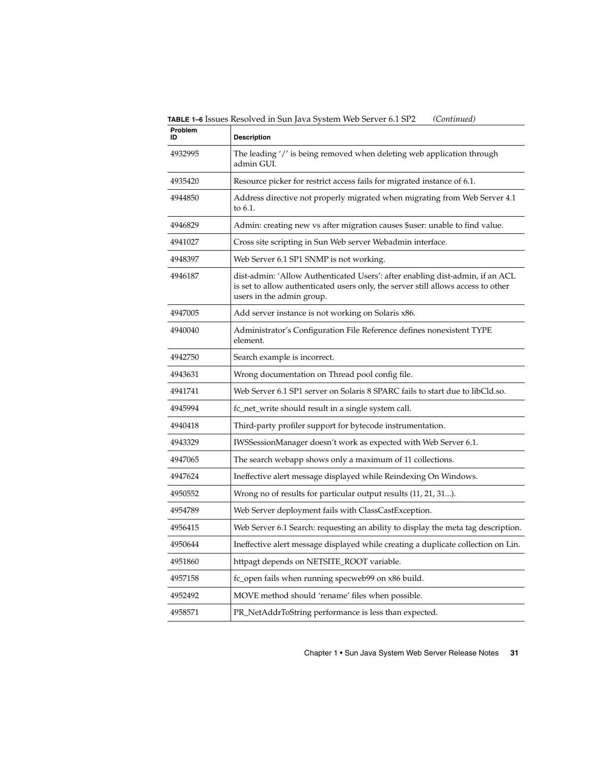**TABLE 1–6** Issues Resolved in Sun Java System Web Server 6.1 SP2 *(Continued)*

| Problem ID | Description |
| --- | --- |
| 4932995 | The leading '/' is being removed when deleting web application through admin GUI. |
| 4935420 | Resource picker for restrict access fails for migrated instance of 6.1. |
| 4944850 | Address directive not properly migrated when migrating from Web Server 4.1 to 6.1. |
| 4946829 | Admin: creating new vs after migration causes $user: unable to find value. |
| 4941027 | Cross site scripting in Sun Web server Webadmin interface. |
| 4948397 | Web Server 6.1 SP1 SNMP is not working. |
| 4946187 | dist-admin: 'Allow Authenticated Users': after enabling dist-admin, if an ACL is set to allow authenticated users only, the server still allows access to other users in the admin group. |
| 4947005 | Add server instance is not working on Solaris x86. |
| 4940040 | Administrator's Configuration File Reference defines nonexistent TYPE element. |
| 4942750 | Search example is incorrect. |
| 4943631 | Wrong documentation on Thread pool config file. |
| 4941741 | Web Server 6.1 SP1 server on Solaris 8 SPARC fails to start due to libCld.so. |
| 4945994 | fc_net_write should result in a single system call. |
| 4940418 | Third-party profiler support for bytecode instrumentation. |
| 4943329 | IWSSessionManager doesn't work as expected with Web Server 6.1. |
| 4947065 | The search webapp shows only a maximum of 11 collections. |
| 4947624 | Ineffective alert message displayed while Reindexing On Windows. |
| 4950552 | Wrong no of results for particular output results (11, 21, 31...). |
| 4954789 | Web Server deployment fails with ClassCastException. |
| 4956415 | Web Server 6.1 Search: requesting an ability to display the meta tag description. |
| 4950644 | Ineffective alert message displayed while creating a duplicate collection on Lin. |
| 4951860 | httpagt depends on NETSITE_ROOT variable. |
| 4957158 | fc_open fails when running specweb99 on x86 build. |
| 4952492 | MOVE method should 'rename' files when possible. |
| 4958571 | PR_NetAddrToString performance is less than expected. |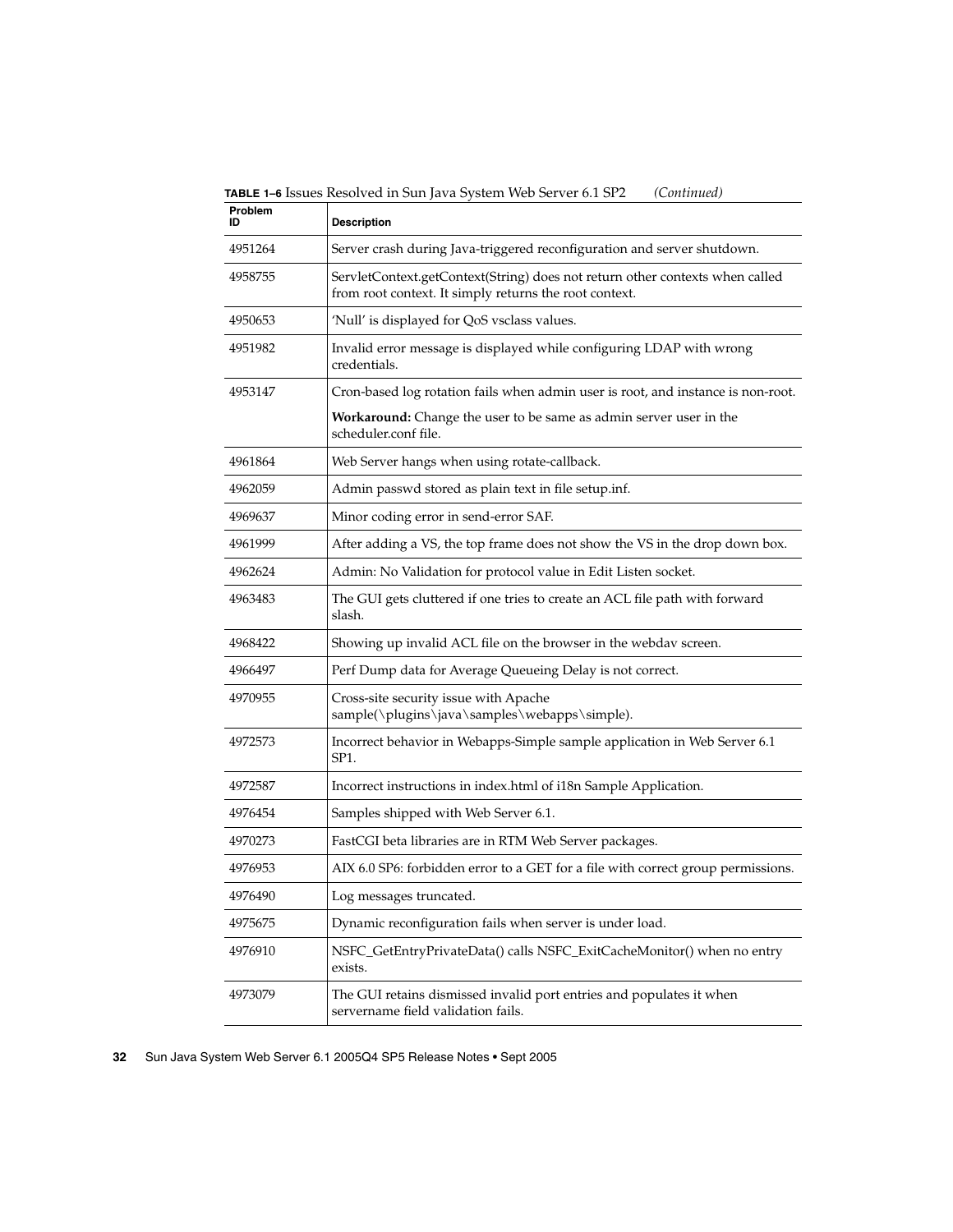**TABLE 1–6** Issues Resolved in Sun Java System Web Server 6.1 SP2 *(Continued)*

| Problem ID | Description |
| --- | --- |
| 4951264 | Server crash during Java-triggered reconfiguration and server shutdown. |
| 4958755 | ServletContext.getContext(String) does not return other contexts when called from root context. It simply returns the root context. |
| 4950653 | 'Null' is displayed for QoS vsclass values. |
| 4951982 | Invalid error message is displayed while configuring LDAP with wrong credentials. |
| 4953147 | Cron-based log rotation fails when admin user is root, and instance is non-root.<br><br>**Workaround:** Change the user to be same as admin server user in the scheduler.conf file. |
| 4961864 | Web Server hangs when using rotate-callback. |
| 4962059 | Admin passwd stored as plain text in file setup.inf. |
| 4969637 | Minor coding error in send-error SAF. |
| 4961999 | After adding a VS, the top frame does not show the VS in the drop down box. |
| 4962624 | Admin: No Validation for protocol value in Edit Listen socket. |
| 4963483 | The GUI gets cluttered if one tries to create an ACL file path with forward slash. |
| 4968422 | Showing up invalid ACL file on the browser in the webdav screen. |
| 4966497 | Perf Dump data for Average Queueing Delay is not correct. |
| 4970955 | Cross-site security issue with Apache sample(\plugins\java\samples\webapps\simple). |
| 4972573 | Incorrect behavior in Webapps-Simple sample application in Web Server 6.1 SP1. |
| 4972587 | Incorrect instructions in index.html of i18n Sample Application. |
| 4976454 | Samples shipped with Web Server 6.1. |
| 4970273 | FastCGI beta libraries are in RTM Web Server packages. |
| 4976953 | AIX 6.0 SP6: forbidden error to a GET for a file with correct group permissions. |
| 4976490 | Log messages truncated. |
| 4975675 | Dynamic reconfiguration fails when server is under load. |
| 4976910 | NSFC_GetEntryPrivateData() calls NSFC_ExitCacheMonitor() when no entry exists. |
| 4973079 | The GUI retains dismissed invalid port entries and populates it when servername field validation fails. |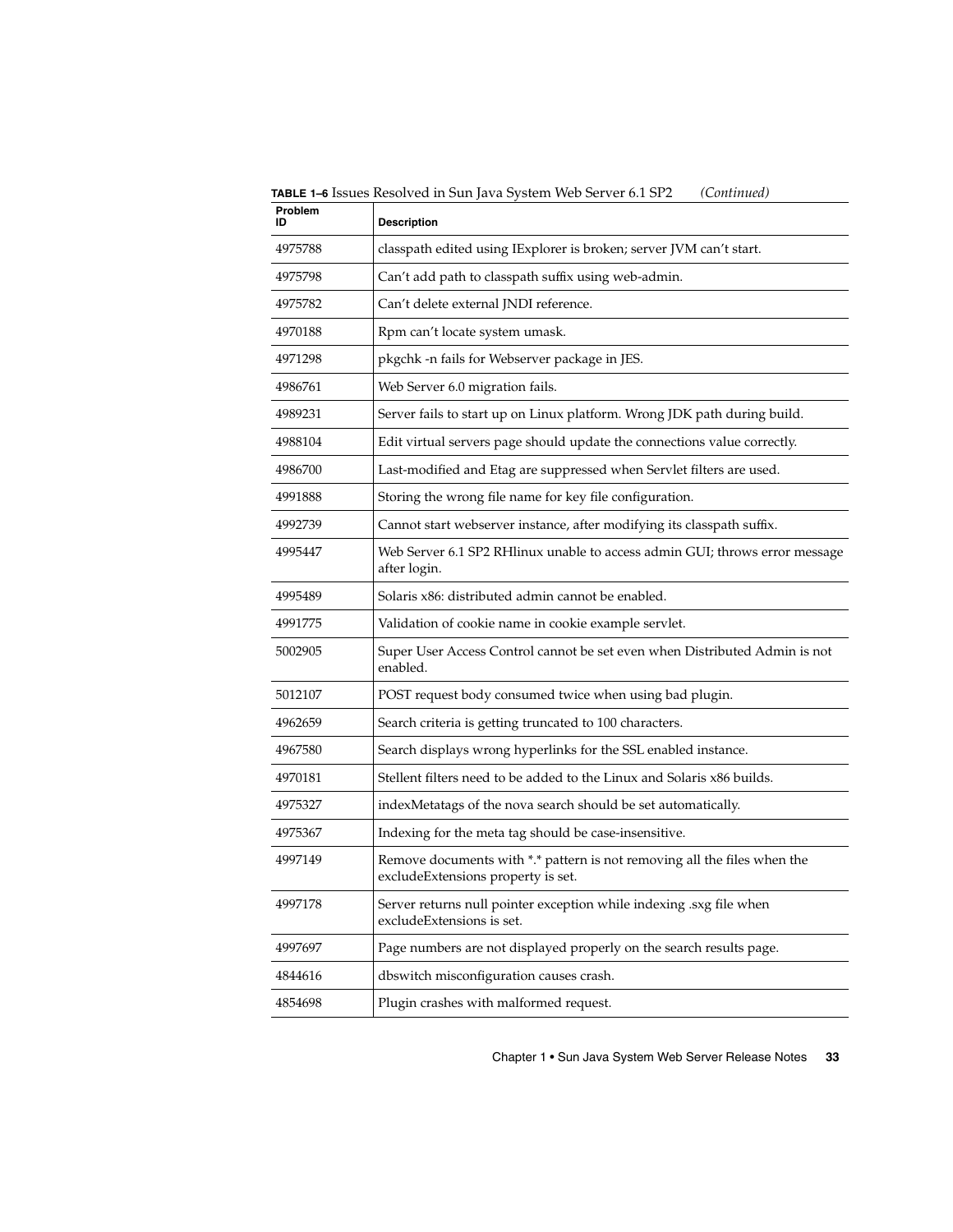**TABLE 1–6** Issues Resolved in Sun Java System Web Server 6.1 SP2 *(Continued)*

| Problem ID | Description |
|---|---|
| 4975788 | classpath edited using IExplorer is broken; server JVM can't start. |
| 4975798 | Can't add path to classpath suffix using web-admin. |
| 4975782 | Can't delete external JNDI reference. |
| 4970188 | Rpm can't locate system umask. |
| 4971298 | pkgchk -n fails for Webserver package in JES. |
| 4986761 | Web Server 6.0 migration fails. |
| 4989231 | Server fails to start up on Linux platform. Wrong JDK path during build. |
| 4988104 | Edit virtual servers page should update the connections value correctly. |
| 4986700 | Last-modified and Etag are suppressed when Servlet filters are used. |
| 4991888 | Storing the wrong file name for key file configuration. |
| 4992739 | Cannot start webserver instance, after modifying its classpath suffix. |
| 4995447 | Web Server 6.1 SP2 RHlinux unable to access admin GUI; throws error message after login. |
| 4995489 | Solaris x86: distributed admin cannot be enabled. |
| 4991775 | Validation of cookie name in cookie example servlet. |
| 5002905 | Super User Access Control cannot be set even when Distributed Admin is not enabled. |
| 5012107 | POST request body consumed twice when using bad plugin. |
| 4962659 | Search criteria is getting truncated to 100 characters. |
| 4967580 | Search displays wrong hyperlinks for the SSL enabled instance. |
| 4970181 | Stellent filters need to be added to the Linux and Solaris x86 builds. |
| 4975327 | indexMetatags of the nova search should be set automatically. |
| 4975367 | Indexing for the meta tag should be case-insensitive. |
| 4997149 | Remove documents with *.* pattern is not removing all the files when the excludeExtensions property is set. |
| 4997178 | Server returns null pointer exception while indexing .sxg file when excludeExtensions is set. |
| 4997697 | Page numbers are not displayed properly on the search results page. |
| 4844616 | dbswitch misconfiguration causes crash. |
| 4854698 | Plugin crashes with malformed request. |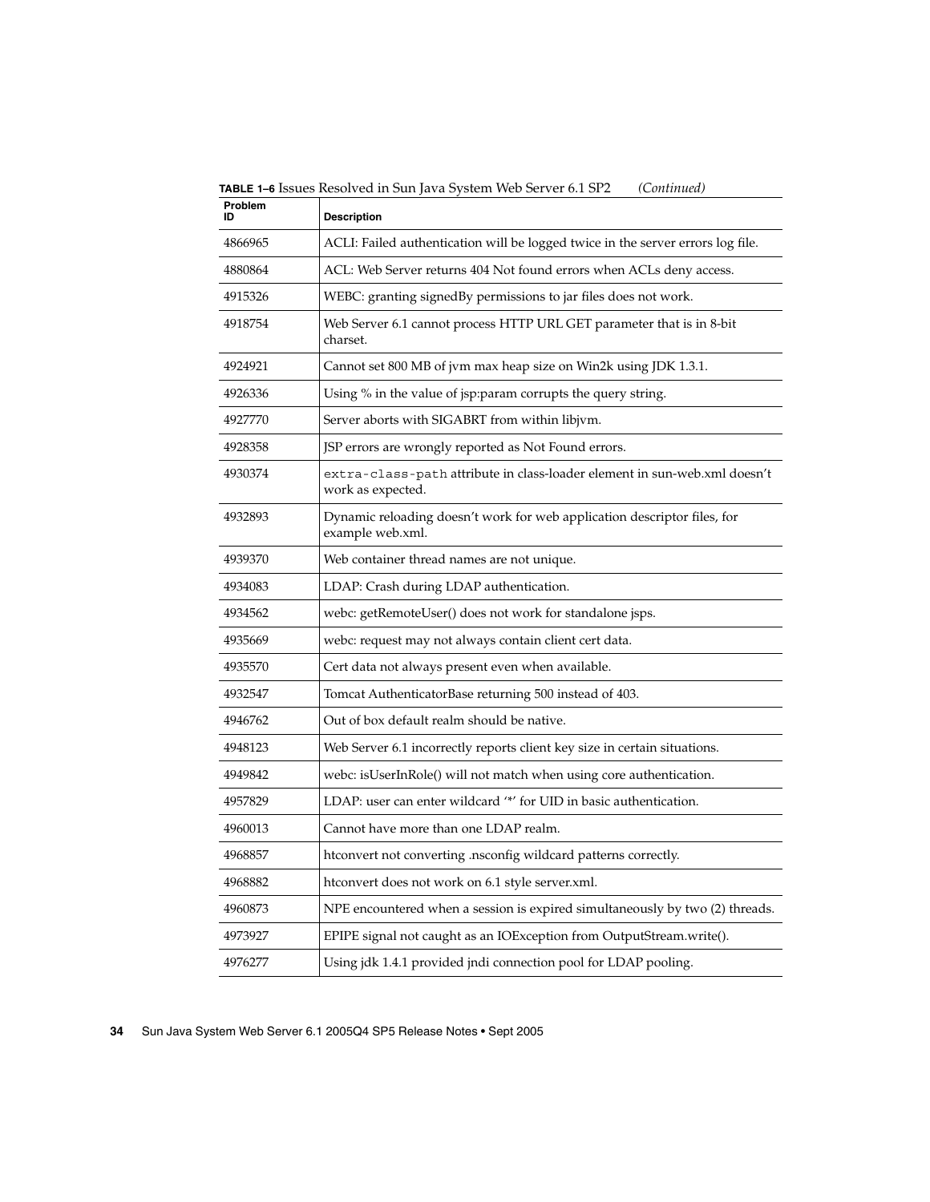**TABLE 1–6** Issues Resolved in Sun Java System Web Server 6.1 SP2 *(Continued)*

| Problem ID | Description |
| --- | --- |
| 4866965 | ACLI: Failed authentication will be logged twice in the server errors log file. |
| 4880864 | ACL: Web Server returns 404 Not found errors when ACLs deny access. |
| 4915326 | WEBC: granting signedBy permissions to jar files does not work. |
| 4918754 | Web Server 6.1 cannot process HTTP URL GET parameter that is in 8-bit charset. |
| 4924921 | Cannot set 800 MB of jvm max heap size on Win2k using JDK 1.3.1. |
| 4926336 | Using % in the value of jsp:param corrupts the query string. |
| 4927770 | Server aborts with SIGABRT from within libjvm. |
| 4928358 | JSP errors are wrongly reported as Not Found errors. |
| 4930374 | `extra-class-path` attribute in class-loader element in sun-web.xml doesn't work as expected. |
| 4932893 | Dynamic reloading doesn't work for web application descriptor files, for example web.xml. |
| 4939370 | Web container thread names are not unique. |
| 4934083 | LDAP: Crash during LDAP authentication. |
| 4934562 | webc: getRemoteUser() does not work for standalone jsps. |
| 4935669 | webc: request may not always contain client cert data. |
| 4935570 | Cert data not always present even when available. |
| 4932547 | Tomcat AuthenticatorBase returning 500 instead of 403. |
| 4946762 | Out of box default realm should be native. |
| 4948123 | Web Server 6.1 incorrectly reports client key size in certain situations. |
| 4949842 | webc: isUserInRole() will not match when using core authentication. |
| 4957829 | LDAP: user can enter wildcard '*' for UID in basic authentication. |
| 4960013 | Cannot have more than one LDAP realm. |
| 4968857 | htconvert not converting .nsconfig wildcard patterns correctly. |
| 4968882 | htconvert does not work on 6.1 style server.xml. |
| 4960873 | NPE encountered when a session is expired simultaneously by two (2) threads. |
| 4973927 | EPIPE signal not caught as an IOException from OutputStream.write(). |
| 4976277 | Using jdk 1.4.1 provided jndi connection pool for LDAP pooling. |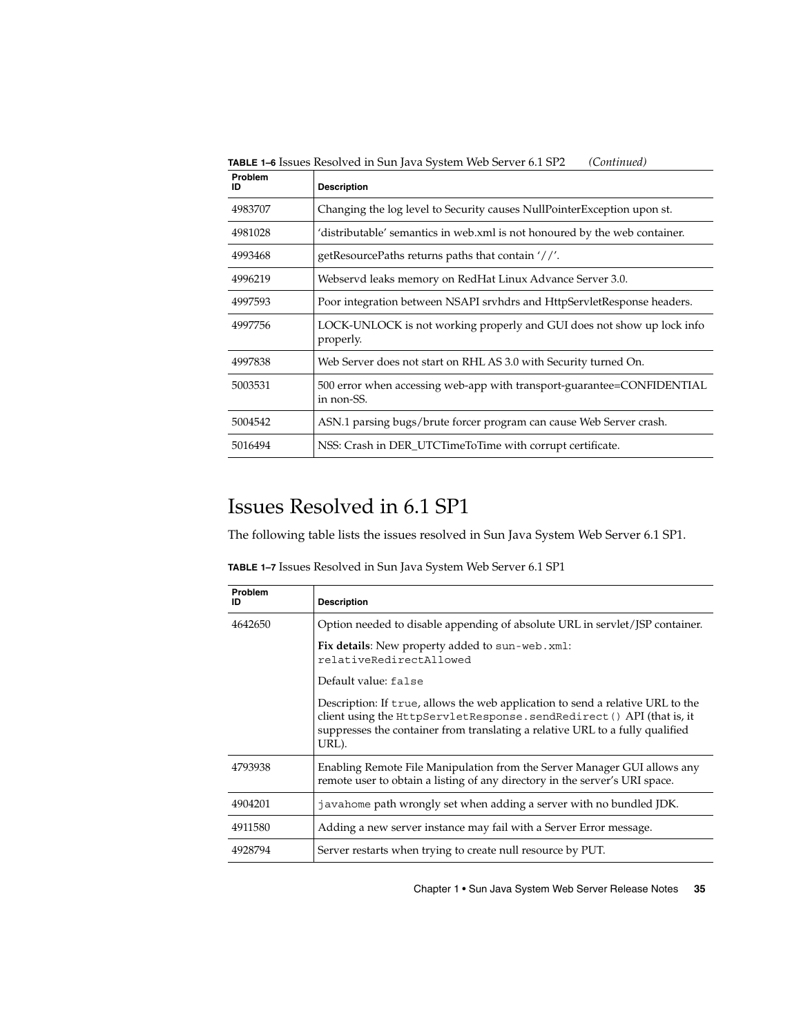**TABLE 1–6** Issues Resolved in Sun Java System Web Server 6.1 SP2 *(Continued)*

| Problem ID | Description |
| --- | --- |
| 4983707 | Changing the log level to Security causes NullPointerException upon st. |
| 4981028 | 'distributable' semantics in web.xml is not honoured by the web container. |
| 4993468 | getResourcePaths returns paths that contain '//'. |
| 4996219 | Webservd leaks memory on RedHat Linux Advance Server 3.0. |
| 4997593 | Poor integration between NSAPI srvhdrs and HttpServletResponse headers. |
| 4997756 | LOCK-UNLOCK is not working properly and GUI does not show up lock info properly. |
| 4997838 | Web Server does not start on RHL AS 3.0 with Security turned On. |
| 5003531 | 500 error when accessing web-app with transport-guarantee=CONFIDENTIAL in non-SS. |
| 5004542 | ASN.1 parsing bugs/brute forcer program can cause Web Server crash. |
| 5016494 | NSS: Crash in DER_UTCTimeToTime with corrupt certificate. |

## Issues Resolved in 6.1 SP1

The following table lists the issues resolved in Sun Java System Web Server 6.1 SP1.

**TABLE 1–7** Issues Resolved in Sun Java System Web Server 6.1 SP1

| Problem ID | Description |
| --- | --- |
| 4642650 | Option needed to disable appending of absolute URL in servlet/JSP container.<br><br>**Fix details**: New property added to `sun-web.xml`: `relativeRedirectAllowed`<br><br>Default value: `false`<br><br>Description: If `true`, allows the web application to send a relative URL to the client using the `HttpServletResponse.sendRedirect()` API (that is, it suppresses the container from translating a relative URL to a fully qualified URL). |
| 4793938 | Enabling Remote File Manipulation from the Server Manager GUI allows any remote user to obtain a listing of any directory in the server's URI space. |
| 4904201 | `javahome` path wrongly set when adding a server with no bundled JDK. |
| 4911580 | Adding a new server instance may fail with a Server Error message. |
| 4928794 | Server restarts when trying to create null resource by PUT. |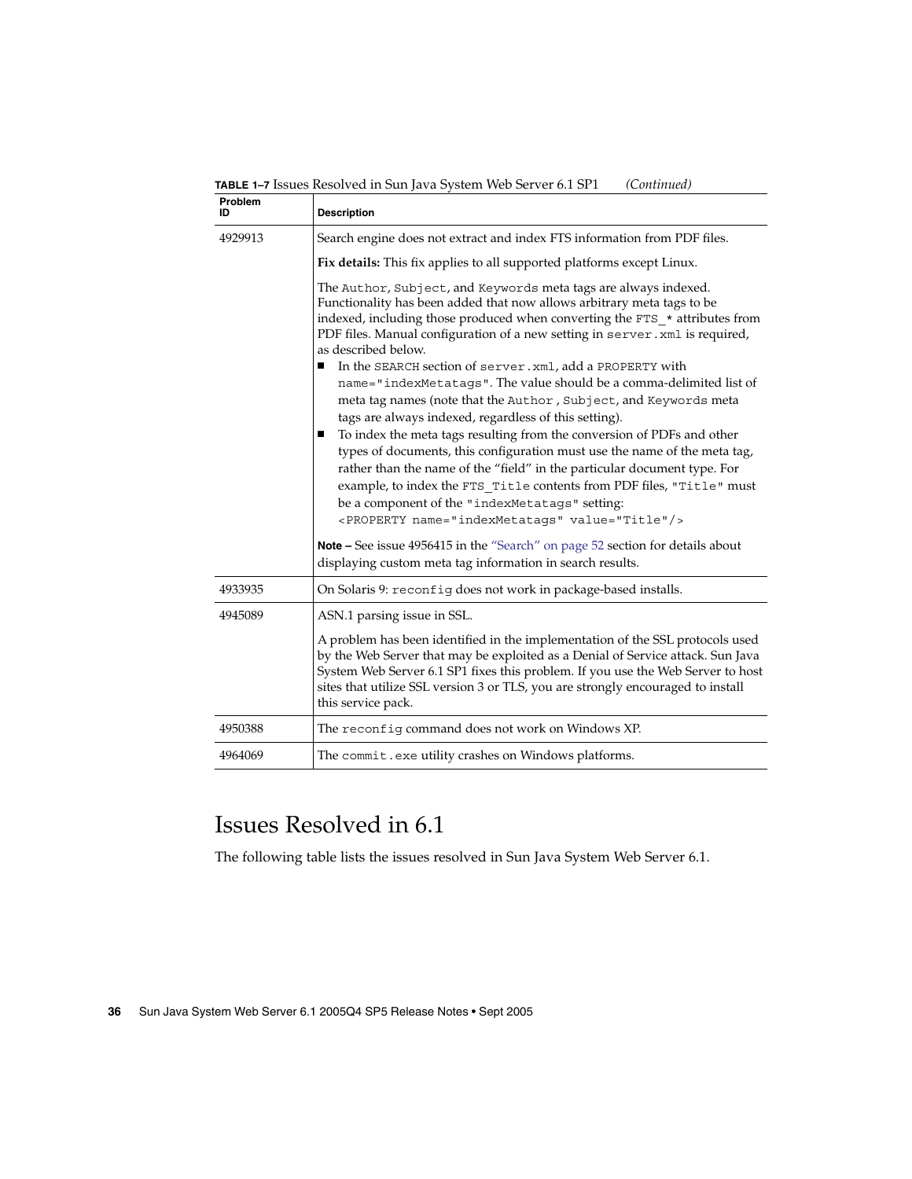**TABLE 1–7** Issues Resolved in Sun Java System Web Server 6.1 SP1 *(Continued)*

| Problem ID | Description |
| --- | --- |
| 4929913 | Search engine does not extract and index FTS information from PDF files.<br><br>**Fix details:** This fix applies to all supported platforms except Linux.<br><br>The `Author`, `Subject`, and `Keywords` meta tags are always indexed. Functionality has been added that now allows arbitrary meta tags to be indexed, including those produced when converting the `FTS_*` attributes from PDF files. Manual configuration of a new setting in `server.xml` is required, as described below.<br>■ In the `SEARCH` section of `server.xml`, add a `PROPERTY` with `name="indexMetatags"`. The value should be a comma-delimited list of meta tag names (note that the `Author`, `Subject`, and `Keywords` meta tags are always indexed, regardless of this setting).<br>■ To index the meta tags resulting from the conversion of PDFs and other types of documents, this configuration must use the name of the meta tag, rather than the name of the "field" in the particular document type. For example, to index the `FTS_Title` contents from PDF files, `"Title"` must be a component of the `"indexMetatags"` setting:<br>`<PROPERTY name="indexMetatags" value="Title"/>`<br><br>**Note –** See issue 4956415 in the "Search" on page 52 section for details about displaying custom meta tag information in search results. |
| 4933935 | On Solaris 9: `reconfig` does not work in package-based installs. |
| 4945089 | ASN.1 parsing issue in SSL.<br><br>A problem has been identified in the implementation of the SSL protocols used by the Web Server that may be exploited as a Denial of Service attack. Sun Java System Web Server 6.1 SP1 fixes this problem. If you use the Web Server to host sites that utilize SSL version 3 or TLS, you are strongly encouraged to install this service pack. |
| 4950388 | The `reconfig` command does not work on Windows XP. |
| 4964069 | The `commit.exe` utility crashes on Windows platforms. |

## Issues Resolved in 6.1

The following table lists the issues resolved in Sun Java System Web Server 6.1.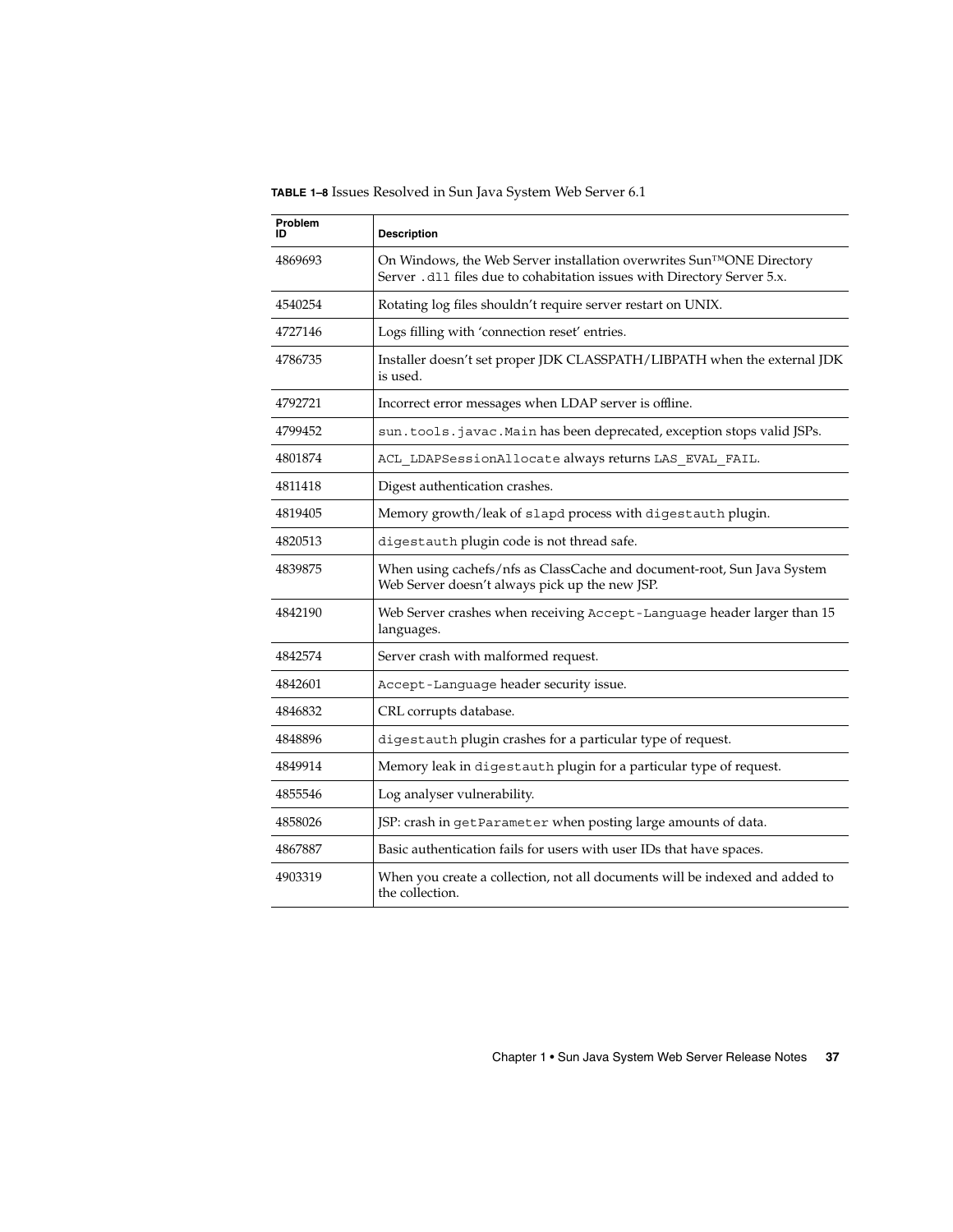**TABLE 1–8** Issues Resolved in Sun Java System Web Server 6.1

| Problem ID | Description |
| --- | --- |
| 4869693 | On Windows, the Web Server installation overwrites Sun™ONE Directory Server `.dll` files due to cohabitation issues with Directory Server 5.x. |
| 4540254 | Rotating log files shouldn't require server restart on UNIX. |
| 4727146 | Logs filling with 'connection reset' entries. |
| 4786735 | Installer doesn't set proper JDK CLASSPATH/LIBPATH when the external JDK is used. |
| 4792721 | Incorrect error messages when LDAP server is offline. |
| 4799452 | `sun.tools.javac.Main` has been deprecated, exception stops valid JSPs. |
| 4801874 | `ACL_LDAPSessionAllocate` always returns `LAS_EVAL_FAIL`. |
| 4811418 | Digest authentication crashes. |
| 4819405 | Memory growth/leak of `slapd` process with `digestauth` plugin. |
| 4820513 | `digestauth` plugin code is not thread safe. |
| 4839875 | When using cachefs/nfs as ClassCache and document-root, Sun Java System Web Server doesn't always pick up the new JSP. |
| 4842190 | Web Server crashes when receiving `Accept-Language` header larger than 15 languages. |
| 4842574 | Server crash with malformed request. |
| 4842601 | `Accept-Language` header security issue. |
| 4846832 | CRL corrupts database. |
| 4848896 | `digestauth` plugin crashes for a particular type of request. |
| 4849914 | Memory leak in `digestauth` plugin for a particular type of request. |
| 4855546 | Log analyser vulnerability. |
| 4858026 | JSP: crash in `getParameter` when posting large amounts of data. |
| 4867887 | Basic authentication fails for users with user IDs that have spaces. |
| 4903319 | When you create a collection, not all documents will be indexed and added to the collection. |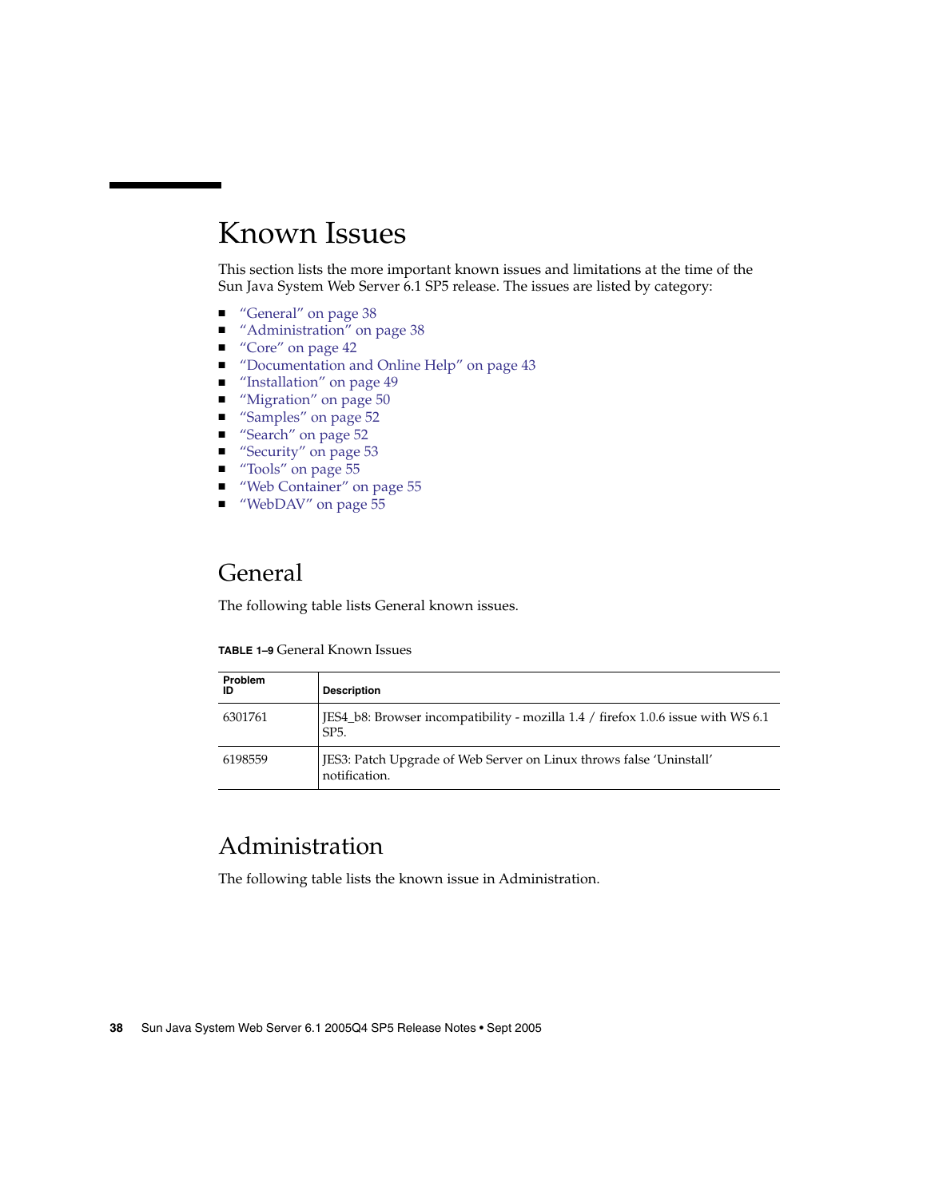# Known Issues

This section lists the more important known issues and limitations at the time of the Sun Java System Web Server 6.1 SP5 release. The issues are listed by category:

- "General" on page 38
- "Administration" on page 38
- "Core" on page 42
- "Documentation and Online Help" on page 43
- "Installation" on page 49
- "Migration" on page 50
- "Samples" on page 52
- "Search" on page 52
- "Security" on page 53
- "Tools" on page 55
- "Web Container" on page 55
- "WebDAV" on page 55

## General

The following table lists General known issues.

**TABLE 1–9** General Known Issues

| Problem ID | Description |
| --- | --- |
| 6301761 | JES4_b8: Browser incompatibility - mozilla 1.4 / firefox 1.0.6 issue with WS 6.1 SP5. |
| 6198559 | JES3: Patch Upgrade of Web Server on Linux throws false 'Uninstall' notification. |

## Administration

The following table lists the known issue in Administration.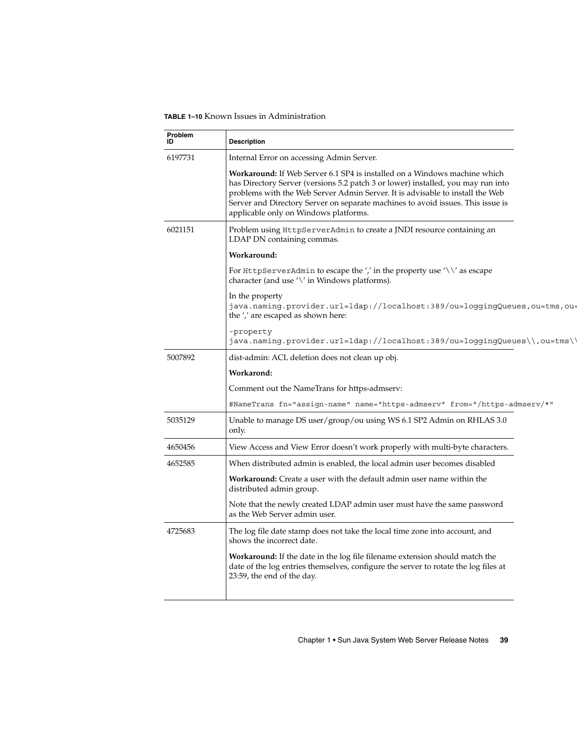**TABLE 1–10** Known Issues in Administration

| Problem ID | Description |
| --- | --- |
| 6197731 | Internal Error on accessing Admin Server.<br><br>**Workaround:** If Web Server 6.1 SP4 is installed on a Windows machine which has Directory Server (versions 5.2 patch 3 or lower) installed, you may run into problems with the Web Server Admin Server. It is advisable to install the Web Server and Directory Server on separate machines to avoid issues. This issue is applicable only on Windows platforms. |
| 6021151 | Problem using `HttpServerAdmin` to create a JNDI resource containing an LDAP DN containing commas.<br><br>**Workaround:**<br><br>For `HttpServerAdmin` to escape the ',' in the property use '\\' as escape character (and use '\' in Windows platforms).<br><br>In the property `java.naming.provider.url=ldap://localhost:389/ou=loggingQueues,ou=tms,ou=` the ',' are escaped as shown here:<br><br>`-property java.naming.provider.url=ldap://localhost:389/ou=loggingQueues\\,ou=tms\\` |
| 5007892 | dist-admin: ACL deletion does not clean up obj.<br><br>**Workarond:**<br><br>Comment out the NameTrans for https-admserv:<br><br>`#NameTrans fn="assign-name" name="https-admserv" from="/https-admserv/*"` |
| 5035129 | Unable to manage DS user/group/ou using WS 6.1 SP2 Admin on RHLAS 3.0 only. |
| 4650456 | View Access and View Error doesn't work properly with multi-byte characters. |
| 4652585 | When distributed admin is enabled, the local admin user becomes disabled<br><br>**Workaround:** Create a user with the default admin user name within the distributed admin group.<br><br>Note that the newly created LDAP admin user must have the same password as the Web Server admin user. |
| 4725683 | The log file date stamp does not take the local time zone into account, and shows the incorrect date.<br><br>**Workaround:** If the date in the log file filename extension should match the date of the log entries themselves, configure the server to rotate the log files at 23:59, the end of the day. |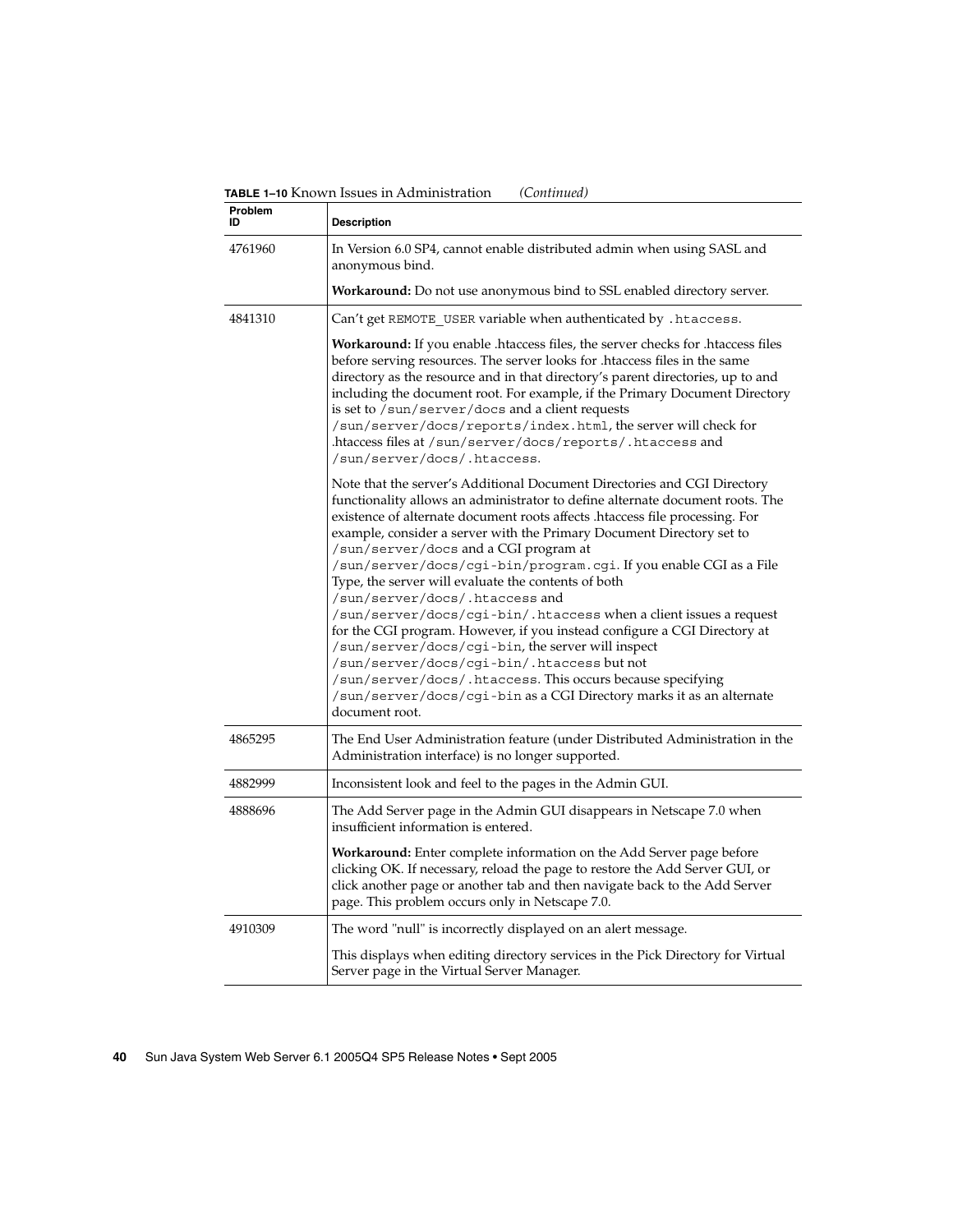**TABLE 1–10** Known Issues in Administration *(Continued)*

| Problem ID | Description |
| --- | --- |
| 4761960 | In Version 6.0 SP4, cannot enable distributed admin when using SASL and anonymous bind.<br><br>**Workaround:** Do not use anonymous bind to SSL enabled directory server. |
| 4841310 | Can't get `REMOTE_USER` variable when authenticated by `.htaccess`.<br><br>**Workaround:** If you enable .htaccess files, the server checks for .htaccess files before serving resources. The server looks for .htaccess files in the same directory as the resource and in that directory's parent directories, up to and including the document root. For example, if the Primary Document Directory is set to `/sun/server/docs` and a client requests `/sun/server/docs/reports/index.html`, the server will check for .htaccess files at `/sun/server/docs/reports/.htaccess` and `/sun/server/docs/.htaccess`.<br><br>Note that the server's Additional Document Directories and CGI Directory functionality allows an administrator to define alternate document roots. The existence of alternate document roots affects .htaccess file processing. For example, consider a server with the Primary Document Directory set to `/sun/server/docs` and a CGI program at `/sun/server/docs/cgi-bin/program.cgi`. If you enable CGI as a File Type, the server will evaluate the contents of both `/sun/server/docs/.htaccess` and `/sun/server/docs/cgi-bin/.htaccess` when a client issues a request for the CGI program. However, if you instead configure a CGI Directory at `/sun/server/docs/cgi-bin`, the server will inspect `/sun/server/docs/cgi-bin/.htaccess` but not `/sun/server/docs/.htaccess`. This occurs because specifying `/sun/server/docs/cgi-bin` as a CGI Directory marks it as an alternate document root. |
| 4865295 | The End User Administration feature (under Distributed Administration in the Administration interface) is no longer supported. |
| 4882999 | Inconsistent look and feel to the pages in the Admin GUI. |
| 4888696 | The Add Server page in the Admin GUI disappears in Netscape 7.0 when insufficient information is entered.<br><br>**Workaround:** Enter complete information on the Add Server page before clicking OK. If necessary, reload the page to restore the Add Server GUI, or click another page or another tab and then navigate back to the Add Server page. This problem occurs only in Netscape 7.0. |
| 4910309 | The word "null" is incorrectly displayed on an alert message.<br><br>This displays when editing directory services in the Pick Directory for Virtual Server page in the Virtual Server Manager. |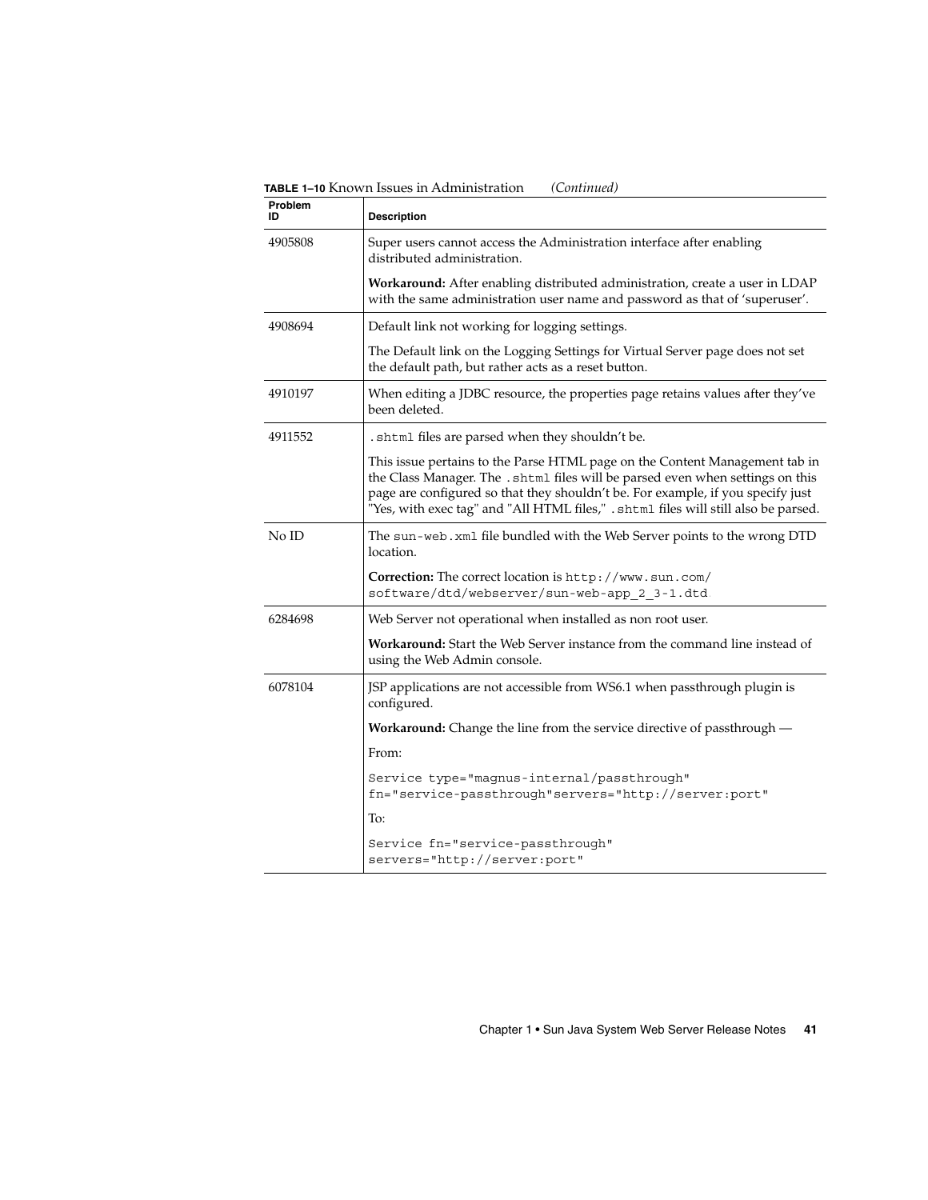**TABLE 1–10** Known Issues in Administration *(Continued)*

| Problem ID | Description |
| --- | --- |
| 4905808 | Super users cannot access the Administration interface after enabling distributed administration.<br><br>**Workaround:** After enabling distributed administration, create a user in LDAP with the same administration user name and password as that of 'superuser'. |
| 4908694 | Default link not working for logging settings.<br><br>The Default link on the Logging Settings for Virtual Server page does not set the default path, but rather acts as a reset button. |
| 4910197 | When editing a JDBC resource, the properties page retains values after they've been deleted. |
| 4911552 | `.shtml` files are parsed when they shouldn't be.<br><br>This issue pertains to the Parse HTML page on the Content Management tab in the Class Manager. The `.shtml` files will be parsed even when settings on this page are configured so that they shouldn't be. For example, if you specify just "Yes, with exec tag" and "All HTML files," `.shtml` files will still also be parsed. |
| No ID | The `sun-web.xml` file bundled with the Web Server points to the wrong DTD location.<br><br>**Correction:** The correct location is `http://www.sun.com/software/dtd/webserver/sun-web-app_2_3-1.dtd` |
| 6284698 | Web Server not operational when installed as non root user.<br><br>**Workaround:** Start the Web Server instance from the command line instead of using the Web Admin console. |
| 6078104 | JSP applications are not accessible from WS6.1 when passthrough plugin is configured.<br><br>**Workaround:** Change the line from the service directive of passthrough —<br><br>From:<br><br>`Service type="magnus-internal/passthrough" fn="service-passthrough"servers="http://server:port"`<br><br>To:<br><br>`Service fn="service-passthrough" servers="http://server:port"` |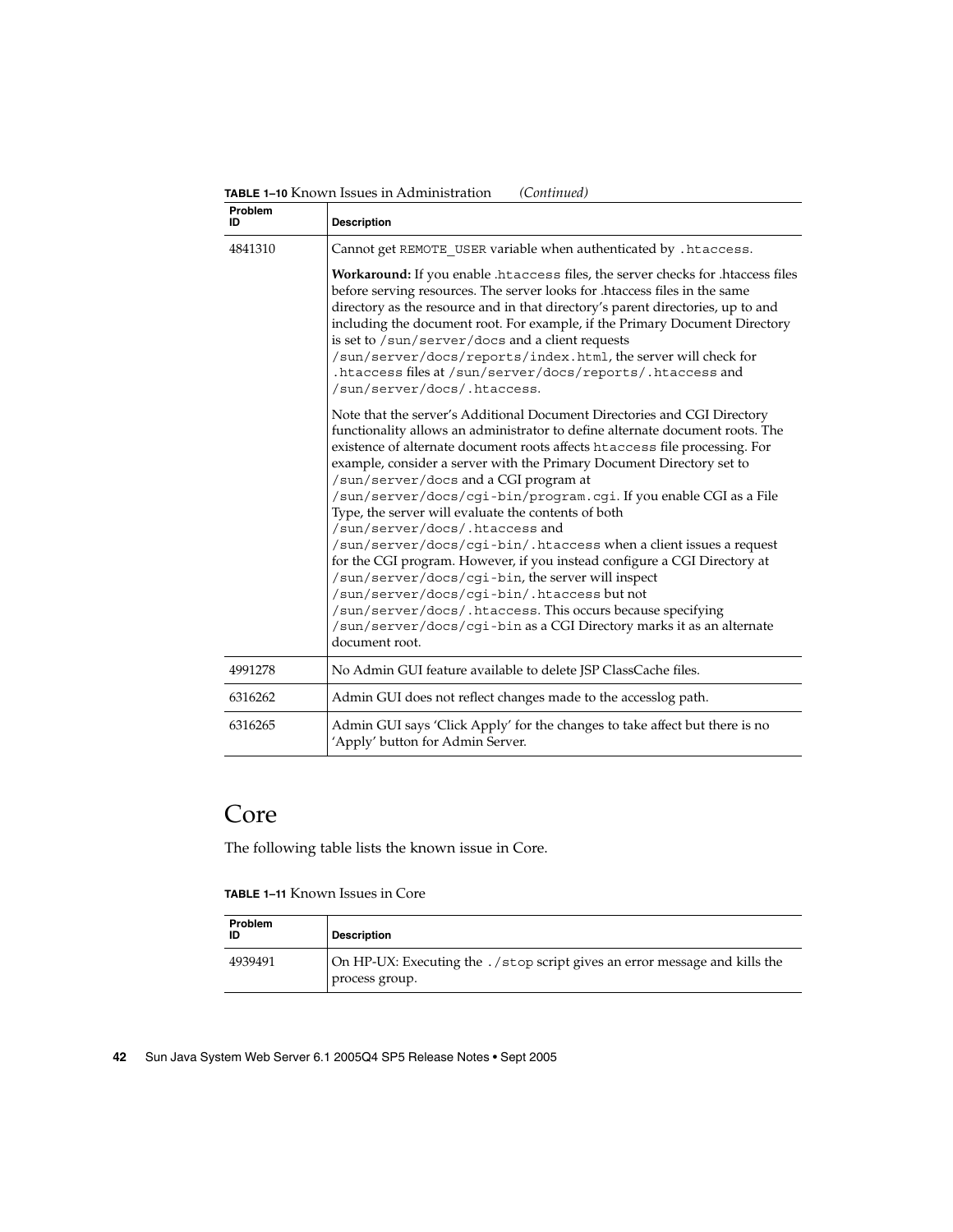**TABLE 1–10** Known Issues in Administration *(Continued)*

| Problem ID | Description |
| --- | --- |
| 4841310 | Cannot get `REMOTE_USER` variable when authenticated by `.htaccess`.<br><br>**Workaround:** If you enable `.htaccess` files, the server checks for .htaccess files before serving resources. The server looks for .htaccess files in the same directory as the resource and in that directory's parent directories, up to and including the document root. For example, if the Primary Document Directory is set to `/sun/server/docs` and a client requests `/sun/server/docs/reports/index.html`, the server will check for `.htaccess` files at `/sun/server/docs/reports/.htaccess` and `/sun/server/docs/.htaccess`.<br><br>Note that the server's Additional Document Directories and CGI Directory functionality allows an administrator to define alternate document roots. The existence of alternate document roots affects `htaccess` file processing. For example, consider a server with the Primary Document Directory set to `/sun/server/docs` and a CGI program at `/sun/server/docs/cgi-bin/program.cgi`. If you enable CGI as a File Type, the server will evaluate the contents of both `/sun/server/docs/.htaccess` and `/sun/server/docs/cgi-bin/.htaccess` when a client issues a request for the CGI program. However, if you instead configure a CGI Directory at `/sun/server/docs/cgi-bin`, the server will inspect `/sun/server/docs/cgi-bin/.htaccess` but not `/sun/server/docs/.htaccess`. This occurs because specifying `/sun/server/docs/cgi-bin` as a CGI Directory marks it as an alternate document root. |
| 4991278 | No Admin GUI feature available to delete JSP ClassCache files. |
| 6316262 | Admin GUI does not reflect changes made to the accesslog path. |
| 6316265 | Admin GUI says 'Click Apply' for the changes to take affect but there is no 'Apply' button for Admin Server. |

# Core

The following table lists the known issue in Core.

**TABLE 1–11** Known Issues in Core

| Problem ID | Description |
| --- | --- |
| 4939491 | On HP-UX: Executing the `./stop` script gives an error message and kills the process group. |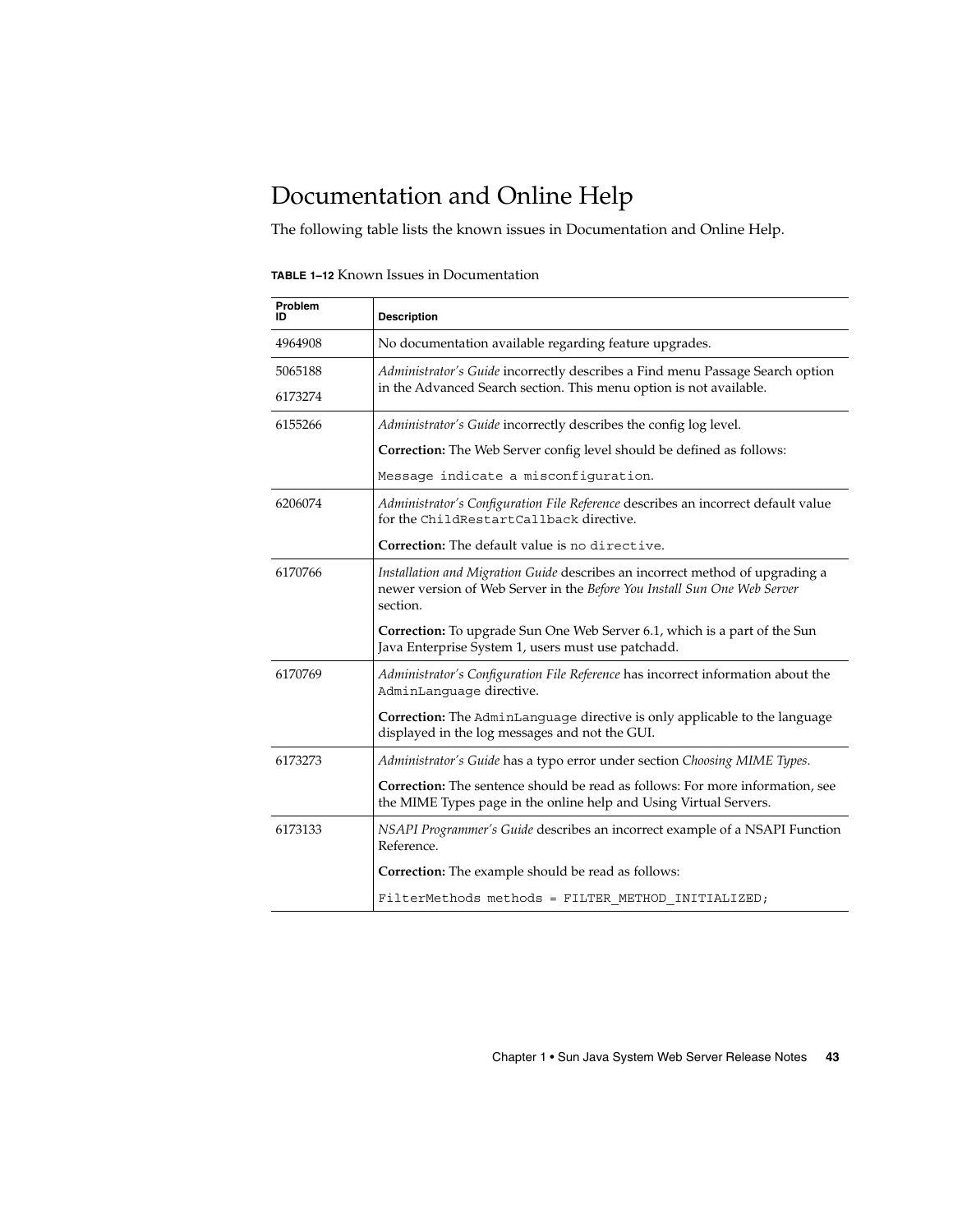# Documentation and Online Help

The following table lists the known issues in Documentation and Online Help.

**TABLE 1–12** Known Issues in Documentation

| Problem ID | Description |
|---|---|
| 4964908 | No documentation available regarding feature upgrades. |
| 5065188<br>6173274 | *Administrator's Guide* incorrectly describes a Find menu Passage Search option in the Advanced Search section. This menu option is not available. |
| 6155266 | *Administrator's Guide* incorrectly describes the config log level.<br>**Correction:** The Web Server config level should be defined as follows:<br>`Message indicate a misconfiguration.` |
| 6206074 | *Administrator's Configuration File Reference* describes an incorrect default value for the `ChildRestartCallback` directive.<br>**Correction:** The default value is `no directive`. |
| 6170766 | *Installation and Migration Guide* describes an incorrect method of upgrading a newer version of Web Server in the *Before You Install Sun One Web Server* section.<br>**Correction:** To upgrade Sun One Web Server 6.1, which is a part of the Sun Java Enterprise System 1, users must use patchadd. |
| 6170769 | *Administrator's Configuration File Reference* has incorrect information about the `AdminLanguage` directive.<br>**Correction:** The `AdminLanguage` directive is only applicable to the language displayed in the log messages and not the GUI. |
| 6173273 | *Administrator's Guide* has a typo error under section *Choosing MIME Types*.<br>**Correction:** The sentence should be read as follows: For more information, see the MIME Types page in the online help and Using Virtual Servers. |
| 6173133 | *NSAPI Programmer's Guide* describes an incorrect example of a NSAPI Function Reference.<br>**Correction:** The example should be read as follows:<br>`FilterMethods methods = FILTER_METHOD_INITIALIZED;` |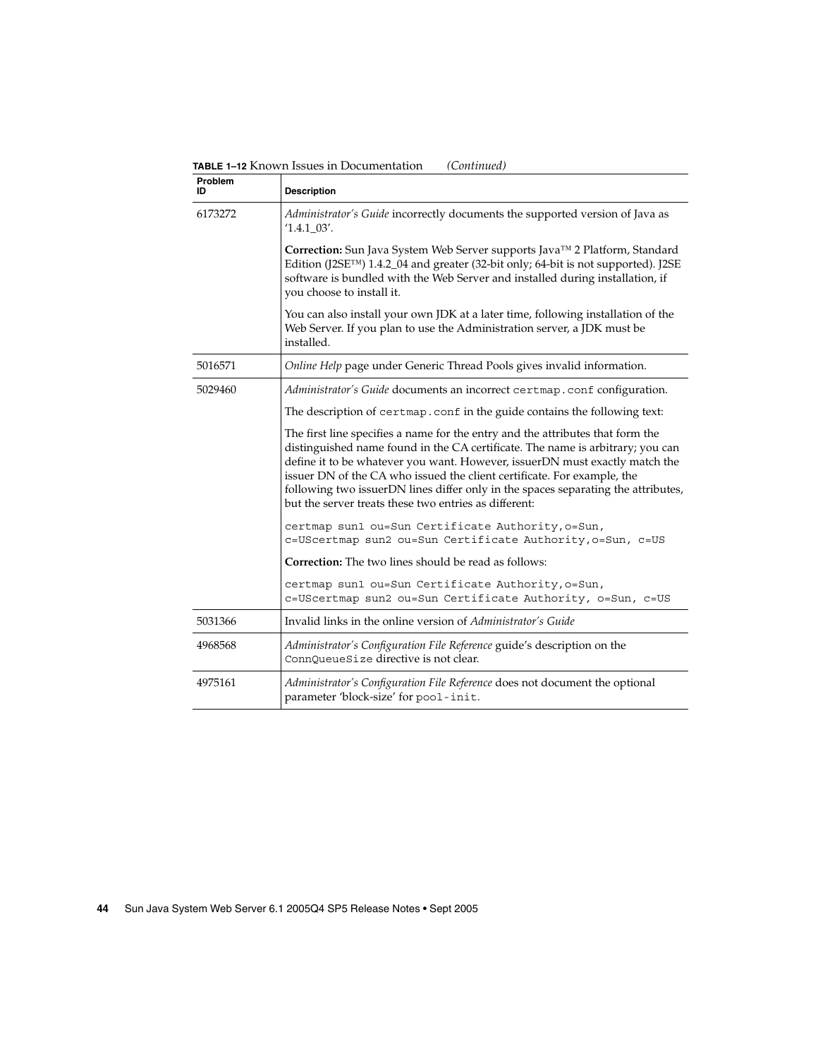**TABLE 1–12** Known Issues in Documentation *(Continued)*

| Problem ID | Description |
| --- | --- |
| 6173272 | *Administrator's Guide* incorrectly documents the supported version of Java as '1.4.1_03'.<br><br>**Correction:** Sun Java System Web Server supports Java™ 2 Platform, Standard Edition (J2SE™) 1.4.2_04 and greater (32-bit only; 64-bit is not supported). J2SE software is bundled with the Web Server and installed during installation, if you choose to install it.<br><br>You can also install your own JDK at a later time, following installation of the Web Server. If you plan to use the Administration server, a JDK must be installed. |
| 5016571 | *Online Help* page under Generic Thread Pools gives invalid information. |
| 5029460 | *Administrator's Guide* documents an incorrect `certmap.conf` configuration.<br><br>The description of `certmap.conf` in the guide contains the following text:<br><br>The first line specifies a name for the entry and the attributes that form the distinguished name found in the CA certificate. The name is arbitrary; you can define it to be whatever you want. However, issuerDN must exactly match the issuer DN of the CA who issued the client certificate. For example, the following two issuerDN lines differ only in the spaces separating the attributes, but the server treats these two entries as different:<br><br>`certmap sun1 ou=Sun Certificate Authority,o=Sun, c=UScertmap sun2 ou=Sun Certificate Authority,o=Sun, c=US`<br><br>**Correction:** The two lines should be read as follows:<br><br>`certmap sun1 ou=Sun Certificate Authority,o=Sun, c=UScertmap sun2 ou=Sun Certificate Authority, o=Sun, c=US` |
| 5031366 | Invalid links in the online version of *Administrator's Guide* |
| 4968568 | *Administrator's Configuration File Reference* guide's description on the `ConnQueueSize` directive is not clear. |
| 4975161 | *Administrator's Configuration File Reference* does not document the optional parameter 'block-size' for `pool-init`. |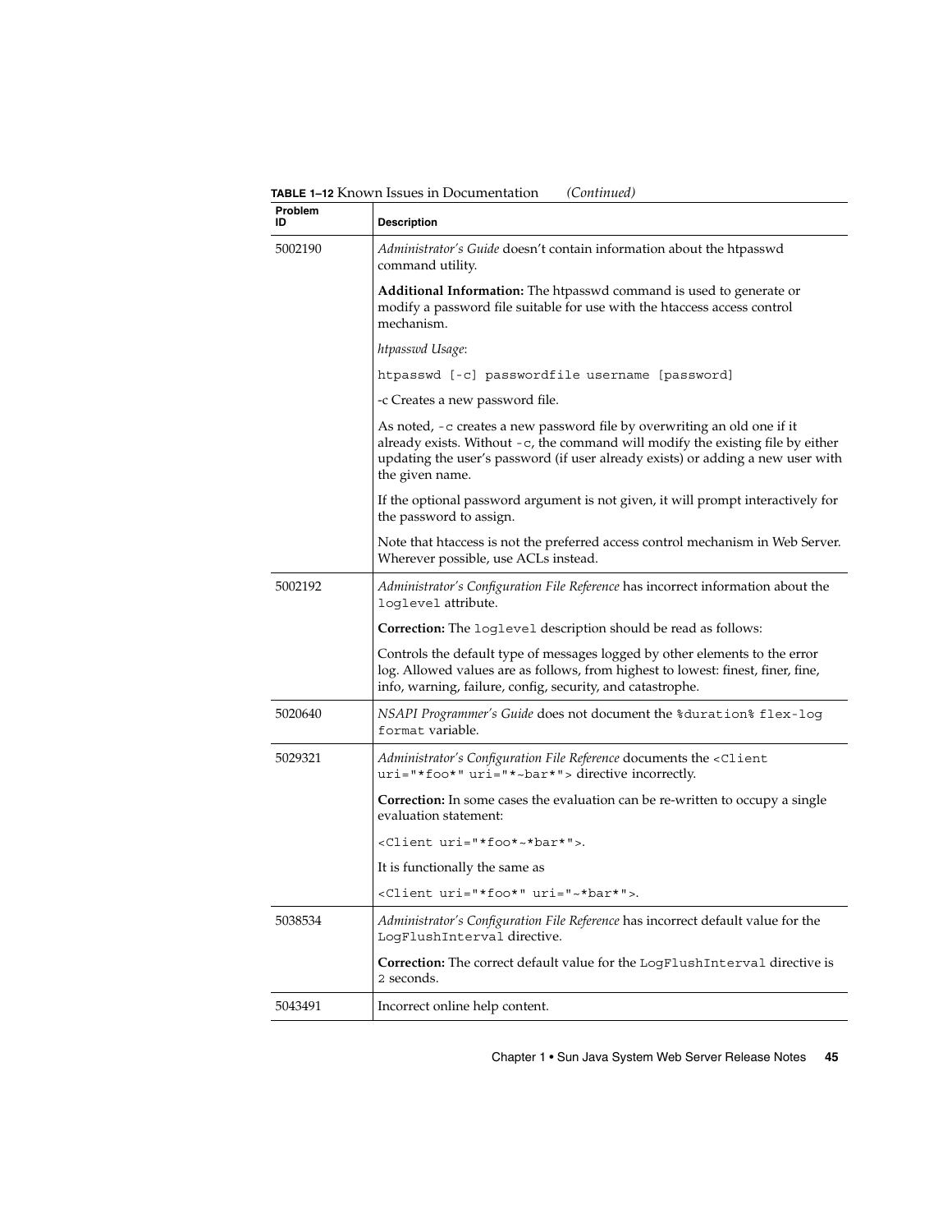**TABLE 1–12** Known Issues in Documentation *(Continued)*

| Problem ID | Description |
| --- | --- |
| 5002190 | *Administrator's Guide* doesn't contain information about the htpasswd command utility.<br><br>**Additional Information:** The htpasswd command is used to generate or modify a password file suitable for use with the htaccess access control mechanism.<br><br>*htpasswd Usage*:<br><br>`htpasswd [-c] passwordfile username [password]`<br><br>-c Creates a new password file.<br><br>As noted, `-c` creates a new password file by overwriting an old one if it already exists. Without `-c`, the command will modify the existing file by either updating the user's password (if user already exists) or adding a new user with the given name.<br><br>If the optional password argument is not given, it will prompt interactively for the password to assign.<br><br>Note that htaccess is not the preferred access control mechanism in Web Server. Wherever possible, use ACLs instead. |
| 5002192 | *Administrator's Configuration File Reference* has incorrect information about the `loglevel` attribute.<br><br>**Correction:** The `loglevel` description should be read as follows:<br><br>Controls the default type of messages logged by other elements to the error log. Allowed values are as follows, from highest to lowest: finest, finer, fine, info, warning, failure, config, security, and catastrophe. |
| 5020640 | *NSAPI Programmer's Guide* does not document the `%duration% flex-log format` variable. |
| 5029321 | *Administrator's Configuration File Reference* documents the `<Client uri="*foo*" uri="*~bar*">` directive incorrectly.<br><br>**Correction:** In some cases the evaluation can be re-written to occupy a single evaluation statement:<br><br>`<Client uri="*foo*~*bar*">`.<br><br>It is functionally the same as<br><br>`<Client uri="*foo*" uri="~*bar*">`. |
| 5038534 | *Administrator's Configuration File Reference* has incorrect default value for the `LogFlushInterval` directive.<br><br>**Correction:** The correct default value for the `LogFlushInterval` directive is `2` seconds. |
| 5043491 | Incorrect online help content. |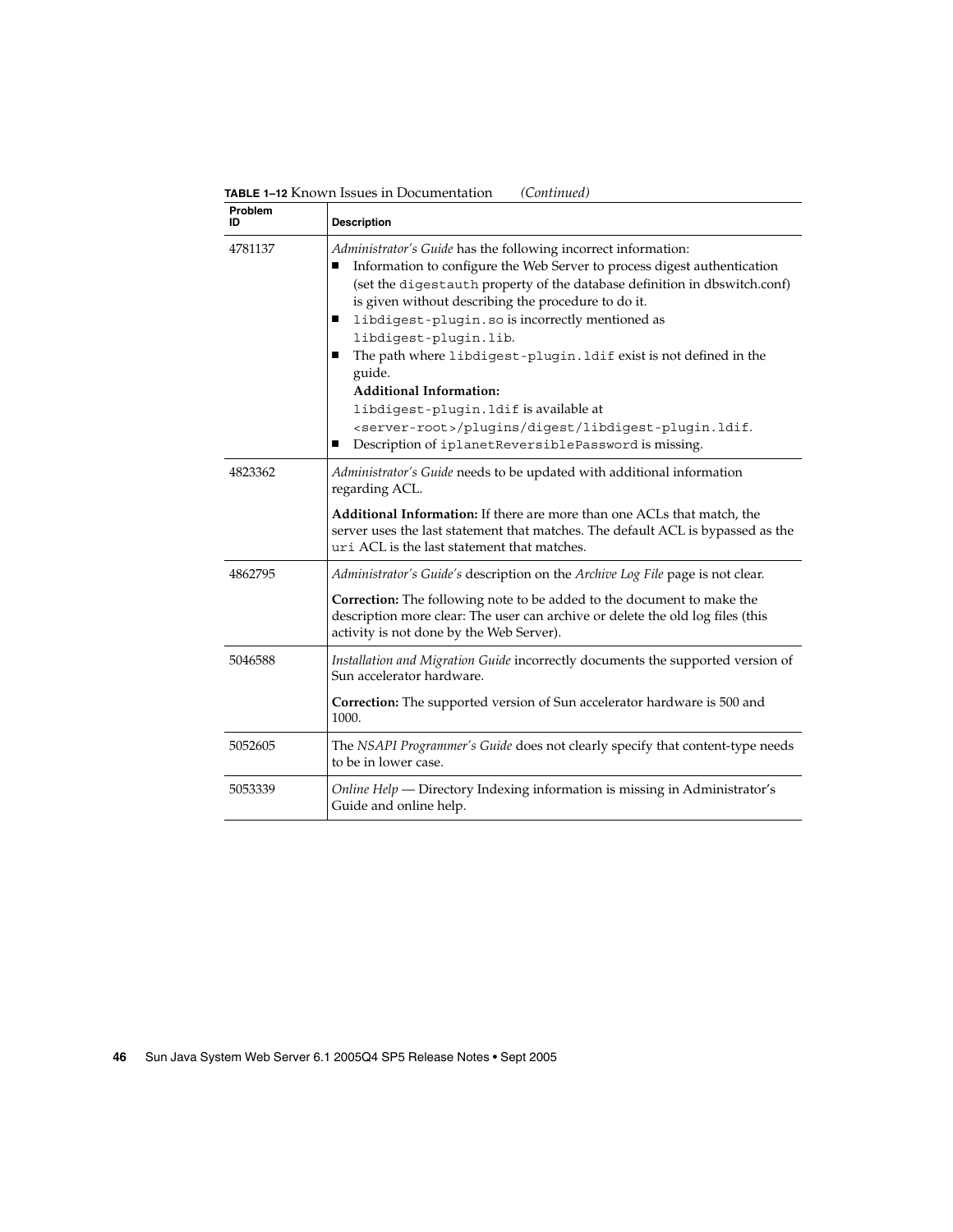**TABLE 1–12** Known Issues in Documentation *(Continued)*

| Problem ID | Description |
| --- | --- |
| 4781137 | *Administrator's Guide* has the following incorrect information:<br>■ Information to configure the Web Server to process digest authentication (set the `digestauth` property of the database definition in dbswitch.conf) is given without describing the procedure to do it.<br>■ `libdigest-plugin.so` is incorrectly mentioned as `libdigest-plugin.lib`.<br>■ The path where `libdigest-plugin.ldif` exist is not defined in the guide.<br>**Additional Information:**<br>`libdigest-plugin.ldif` is available at `<server-root>/plugins/digest/libdigest-plugin.ldif`.<br>■ Description of `iplanetReversiblePassword` is missing. |
| 4823362 | *Administrator's Guide* needs to be updated with additional information regarding ACL.<br><br>**Additional Information:** If there are more than one ACLs that match, the server uses the last statement that matches. The default ACL is bypassed as the `uri` ACL is the last statement that matches. |
| 4862795 | *Administrator's Guide's* description on the *Archive Log File* page is not clear.<br><br>**Correction:** The following note to be added to the document to make the description more clear: The user can archive or delete the old log files (this activity is not done by the Web Server). |
| 5046588 | *Installation and Migration Guide* incorrectly documents the supported version of Sun accelerator hardware.<br><br>**Correction:** The supported version of Sun accelerator hardware is 500 and 1000. |
| 5052605 | The *NSAPI Programmer's Guide* does not clearly specify that content-type needs to be in lower case. |
| 5053339 | *Online Help* — Directory Indexing information is missing in Administrator's Guide and online help. |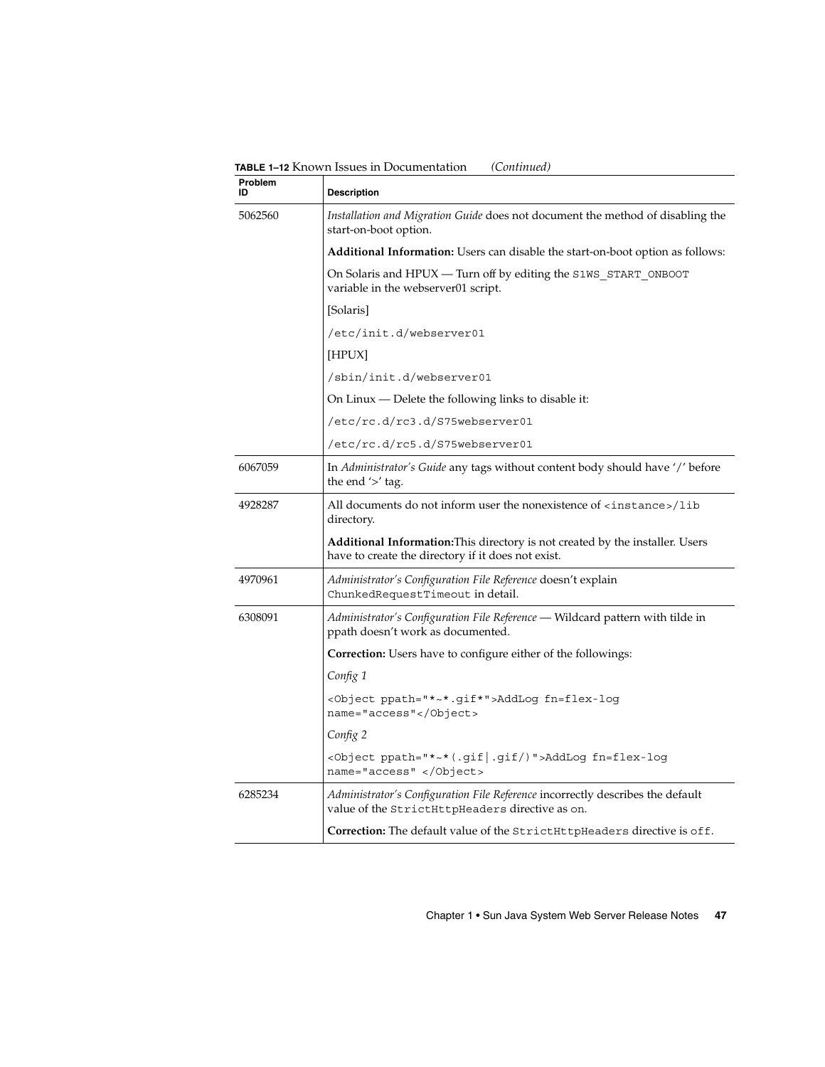**TABLE 1–12** Known Issues in Documentation *(Continued)*

| Problem ID | Description |
| --- | --- |
| 5062560 | *Installation and Migration Guide* does not document the method of disabling the start-on-boot option.<br><br>**Additional Information:** Users can disable the start-on-boot option as follows:<br><br>On Solaris and HPUX — Turn off by editing the `S1WS_START_ONBOOT` variable in the webserver01 script.<br><br>[Solaris]<br><br>`/etc/init.d/webserver01`<br><br>[HPUX]<br><br>`/sbin/init.d/webserver01`<br><br>On Linux — Delete the following links to disable it:<br><br>`/etc/rc.d/rc3.d/S75webserver01`<br><br>`/etc/rc.d/rc5.d/S75webserver01` |
| 6067059 | In *Administrator's Guide* any tags without content body should have '/' before the end '>' tag. |
| 4928287 | All documents do not inform user the nonexistence of `<instance>/lib` directory.<br><br>**Additional Information:**This directory is not created by the installer. Users have to create the directory if it does not exist. |
| 4970961 | *Administrator's Configuration File Reference* doesn't explain `ChunkedRequestTimeout` in detail. |
| 6308091 | *Administrator's Configuration File Reference* — Wildcard pattern with tilde in ppath doesn't work as documented.<br><br>**Correction:** Users have to configure either of the followings:<br><br>*Config 1*<br><br>`<Object ppath="*~*.gif*">AddLog fn=flex-log name="access"</Object>`<br><br>*Config 2*<br><br>`<Object ppath="*~*(.gif\|.gif/)">AddLog fn=flex-log name="access" </Object>` |
| 6285234 | *Administrator's Configuration File Reference* incorrectly describes the default value of the `StrictHttpHeaders` directive as `on`.<br><br>**Correction:** The default value of the `StrictHttpHeaders` directive is `off`. |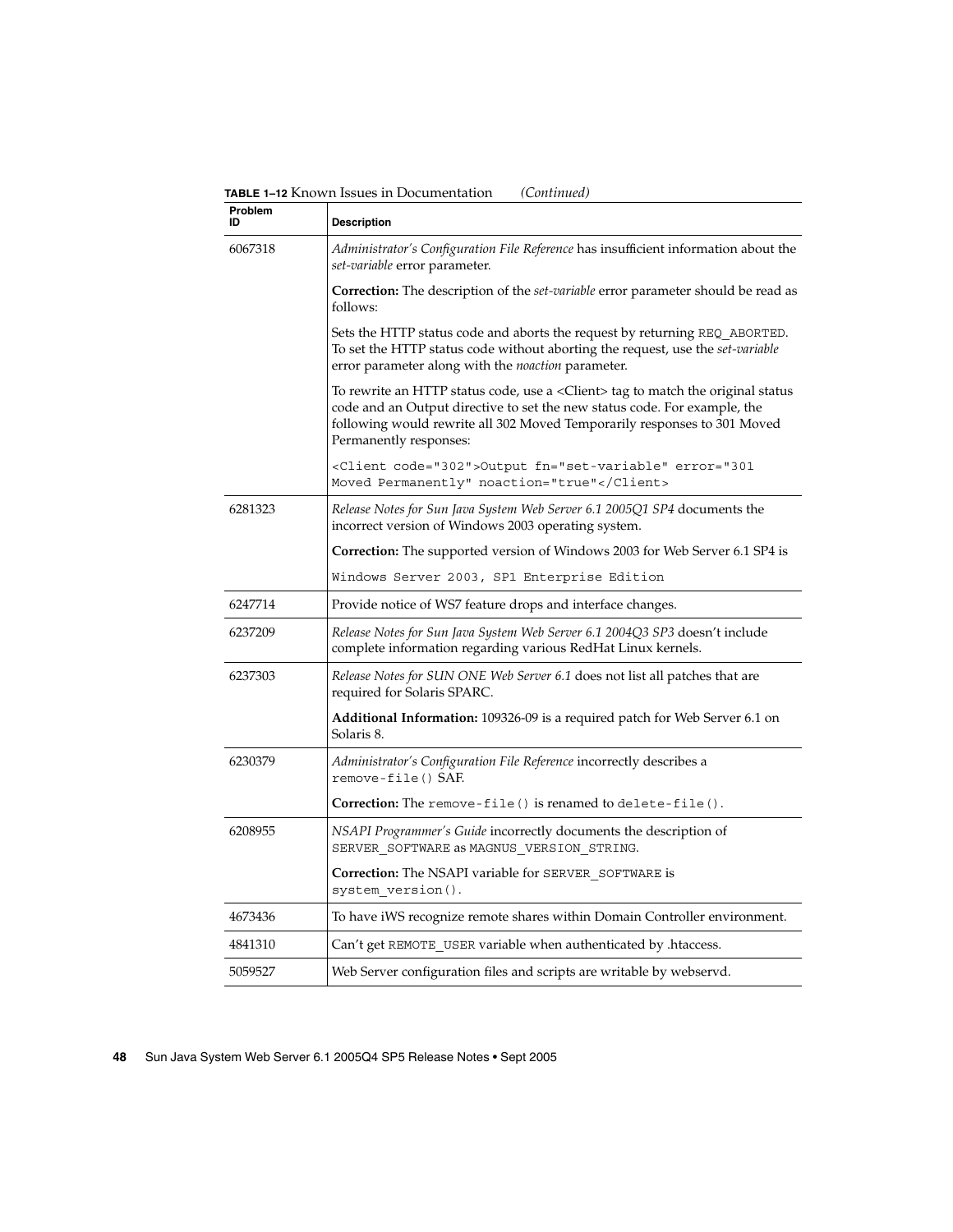**TABLE 1–12** Known Issues in Documentation *(Continued)*

| Problem ID | Description |
| --- | --- |
| 6067318 | *Administrator's Configuration File Reference* has insufficient information about the *set-variable* error parameter.<br><br>**Correction:** The description of the *set-variable* error parameter should be read as follows:<br><br>Sets the HTTP status code and aborts the request by returning `REQ_ABORTED`. To set the HTTP status code without aborting the request, use the *set-variable* error parameter along with the *noaction* parameter.<br><br>To rewrite an HTTP status code, use a <Client> tag to match the original status code and an Output directive to set the new status code. For example, the following would rewrite all 302 Moved Temporarily responses to 301 Moved Permanently responses:<br><br>`<Client code="302">Output fn="set-variable" error="301 Moved Permanently" noaction="true"</Client>` |
| 6281323 | *Release Notes for Sun Java System Web Server 6.1 2005Q1 SP4* documents the incorrect version of Windows 2003 operating system.<br><br>**Correction:** The supported version of Windows 2003 for Web Server 6.1 SP4 is<br><br>`Windows Server 2003, SP1 Enterprise Edition` |
| 6247714 | Provide notice of WS7 feature drops and interface changes. |
| 6237209 | *Release Notes for Sun Java System Web Server 6.1 2004Q3 SP3* doesn't include complete information regarding various RedHat Linux kernels. |
| 6237303 | *Release Notes for SUN ONE Web Server 6.1* does not list all patches that are required for Solaris SPARC.<br><br>**Additional Information:** 109326-09 is a required patch for Web Server 6.1 on Solaris 8. |
| 6230379 | *Administrator's Configuration File Reference* incorrectly describes a `remove-file()` SAF.<br><br>**Correction:** The `remove-file()` is renamed to `delete-file()`. |
| 6208955 | *NSAPI Programmer's Guide* incorrectly documents the description of `SERVER_SOFTWARE` as `MAGNUS_VERSION_STRING`.<br><br>**Correction:** The NSAPI variable for `SERVER_SOFTWARE` is `system_version()`. |
| 4673436 | To have iWS recognize remote shares within Domain Controller environment. |
| 4841310 | Can't get `REMOTE_USER` variable when authenticated by .htaccess. |
| 5059527 | Web Server configuration files and scripts are writable by webservd. |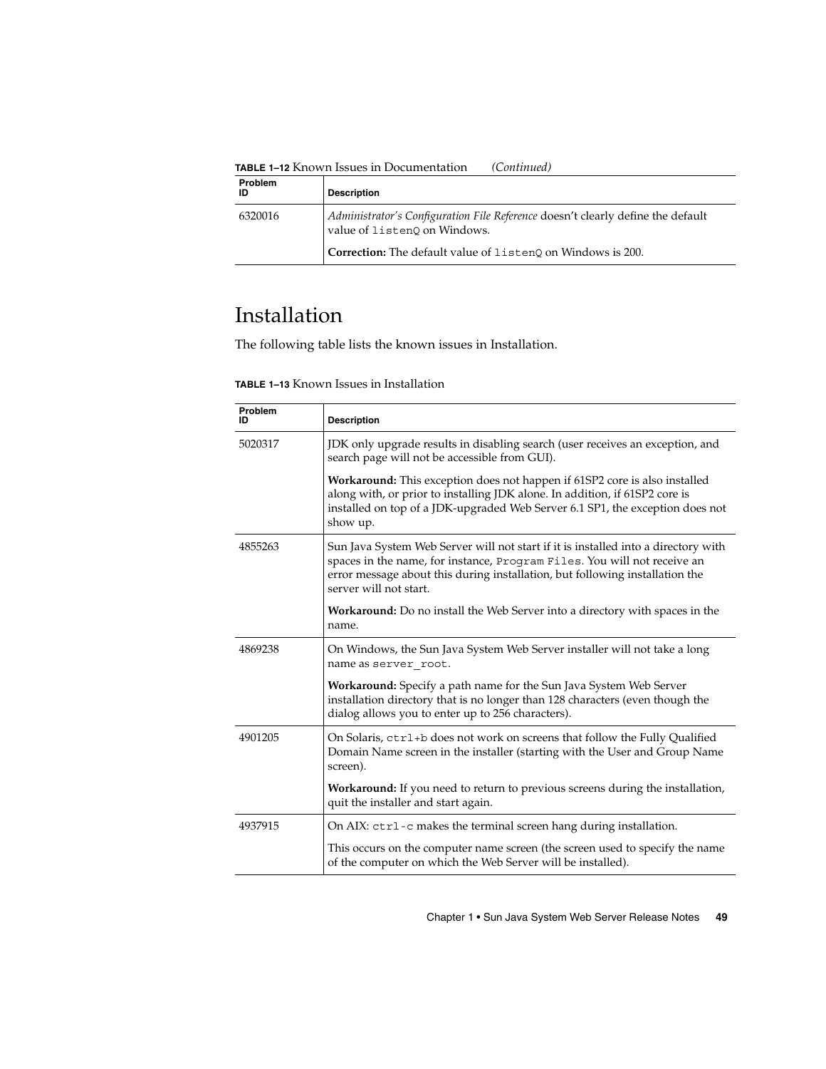**TABLE 1–12** Known Issues in Documentation *(Continued)*

| Problem ID | Description |
| --- | --- |
| 6320016 | *Administrator's Configuration File Reference* doesn't clearly define the default value of `listenQ` on Windows.<br><br>**Correction:** The default value of `listenQ` on Windows is 200. |

## Installation

The following table lists the known issues in Installation.

**TABLE 1–13** Known Issues in Installation

| Problem ID | Description |
| --- | --- |
| 5020317 | JDK only upgrade results in disabling search (user receives an exception, and search page will not be accessible from GUI).<br><br>**Workaround:** This exception does not happen if 61SP2 core is also installed along with, or prior to installing JDK alone. In addition, if 61SP2 core is installed on top of a JDK-upgraded Web Server 6.1 SP1, the exception does not show up. |
| 4855263 | Sun Java System Web Server will not start if it is installed into a directory with spaces in the name, for instance, `Program Files`. You will not receive an error message about this during installation, but following installation the server will not start.<br><br>**Workaround:** Do no install the Web Server into a directory with spaces in the name. |
| 4869238 | On Windows, the Sun Java System Web Server installer will not take a long name as `server_root`.<br><br>**Workaround:** Specify a path name for the Sun Java System Web Server installation directory that is no longer than 128 characters (even though the dialog allows you to enter up to 256 characters). |
| 4901205 | On Solaris, `ctrl+b` does not work on screens that follow the Fully Qualified Domain Name screen in the installer (starting with the User and Group Name screen).<br><br>**Workaround:** If you need to return to previous screens during the installation, quit the installer and start again. |
| 4937915 | On AIX: `ctrl-c` makes the terminal screen hang during installation.<br><br>This occurs on the computer name screen (the screen used to specify the name of the computer on which the Web Server will be installed). |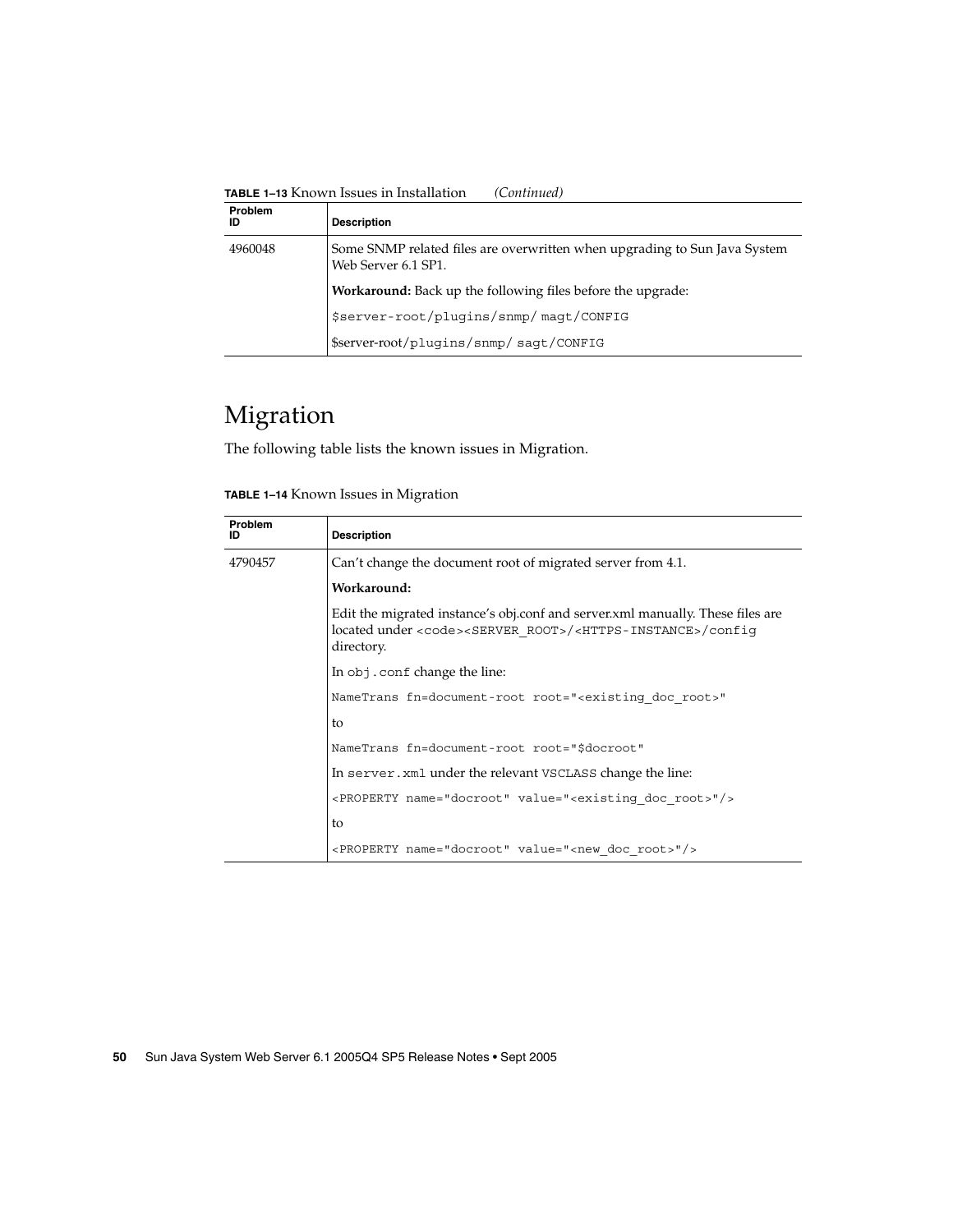**TABLE 1–13** Known Issues in Installation *(Continued)*

| Problem ID | Description |
| --- | --- |
| 4960048 | Some SNMP related files are overwritten when upgrading to Sun Java System Web Server 6.1 SP1.<br><br>**Workaround:** Back up the following files before the upgrade:<br><br>`$server-root/plugins/snmp/ magt/CONFIG`<br><br>$server-root/`plugins/snmp/ sagt/CONFIG` |

## Migration

The following table lists the known issues in Migration.

**TABLE 1–14** Known Issues in Migration

| Problem ID | Description |
| --- | --- |
| 4790457 | Can't change the document root of migrated server from 4.1.<br><br>**Workaround:**<br><br>Edit the migrated instance's obj.conf and server.xml manually. These files are located under `<code><SERVER_ROOT>/<HTTPS-INSTANCE>/config` directory.<br><br>In `obj.conf` change the line:<br><br>`NameTrans fn=document-root root="<existing_doc_root>"`<br><br>to<br><br>`NameTrans fn=document-root root="$docroot"`<br><br>In `server.xml` under the relevant `VSCLASS` change the line:<br><br>`<PROPERTY name="docroot" value="<existing_doc_root>"/>`<br><br>to<br><br>`<PROPERTY name="docroot" value="<new_doc_root>"/>` |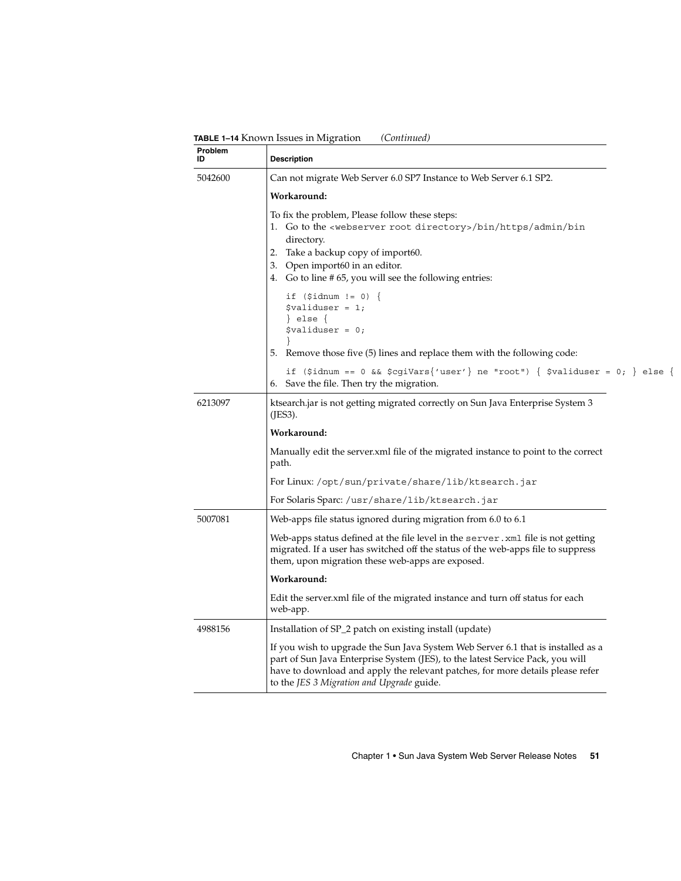**TABLE 1–14** Known Issues in Migration *(Continued)*

| Problem ID | Description |
| --- | --- |
| 5042600 | Can not migrate Web Server 6.0 SP7 Instance to Web Server 6.1 SP2.<br><br>**Workaround:**<br><br>To fix the problem, Please follow these steps:<br>1. Go to the `<webserver root directory>/bin/https/admin/bin` directory.<br>2. Take a backup copy of import60.<br>3. Open import60 in an editor.<br>4. Go to line # 65, you will see the following entries:<br>`if ($idnum != 0) {`<br>`$validuser = 1;`<br>`} else {`<br>`$validuser = 0;`<br>`}`<br>5. Remove those five (5) lines and replace them with the following code:<br>`if ($idnum == 0 && $cgiVars{'user'} ne "root") { $validuser = 0; } else {`<br>6. Save the file. Then try the migration. |
| 6213097 | ktsearch.jar is not getting migrated correctly on Sun Java Enterprise System 3 (JES3).<br><br>**Workaround:**<br><br>Manually edit the server.xml file of the migrated instance to point to the correct path.<br><br>For Linux: `/opt/sun/private/share/lib/ktsearch.jar`<br><br>For Solaris Sparc: `/usr/share/lib/ktsearch.jar` |
| 5007081 | Web-apps file status ignored during migration from 6.0 to 6.1<br><br>Web-apps status defined at the file level in the `server.xml` file is not getting migrated. If a user has switched off the status of the web-apps file to suppress them, upon migration these web-apps are exposed.<br><br>**Workaround:**<br><br>Edit the server.xml file of the migrated instance and turn off status for each web-app. |
| 4988156 | Installation of SP_2 patch on existing install (update)<br><br>If you wish to upgrade the Sun Java System Web Server 6.1 that is installed as a part of Sun Java Enterprise System (JES), to the latest Service Pack, you will have to download and apply the relevant patches, for more details please refer to the *JES 3 Migration and Upgrade* guide. |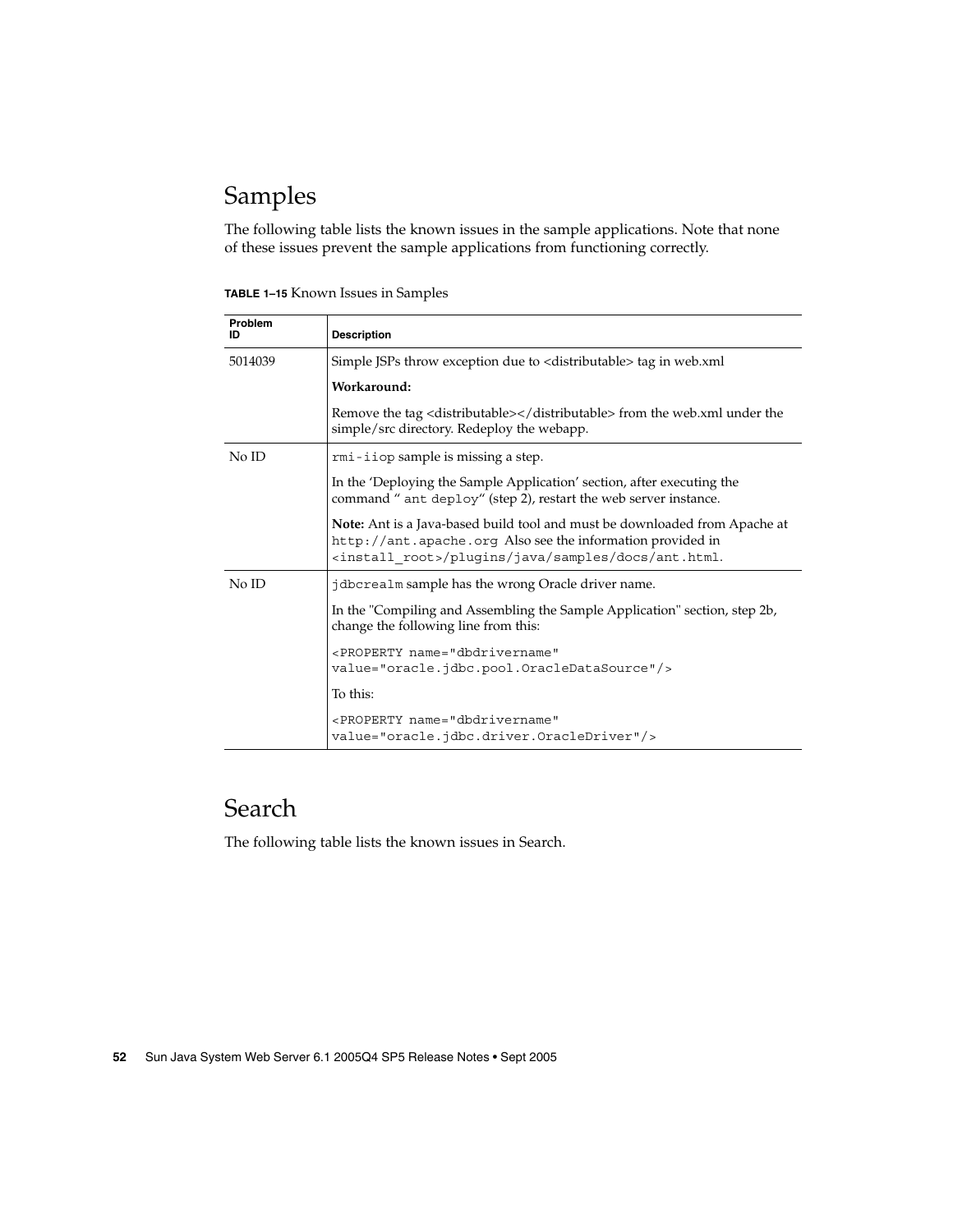## Samples

The following table lists the known issues in the sample applications. Note that none of these issues prevent the sample applications from functioning correctly.

**TABLE 1–15** Known Issues in Samples

| Problem ID | Description |
| --- | --- |
| 5014039 | Simple JSPs throw exception due to <distributable> tag in web.xml<br>**Workaround:**<br>Remove the tag <distributable></distributable> from the web.xml under the simple/src directory. Redeploy the webapp. |
| No ID | `rmi-iiop` sample is missing a step.<br>In the 'Deploying the Sample Application' section, after executing the command " `ant deploy`" (step 2), restart the web server instance.<br>**Note:** Ant is a Java-based build tool and must be downloaded from Apache at `http://ant.apache.org` Also see the information provided in `<install_root>/plugins/java/samples/docs/ant.html`. |
| No ID | `jdbcrealm` sample has the wrong Oracle driver name.<br>In the "Compiling and Assembling the Sample Application" section, step 2b, change the following line from this:<br>`<PROPERTY name="dbdrivername" value="oracle.jdbc.pool.OracleDataSource"/>`<br>To this:<br>`<PROPERTY name="dbdrivername" value="oracle.jdbc.driver.OracleDriver"/>` |

## Search

The following table lists the known issues in Search.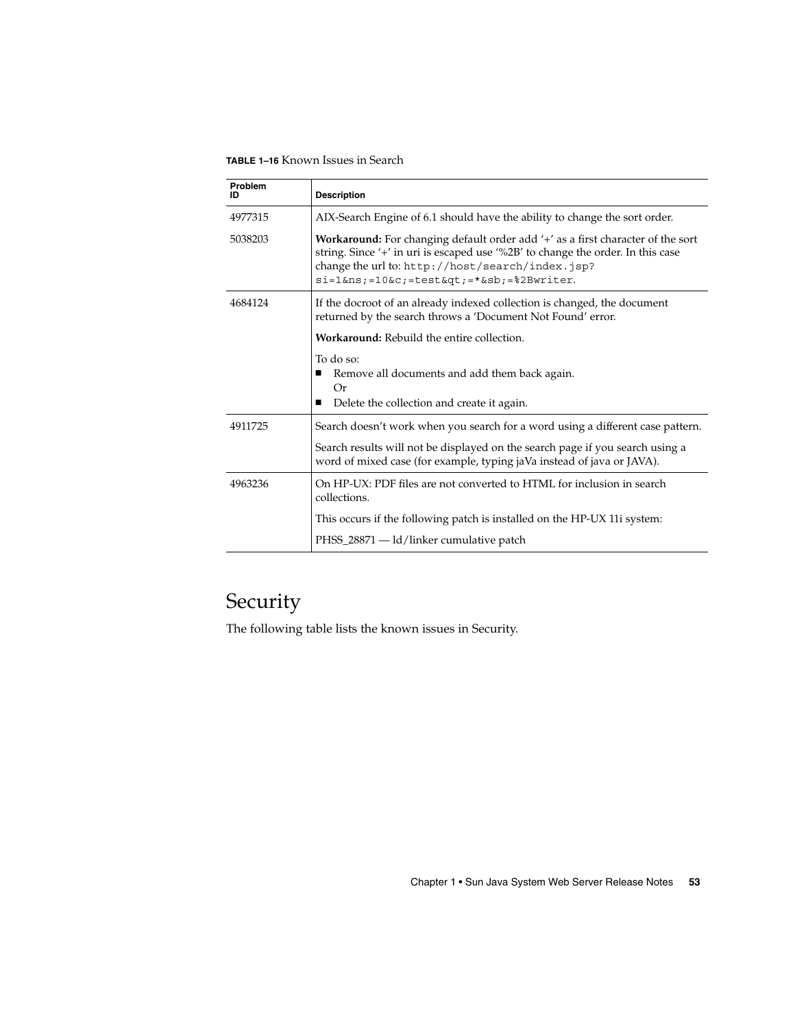**TABLE 1–16** Known Issues in Search

| Problem ID | Description |
| --- | --- |
| 4977315 | AIX-Search Engine of 6.1 should have the ability to change the sort order. |
| 5038203 | **Workaround:** For changing default order add '+' as a first character of the sort string. Since '+' in uri is escaped use '%2B' to change the order. In this case change the url to: `http://host/search/index.jsp?si=1&ns;=10&c;=test&qt;=*&sb;=%2Bwriter`. |
| 4684124 | If the docroot of an already indexed collection is changed, the document returned by the search throws a 'Document Not Found' error.<br><br>**Workaround:** Rebuild the entire collection.<br><br>To do so:<br>■ Remove all documents and add them back again.<br>Or<br>■ Delete the collection and create it again. |
| 4911725 | Search doesn't work when you search for a word using a different case pattern.<br><br>Search results will not be displayed on the search page if you search using a word of mixed case (for example, typing jaVa instead of java or JAVA). |
| 4963236 | On HP-UX: PDF files are not converted to HTML for inclusion in search collections.<br><br>This occurs if the following patch is installed on the HP-UX 11i system:<br><br>PHSS_28871 — ld/linker cumulative patch |

# Security

The following table lists the known issues in Security.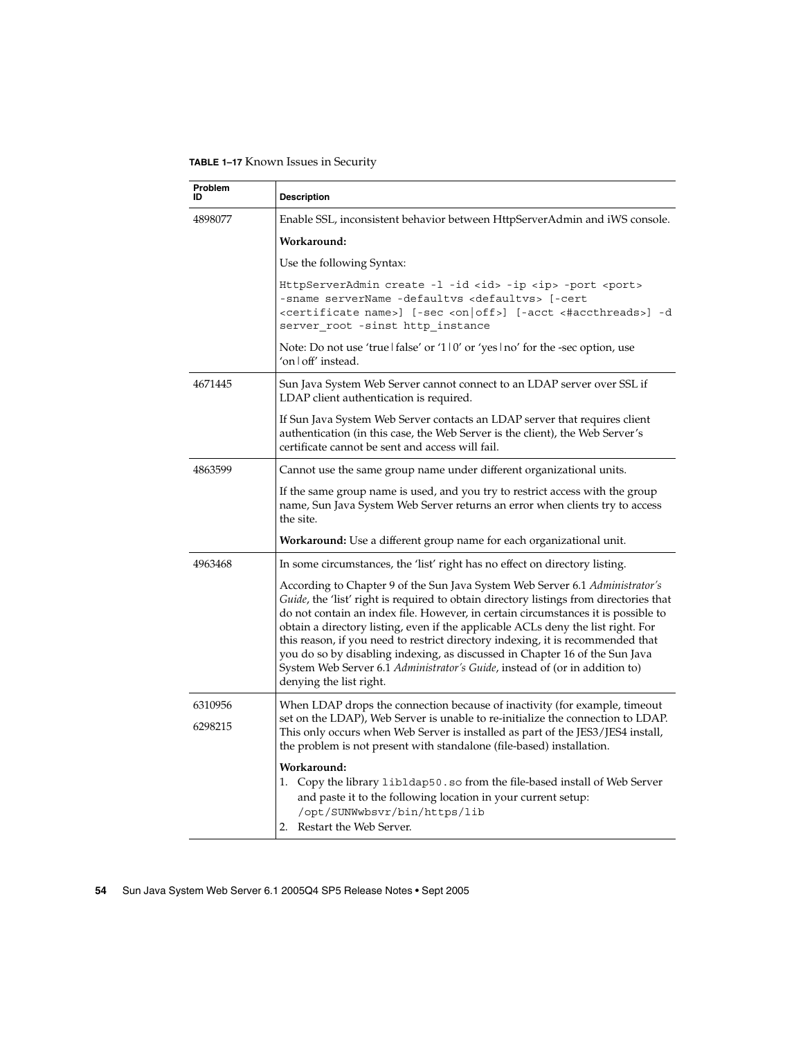**TABLE 1–17** Known Issues in Security

| Problem ID | Description |
|---|---|
| 4898077 | Enable SSL, inconsistent behavior between HttpServerAdmin and iWS console.<br><br>**Workaround:**<br><br>Use the following Syntax:<br><br>`HttpServerAdmin create -l -id <id> -ip <ip> -port <port> -sname serverName -defaultvs <defaultvs> [-cert <certificate name>] [-sec <on\|off>] [-acct <#accthreads>] -d server_root -sinst http_instance`<br><br>Note: Do not use 'true\|false' or '1\|0' or 'yes\|no' for the -sec option, use 'on\|off' instead. |
| 4671445 | Sun Java System Web Server cannot connect to an LDAP server over SSL if LDAP client authentication is required.<br><br>If Sun Java System Web Server contacts an LDAP server that requires client authentication (in this case, the Web Server is the client), the Web Server's certificate cannot be sent and access will fail. |
| 4863599 | Cannot use the same group name under different organizational units.<br><br>If the same group name is used, and you try to restrict access with the group name, Sun Java System Web Server returns an error when clients try to access the site.<br><br>**Workaround:** Use a different group name for each organizational unit. |
| 4963468 | In some circumstances, the 'list' right has no effect on directory listing.<br><br>According to Chapter 9 of the Sun Java System Web Server 6.1 *Administrator's Guide*, the 'list' right is required to obtain directory listings from directories that do not contain an index file. However, in certain circumstances it is possible to obtain a directory listing, even if the applicable ACLs deny the list right. For this reason, if you need to restrict directory indexing, it is recommended that you do so by disabling indexing, as discussed in Chapter 16 of the Sun Java System Web Server 6.1 *Administrator's Guide*, instead of (or in addition to) denying the list right. |
| 6310956<br><br>6298215 | When LDAP drops the connection because of inactivity (for example, timeout set on the LDAP), Web Server is unable to re-initialize the connection to LDAP. This only occurs when Web Server is installed as part of the JES3/JES4 install, the problem is not present with standalone (file-based) installation.<br><br>**Workaround:**<br>1. Copy the library `libldap50.so` from the file-based install of Web Server and paste it to the following location in your current setup: `/opt/SUNWwbsvr/bin/https/lib`<br>2. Restart the Web Server. |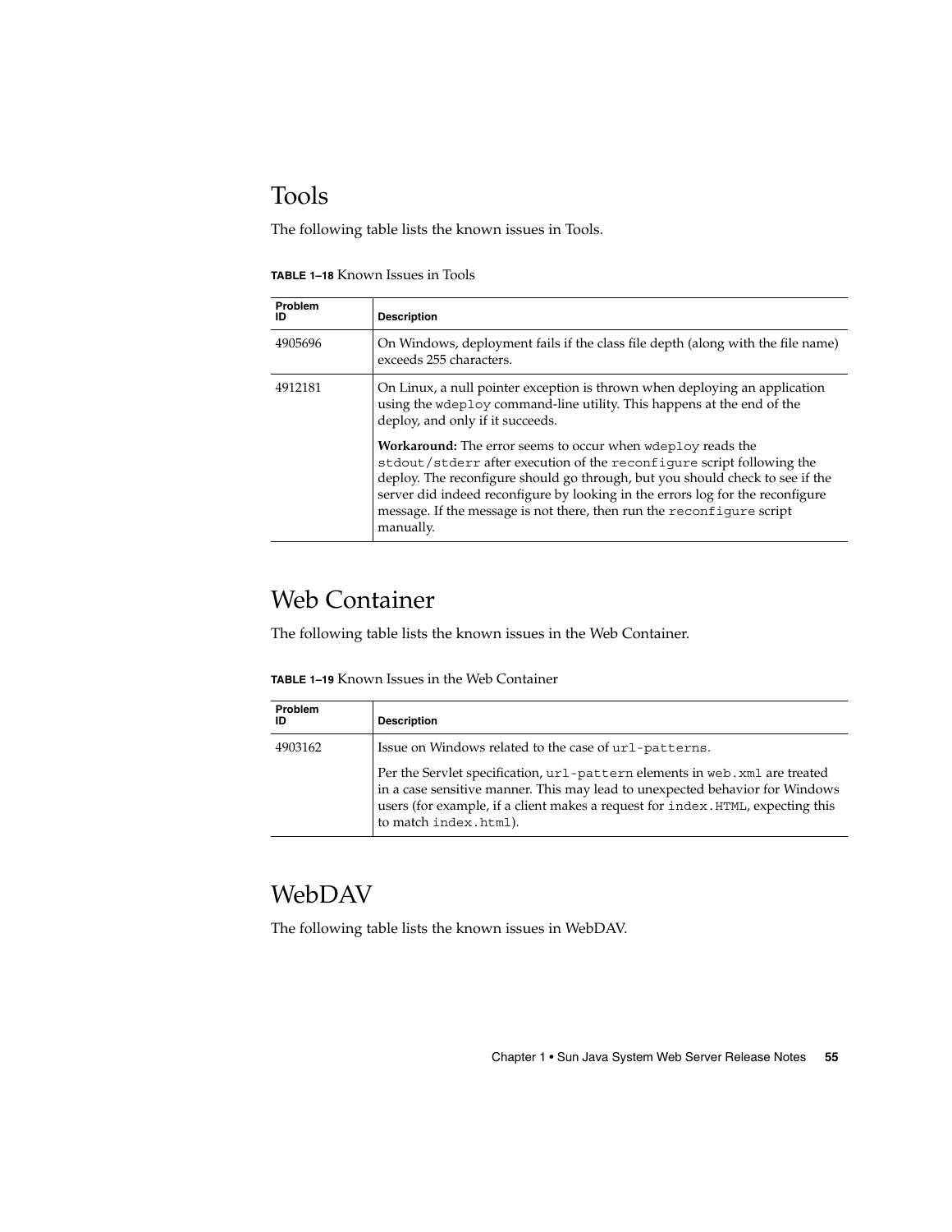## Tools

The following table lists the known issues in Tools.

**TABLE 1–18** Known Issues in Tools

| Problem ID | Description |
| --- | --- |
| 4905696 | On Windows, deployment fails if the class file depth (along with the file name) exceeds 255 characters. |
| 4912181 | On Linux, a null pointer exception is thrown when deploying an application using the `wdeploy` command-line utility. This happens at the end of the deploy, and only if it succeeds.<br><br>**Workaround:** The error seems to occur when `wdeploy` reads the `stdout/stderr` after execution of the `reconfigure` script following the deploy. The reconfigure should go through, but you should check to see if the server did indeed reconfigure by looking in the errors log for the reconfigure message. If the message is not there, then run the `reconfigure` script manually. |

## Web Container

The following table lists the known issues in the Web Container.

**TABLE 1–19** Known Issues in the Web Container

| Problem ID | Description |
| --- | --- |
| 4903162 | Issue on Windows related to the case of `url-patterns`.<br><br>Per the Servlet specification, `url-pattern` elements in `web.xml` are treated in a case sensitive manner. This may lead to unexpected behavior for Windows users (for example, if a client makes a request for `index.HTML`, expecting this to match `index.html`). |

## WebDAV

The following table lists the known issues in WebDAV.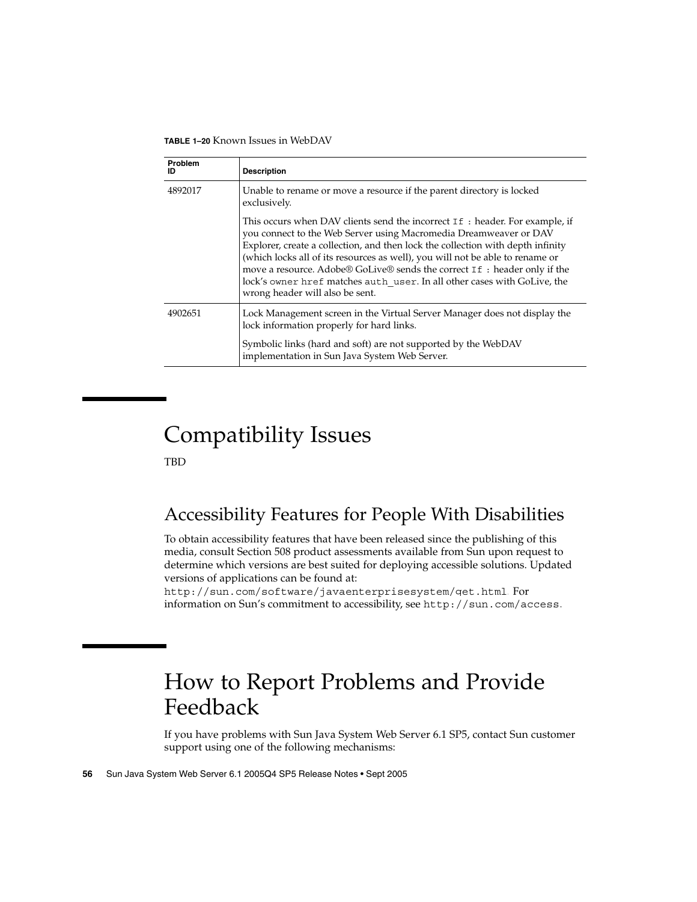**TABLE 1–20** Known Issues in WebDAV

| Problem ID | Description |
| --- | --- |
| 4892017 | Unable to rename or move a resource if the parent directory is locked exclusively.<br><br>This occurs when DAV clients send the incorrect `If :` header. For example, if you connect to the Web Server using Macromedia Dreamweaver or DAV Explorer, create a collection, and then lock the collection with depth infinity (which locks all of its resources as well), you will not be able to rename or move a resource. Adobe® GoLive® sends the correct `If :` header only if the lock's `owner href` matches `auth_user`. In all other cases with GoLive, the wrong header will also be sent. |
| 4902651 | Lock Management screen in the Virtual Server Manager does not display the lock information properly for hard links.<br><br>Symbolic links (hard and soft) are not supported by the WebDAV implementation in Sun Java System Web Server. |

# Compatibility Issues

TBD

## Accessibility Features for People With Disabilities

To obtain accessibility features that have been released since the publishing of this media, consult Section 508 product assessments available from Sun upon request to determine which versions are best suited for deploying accessible solutions. Updated versions of applications can be found at: `http://sun.com/software/javaenterprisesystem/get.html`. For information on Sun's commitment to accessibility, see `http://sun.com/access`.

# How to Report Problems and Provide Feedback

If you have problems with Sun Java System Web Server 6.1 SP5, contact Sun customer support using one of the following mechanisms: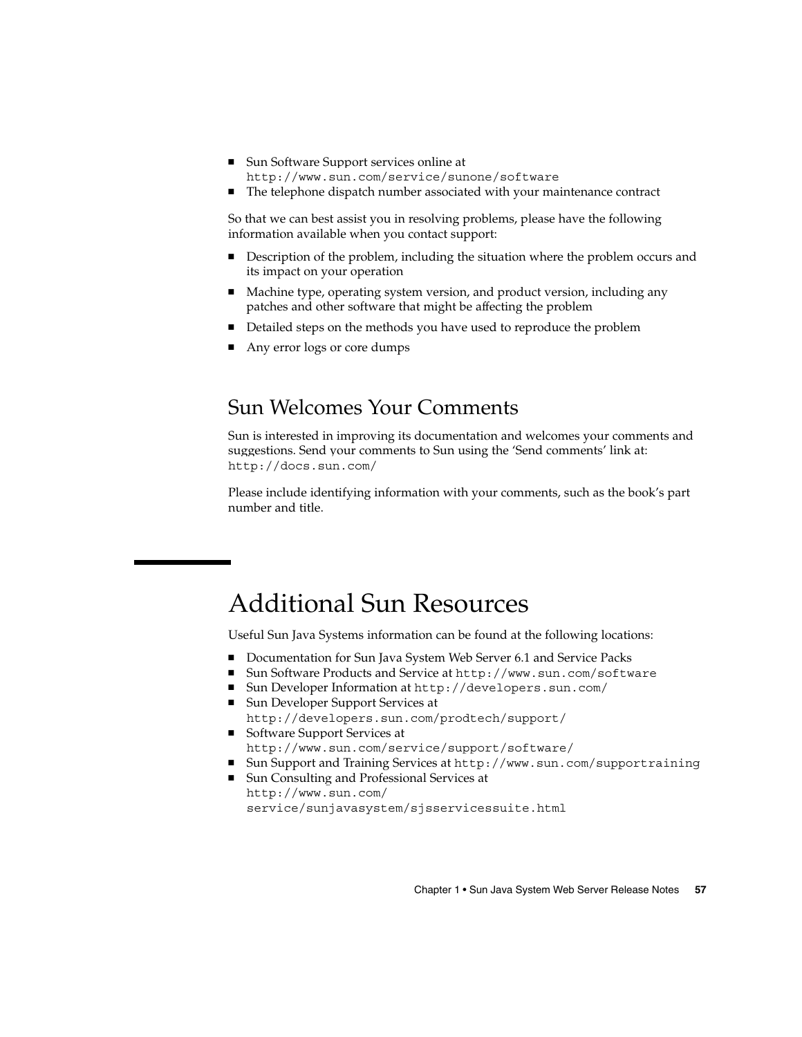- Sun Software Support services online at `http://www.sun.com/service/sunone/software`
- The telephone dispatch number associated with your maintenance contract

So that we can best assist you in resolving problems, please have the following information available when you contact support:

- Description of the problem, including the situation where the problem occurs and its impact on your operation
- Machine type, operating system version, and product version, including any patches and other software that might be affecting the problem
- Detailed steps on the methods you have used to reproduce the problem
- Any error logs or core dumps

## Sun Welcomes Your Comments

Sun is interested in improving its documentation and welcomes your comments and suggestions. Send your comments to Sun using the 'Send comments' link at: `http://docs.sun.com/`

Please include identifying information with your comments, such as the book's part number and title.

# Additional Sun Resources

Useful Sun Java Systems information can be found at the following locations:

- Documentation for Sun Java System Web Server 6.1 and Service Packs
- Sun Software Products and Service at `http://www.sun.com/software`
- Sun Developer Information at `http://developers.sun.com/`
- Sun Developer Support Services at `http://developers.sun.com/prodtech/support/`
- Software Support Services at `http://www.sun.com/service/support/software/`
- Sun Support and Training Services at `http://www.sun.com/supportraining`
- Sun Consulting and Professional Services at `http://www.sun.com/service/sunjavasystem/sjsservicessuite.html`